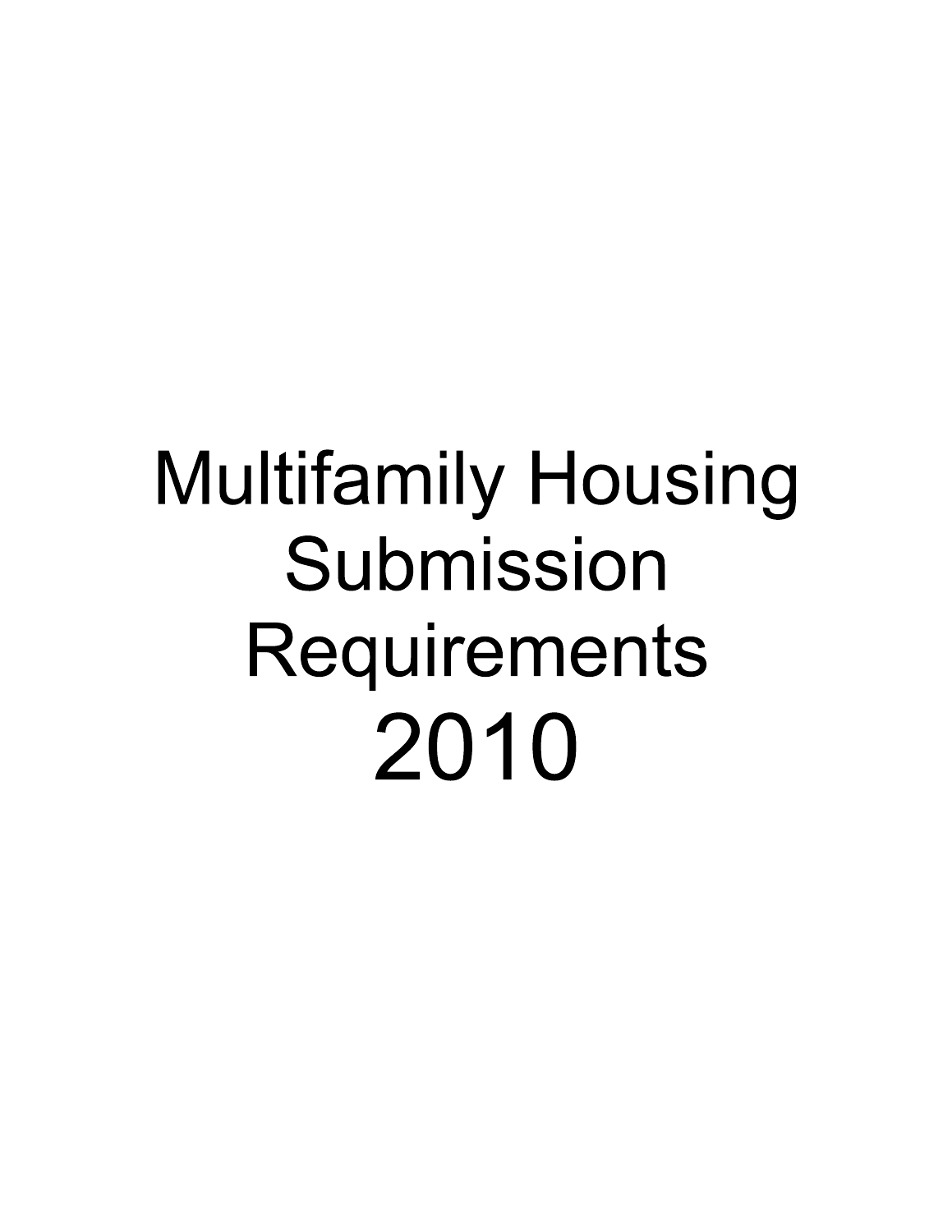# Multifamily Housing Submission Requirements 2010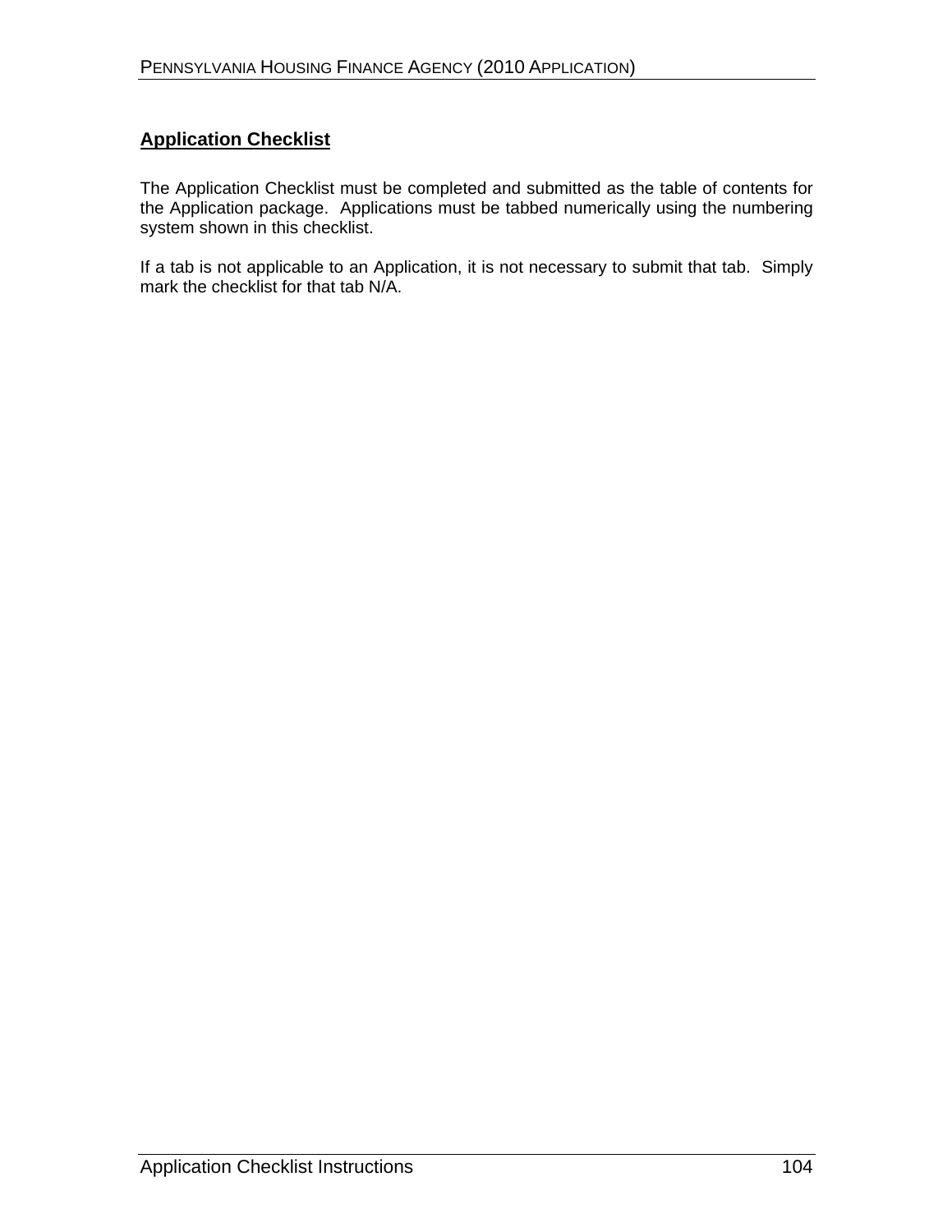## Application Checklist

The Application Checklist must be completed and submitted as the table of contents for the Application package. Applications must be tabbed numerically using the numbering system shown in this checklist.

If a tab is not applicable to an Application, it is not necessary to submit that tab. Simply mark the checklist for that tab N/A.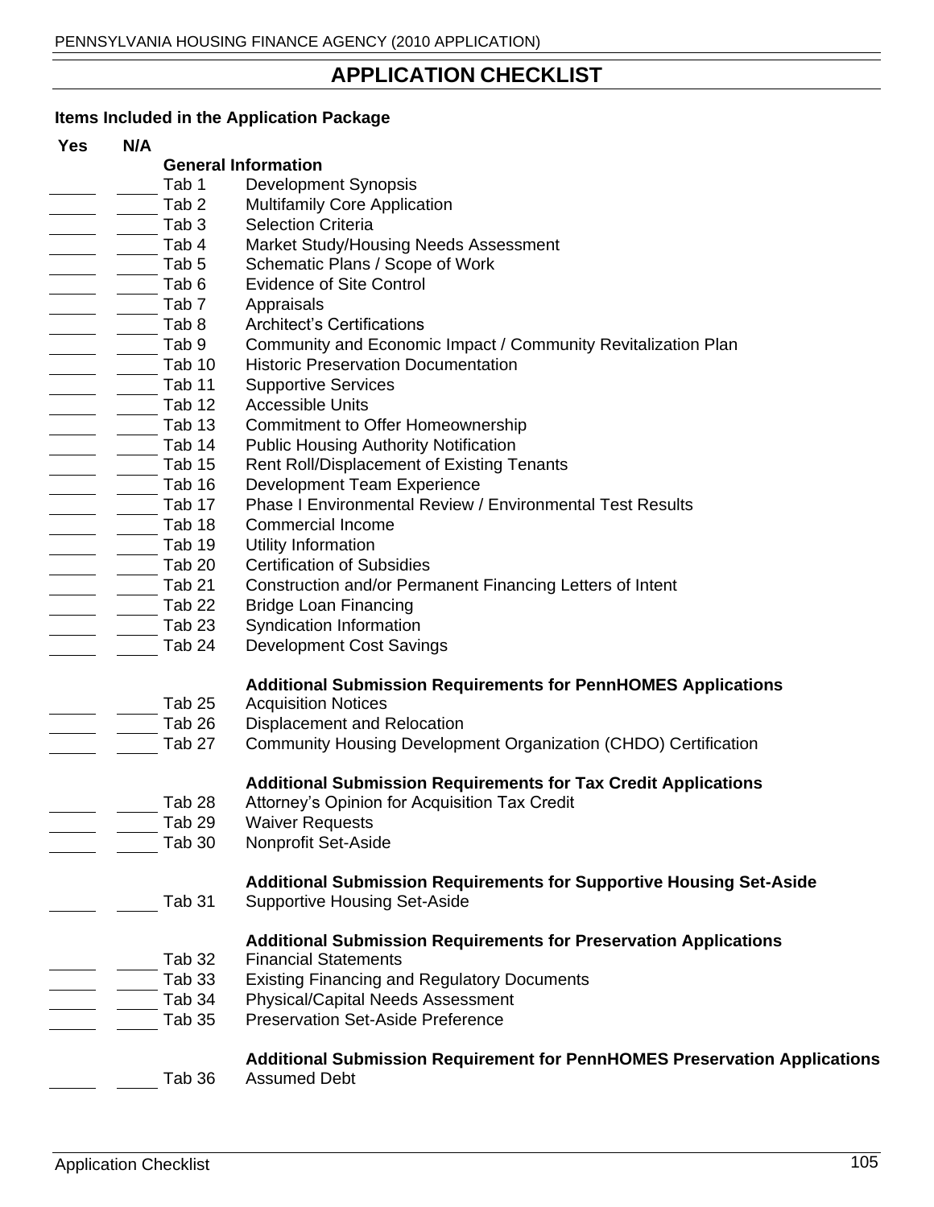# APPLICATION CHECKLIST

**Items Included in the Application Package**

| Yes | N/A | Tab | Item |
|---|---|---|---|
| | | | **General Information** |
| _____ | _____ | Tab 1 | Development Synopsis |
| _____ | _____ | Tab 2 | Multifamily Core Application |
| _____ | _____ | Tab 3 | Selection Criteria |
| _____ | _____ | Tab 4 | Market Study/Housing Needs Assessment |
| _____ | _____ | Tab 5 | Schematic Plans / Scope of Work |
| _____ | _____ | Tab 6 | Evidence of Site Control |
| _____ | _____ | Tab 7 | Appraisals |
| _____ | _____ | Tab 8 | Architect's Certifications |
| _____ | _____ | Tab 9 | Community and Economic Impact / Community Revitalization Plan |
| _____ | _____ | Tab 10 | Historic Preservation Documentation |
| _____ | _____ | Tab 11 | Supportive Services |
| _____ | _____ | Tab 12 | Accessible Units |
| _____ | _____ | Tab 13 | Commitment to Offer Homeownership |
| _____ | _____ | Tab 14 | Public Housing Authority Notification |
| _____ | _____ | Tab 15 | Rent Roll/Displacement of Existing Tenants |
| _____ | _____ | Tab 16 | Development Team Experience |
| _____ | _____ | Tab 17 | Phase I Environmental Review / Environmental Test Results |
| _____ | _____ | Tab 18 | Commercial Income |
| _____ | _____ | Tab 19 | Utility Information |
| _____ | _____ | Tab 20 | Certification of Subsidies |
| _____ | _____ | Tab 21 | Construction and/or Permanent Financing Letters of Intent |
| _____ | _____ | Tab 22 | Bridge Loan Financing |
| _____ | _____ | Tab 23 | Syndication Information |
| _____ | _____ | Tab 24 | Development Cost Savings |
| | | | **Additional Submission Requirements for PennHOMES Applications** |
| _____ | _____ | Tab 25 | Acquisition Notices |
| _____ | _____ | Tab 26 | Displacement and Relocation |
| _____ | _____ | Tab 27 | Community Housing Development Organization (CHDO) Certification |
| | | | **Additional Submission Requirements for Tax Credit Applications** |
| _____ | _____ | Tab 28 | Attorney's Opinion for Acquisition Tax Credit |
| _____ | _____ | Tab 29 | Waiver Requests |
| _____ | _____ | Tab 30 | Nonprofit Set-Aside |
| | | | **Additional Submission Requirements for Supportive Housing Set-Aside** |
| _____ | _____ | Tab 31 | Supportive Housing Set-Aside |
| | | | **Additional Submission Requirements for Preservation Applications** |
| _____ | _____ | Tab 32 | Financial Statements |
| _____ | _____ | Tab 33 | Existing Financing and Regulatory Documents |
| _____ | _____ | Tab 34 | Physical/Capital Needs Assessment |
| _____ | _____ | Tab 35 | Preservation Set-Aside Preference |
| | | | **Additional Submission Requirement for PennHOMES Preservation Applications** |
| _____ | _____ | Tab 36 | Assumed Debt |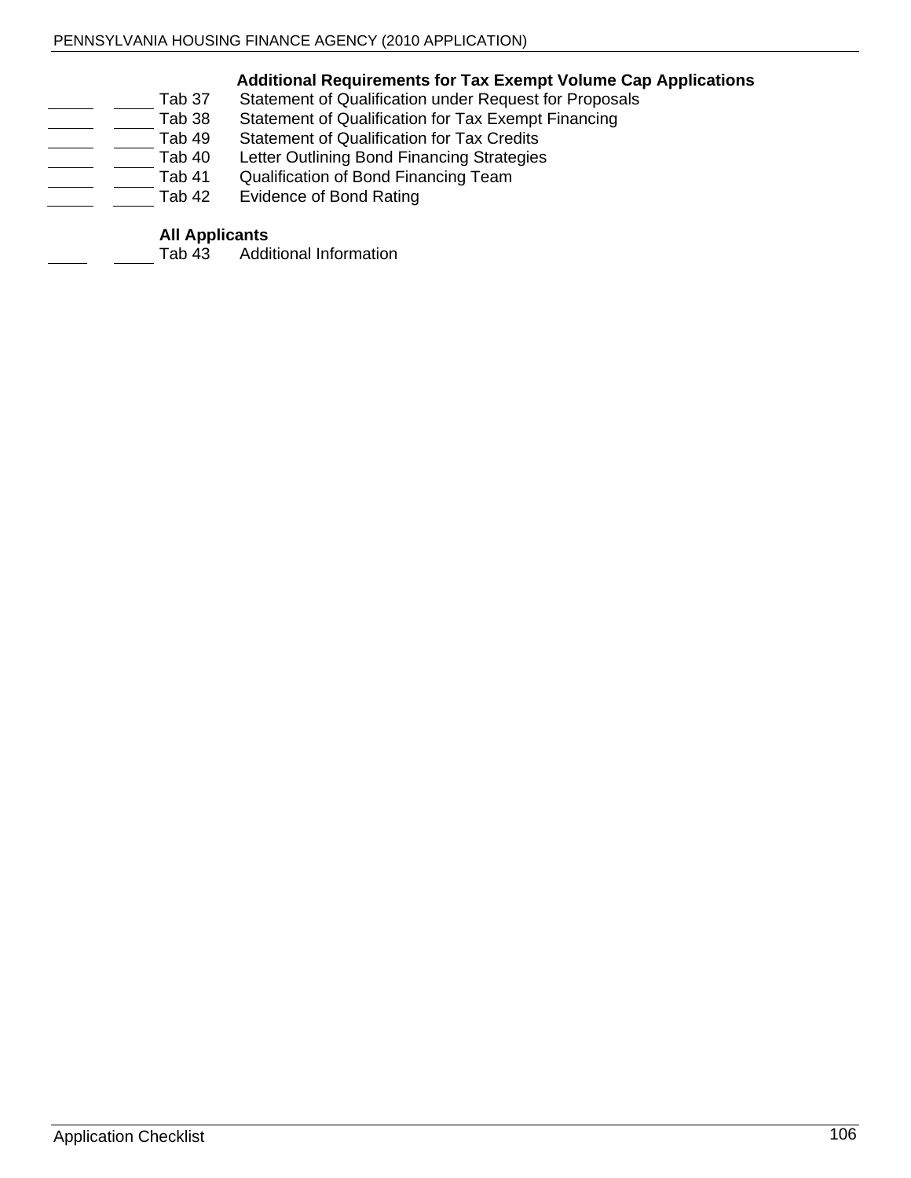### Additional Requirements for Tax Exempt Volume Cap Applications

| | | | |
|---|---|---|---|
| ____ | ____ | Tab 37 | Statement of Qualification under Request for Proposals |
| ____ | ____ | Tab 38 | Statement of Qualification for Tax Exempt Financing |
| ____ | ____ | Tab 49 | Statement of Qualification for Tax Credits |
| ____ | ____ | Tab 40 | Letter Outlining Bond Financing Strategies |
| ____ | ____ | Tab 41 | Qualification of Bond Financing Team |
| ____ | ____ | Tab 42 | Evidence of Bond Rating |

### All Applicants

| | | | |
|---|---|---|---|
| ____ | ____ | Tab 43 | Additional Information |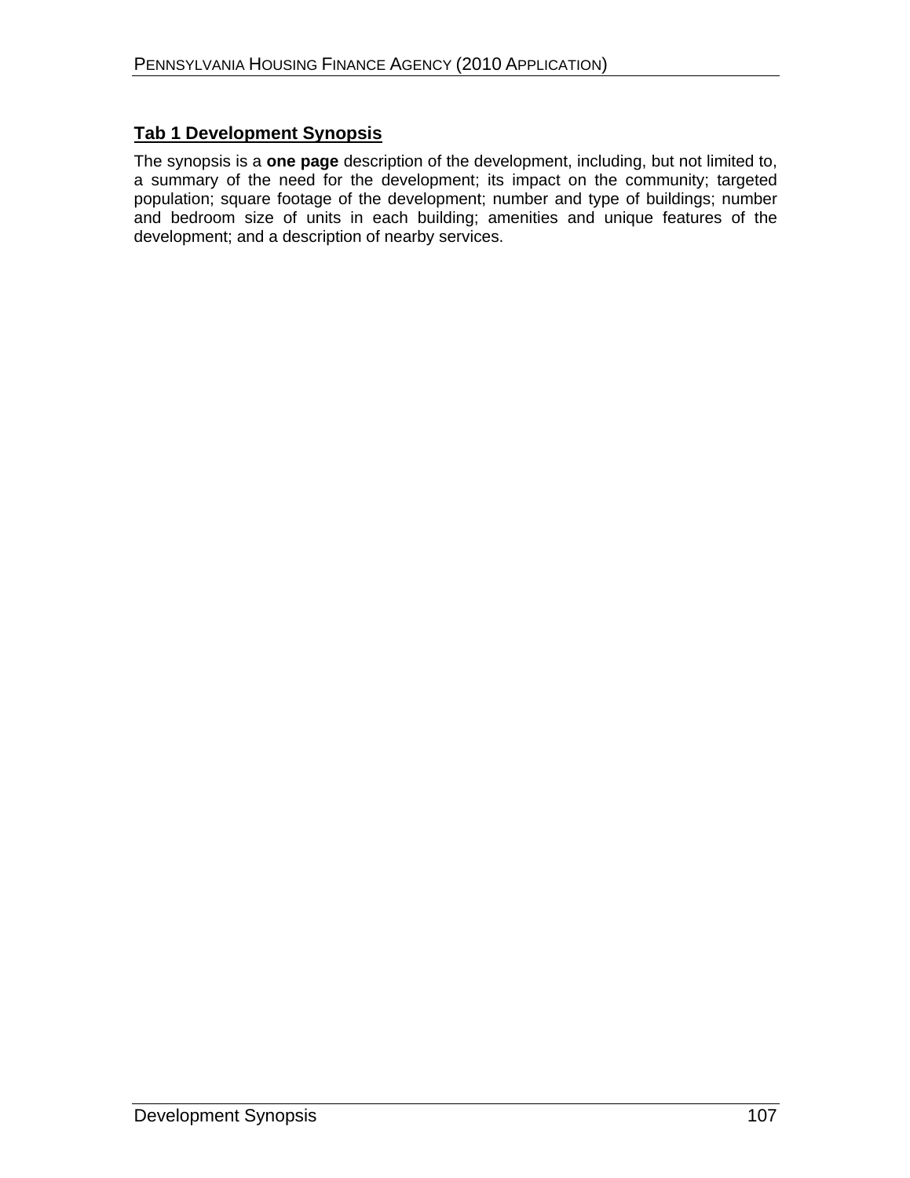## Tab 1 Development Synopsis

The synopsis is a **one page** description of the development, including, but not limited to, a summary of the need for the development; its impact on the community; targeted population; square footage of the development; number and type of buildings; number and bedroom size of units in each building; amenities and unique features of the development; and a description of nearby services.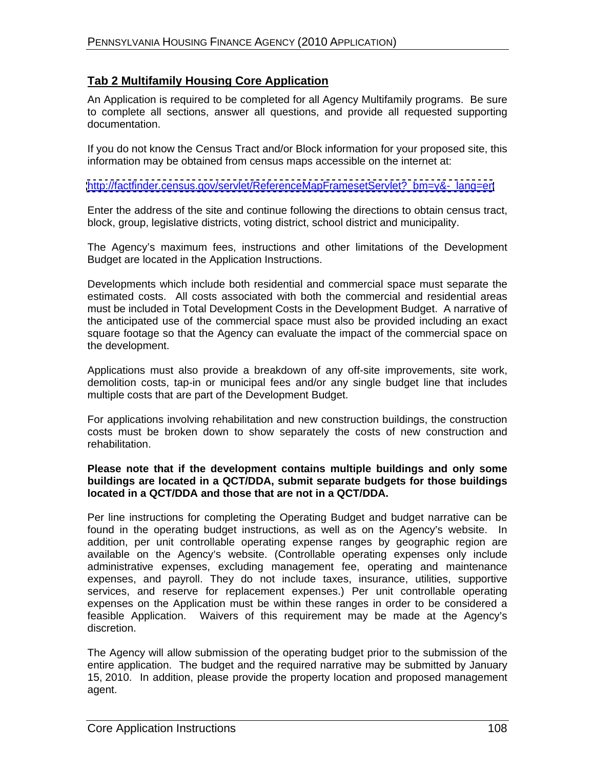## Tab 2 Multifamily Housing Core Application

An Application is required to be completed for all Agency Multifamily programs. Be sure to complete all sections, answer all questions, and provide all requested supporting documentation.

If you do not know the Census Tract and/or Block information for your proposed site, this information may be obtained from census maps accessible on the internet at:

http://factfinder.census.gov/servlet/ReferenceMapFramesetServlet?_bm=y&-_lang=en

Enter the address of the site and continue following the directions to obtain census tract, block, group, legislative districts, voting district, school district and municipality.

The Agency's maximum fees, instructions and other limitations of the Development Budget are located in the Application Instructions.

Developments which include both residential and commercial space must separate the estimated costs. All costs associated with both the commercial and residential areas must be included in Total Development Costs in the Development Budget. A narrative of the anticipated use of the commercial space must also be provided including an exact square footage so that the Agency can evaluate the impact of the commercial space on the development.

Applications must also provide a breakdown of any off-site improvements, site work, demolition costs, tap-in or municipal fees and/or any single budget line that includes multiple costs that are part of the Development Budget.

For applications involving rehabilitation and new construction buildings, the construction costs must be broken down to show separately the costs of new construction and rehabilitation.

**Please note that if the development contains multiple buildings and only some buildings are located in a QCT/DDA, submit separate budgets for those buildings located in a QCT/DDA and those that are not in a QCT/DDA.**

Per line instructions for completing the Operating Budget and budget narrative can be found in the operating budget instructions, as well as on the Agency's website. In addition, per unit controllable operating expense ranges by geographic region are available on the Agency's website. (Controllable operating expenses only include administrative expenses, excluding management fee, operating and maintenance expenses, and payroll. They do not include taxes, insurance, utilities, supportive services, and reserve for replacement expenses.) Per unit controllable operating expenses on the Application must be within these ranges in order to be considered a feasible Application. Waivers of this requirement may be made at the Agency's discretion.

The Agency will allow submission of the operating budget prior to the submission of the entire application. The budget and the required narrative may be submitted by January 15, 2010. In addition, please provide the property location and proposed management agent.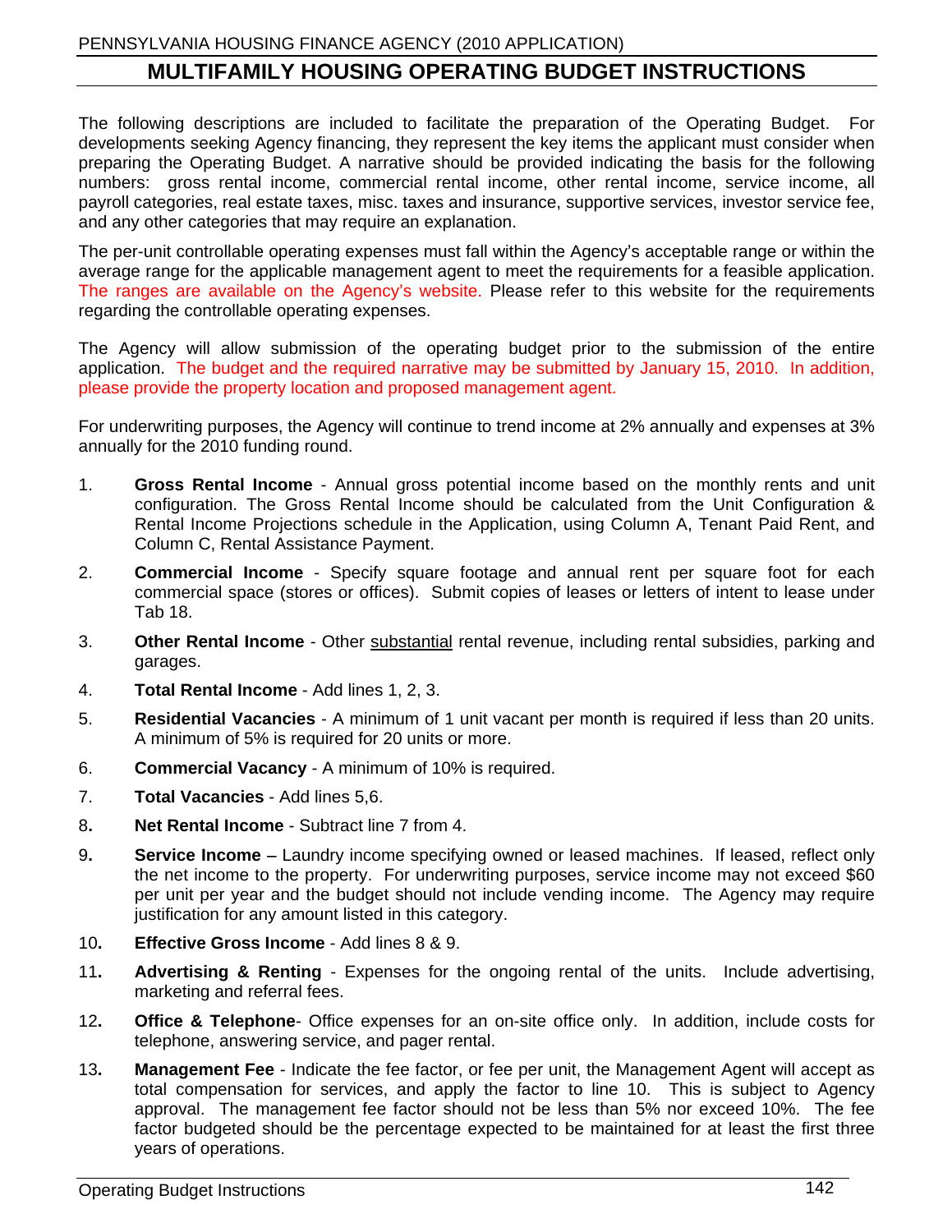## MULTIFAMILY HOUSING OPERATING BUDGET INSTRUCTIONS

The following descriptions are included to facilitate the preparation of the Operating Budget. For developments seeking Agency financing, they represent the key items the applicant must consider when preparing the Operating Budget. A narrative should be provided indicating the basis for the following numbers: gross rental income, commercial rental income, other rental income, service income, all payroll categories, real estate taxes, misc. taxes and insurance, supportive services, investor service fee, and any other categories that may require an explanation.

The per-unit controllable operating expenses must fall within the Agency's acceptable range or within the average range for the applicable management agent to meet the requirements for a feasible application. The ranges are available on the Agency's website. Please refer to this website for the requirements regarding the controllable operating expenses.

The Agency will allow submission of the operating budget prior to the submission of the entire application. The budget and the required narrative may be submitted by January 15, 2010. In addition, please provide the property location and proposed management agent.

For underwriting purposes, the Agency will continue to trend income at 2% annually and expenses at 3% annually for the 2010 funding round.

1. **Gross Rental Income** - Annual gross potential income based on the monthly rents and unit configuration. The Gross Rental Income should be calculated from the Unit Configuration & Rental Income Projections schedule in the Application, using Column A, Tenant Paid Rent, and Column C, Rental Assistance Payment.
2. **Commercial Income** - Specify square footage and annual rent per square foot for each commercial space (stores or offices). Submit copies of leases or letters of intent to lease under Tab 18.
3. **Other Rental Income** - Other <u>substantial</u> rental revenue, including rental subsidies, parking and garages.
4. **Total Rental Income** - Add lines 1, 2, 3.
5. **Residential Vacancies** - A minimum of 1 unit vacant per month is required if less than 20 units. A minimum of 5% is required for 20 units or more.
6. **Commercial Vacancy** - A minimum of 10% is required.
7. **Total Vacancies** - Add lines 5,6.
8. **Net Rental Income** - Subtract line 7 from 4.
9. **Service Income** – Laundry income specifying owned or leased machines. If leased, reflect only the net income to the property. For underwriting purposes, service income may not exceed $60 per unit per year and the budget should not include vending income. The Agency may require justification for any amount listed in this category.
10. **Effective Gross Income** - Add lines 8 & 9.
11. **Advertising & Renting** - Expenses for the ongoing rental of the units. Include advertising, marketing and referral fees.
12. **Office & Telephone**- Office expenses for an on-site office only. In addition, include costs for telephone, answering service, and pager rental.
13. **Management Fee** - Indicate the fee factor, or fee per unit, the Management Agent will accept as total compensation for services, and apply the factor to line 10. This is subject to Agency approval. The management fee factor should not be less than 5% nor exceed 10%. The fee factor budgeted should be the percentage expected to be maintained for at least the first three years of operations.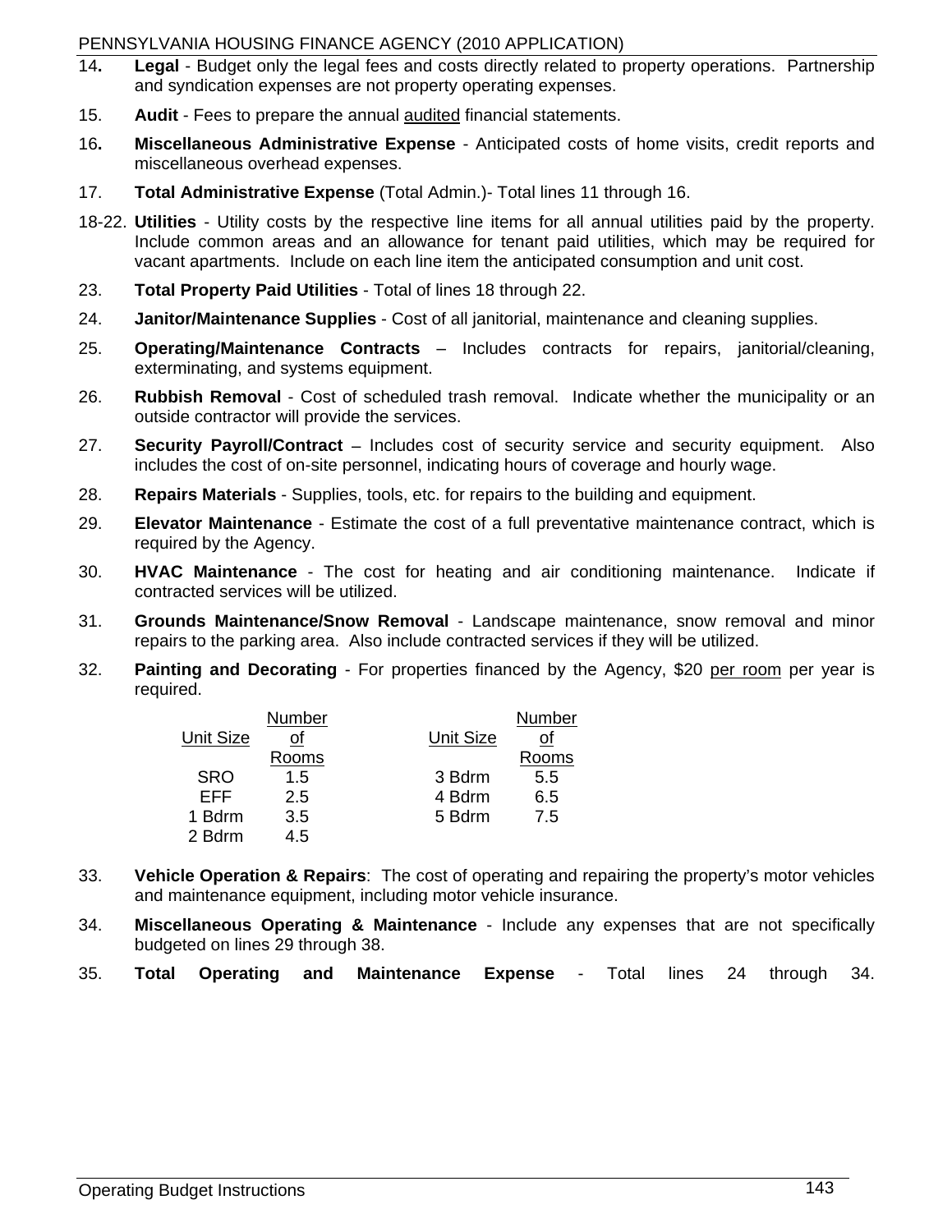14. **Legal** - Budget only the legal fees and costs directly related to property operations. Partnership and syndication expenses are not property operating expenses.

15. **Audit** - Fees to prepare the annual audited financial statements.

16. **Miscellaneous Administrative Expense** - Anticipated costs of home visits, credit reports and miscellaneous overhead expenses.

17. **Total Administrative Expense** (Total Admin.)- Total lines 11 through 16.

18-22. **Utilities** - Utility costs by the respective line items for all annual utilities paid by the property. Include common areas and an allowance for tenant paid utilities, which may be required for vacant apartments. Include on each line item the anticipated consumption and unit cost.

23. **Total Property Paid Utilities** - Total of lines 18 through 22.

24. **Janitor/Maintenance Supplies** - Cost of all janitorial, maintenance and cleaning supplies.

25. **Operating/Maintenance Contracts** – Includes contracts for repairs, janitorial/cleaning, exterminating, and systems equipment.

26. **Rubbish Removal** - Cost of scheduled trash removal. Indicate whether the municipality or an outside contractor will provide the services.

27. **Security Payroll/Contract** – Includes cost of security service and security equipment. Also includes the cost of on-site personnel, indicating hours of coverage and hourly wage.

28. **Repairs Materials** - Supplies, tools, etc. for repairs to the building and equipment.

29. **Elevator Maintenance** - Estimate the cost of a full preventative maintenance contract, which is required by the Agency.

30. **HVAC Maintenance** - The cost for heating and air conditioning maintenance. Indicate if contracted services will be utilized.

31. **Grounds Maintenance/Snow Removal** - Landscape maintenance, snow removal and minor repairs to the parking area. Also include contracted services if they will be utilized.

32. **Painting and Decorating** - For properties financed by the Agency, $20 per room per year is required.

| Unit Size | Number of Rooms | Unit Size | Number of Rooms |
|---|---|---|---|
| SRO | 1.5 | 3 Bdrm | 5.5 |
| EFF | 2.5 | 4 Bdrm | 6.5 |
| 1 Bdrm | 3.5 | 5 Bdrm | 7.5 |
| 2 Bdrm | 4.5 | | |

33. **Vehicle Operation & Repairs**: The cost of operating and repairing the property's motor vehicles and maintenance equipment, including motor vehicle insurance.

34. **Miscellaneous Operating & Maintenance** - Include any expenses that are not specifically budgeted on lines 29 through 38.

35. **Total Operating and Maintenance Expense** - Total lines 24 through 34.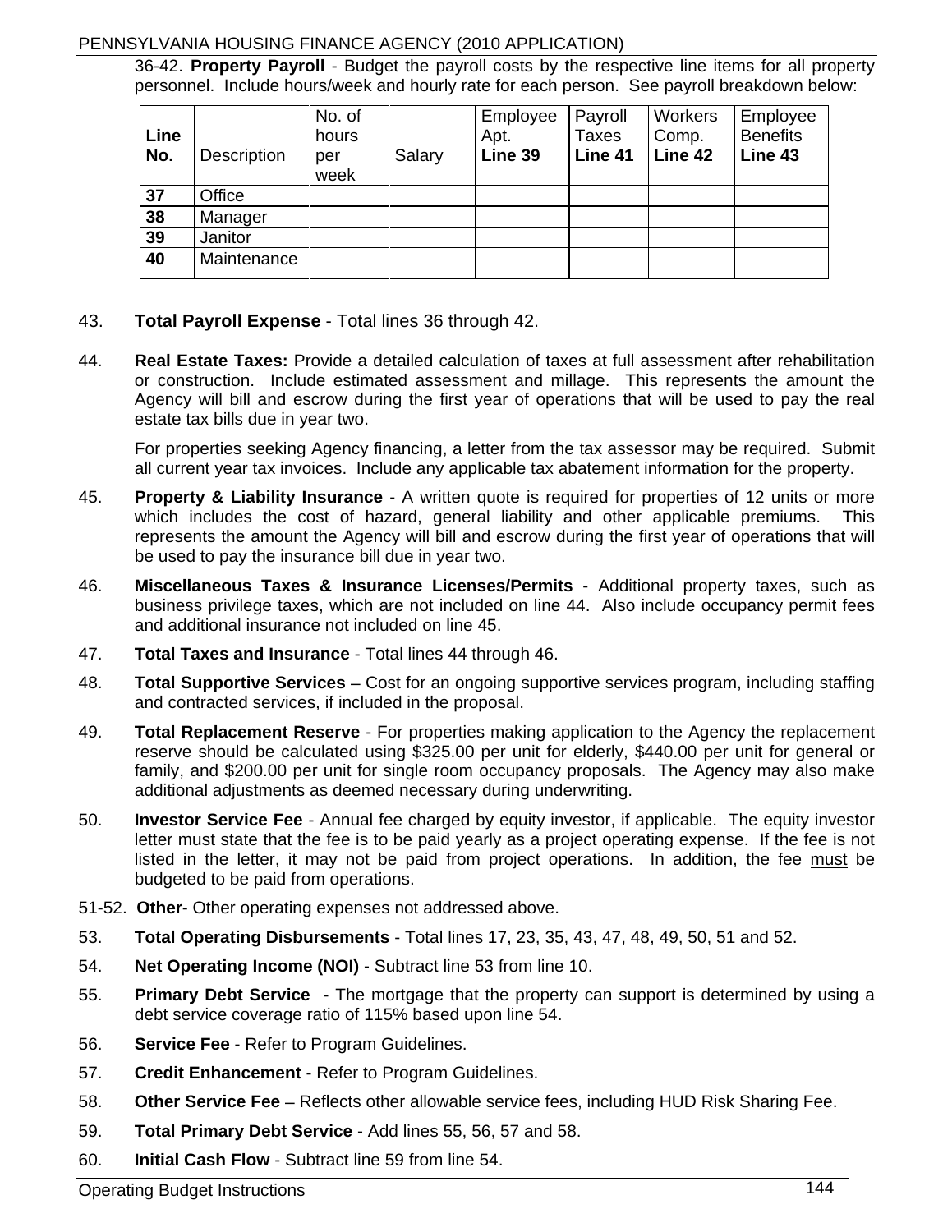36-42. **Property Payroll** - Budget the payroll costs by the respective line items for all property personnel. Include hours/week and hourly rate for each person. See payroll breakdown below:

| **Line No.** | Description | No. of hours per week | Salary | Employee Apt. **Line 39** | Payroll Taxes **Line 41** | Workers Comp. **Line 42** | Employee Benefits **Line 43** |
|---|---|---|---|---|---|---|---|
| **37** | Office | | | | | | |
| **38** | Manager | | | | | | |
| **39** | Janitor | | | | | | |
| **40** | Maintenance | | | | | | |

43. **Total Payroll Expense** - Total lines 36 through 42.

44. **Real Estate Taxes:** Provide a detailed calculation of taxes at full assessment after rehabilitation or construction. Include estimated assessment and millage. This represents the amount the Agency will bill and escrow during the first year of operations that will be used to pay the real estate tax bills due in year two.

    For properties seeking Agency financing, a letter from the tax assessor may be required. Submit all current year tax invoices. Include any applicable tax abatement information for the property.

45. **Property & Liability Insurance** - A written quote is required for properties of 12 units or more which includes the cost of hazard, general liability and other applicable premiums. This represents the amount the Agency will bill and escrow during the first year of operations that will be used to pay the insurance bill due in year two.

46. **Miscellaneous Taxes & Insurance Licenses/Permits** - Additional property taxes, such as business privilege taxes, which are not included on line 44. Also include occupancy permit fees and additional insurance not included on line 45.

47. **Total Taxes and Insurance** - Total lines 44 through 46.

48. **Total Supportive Services** – Cost for an ongoing supportive services program, including staffing and contracted services, if included in the proposal.

49. **Total Replacement Reserve** - For properties making application to the Agency the replacement reserve should be calculated using $325.00 per unit for elderly, $440.00 per unit for general or family, and $200.00 per unit for single room occupancy proposals. The Agency may also make additional adjustments as deemed necessary during underwriting.

50. **Investor Service Fee** - Annual fee charged by equity investor, if applicable. The equity investor letter must state that the fee is to be paid yearly as a project operating expense. If the fee is not listed in the letter, it may not be paid from project operations. In addition, the fee <u>must</u> be budgeted to be paid from operations.

51-52. **Other**- Other operating expenses not addressed above.

53. **Total Operating Disbursements** - Total lines 17, 23, 35, 43, 47, 48, 49, 50, 51 and 52.

54. **Net Operating Income (NOI)** - Subtract line 53 from line 10.

55. **Primary Debt Service** - The mortgage that the property can support is determined by using a debt service coverage ratio of 115% based upon line 54.

56. **Service Fee** - Refer to Program Guidelines.

57. **Credit Enhancement** - Refer to Program Guidelines.

58. **Other Service Fee** – Reflects other allowable service fees, including HUD Risk Sharing Fee.

59. **Total Primary Debt Service** - Add lines 55, 56, 57 and 58.

60. **Initial Cash Flow** - Subtract line 59 from line 54.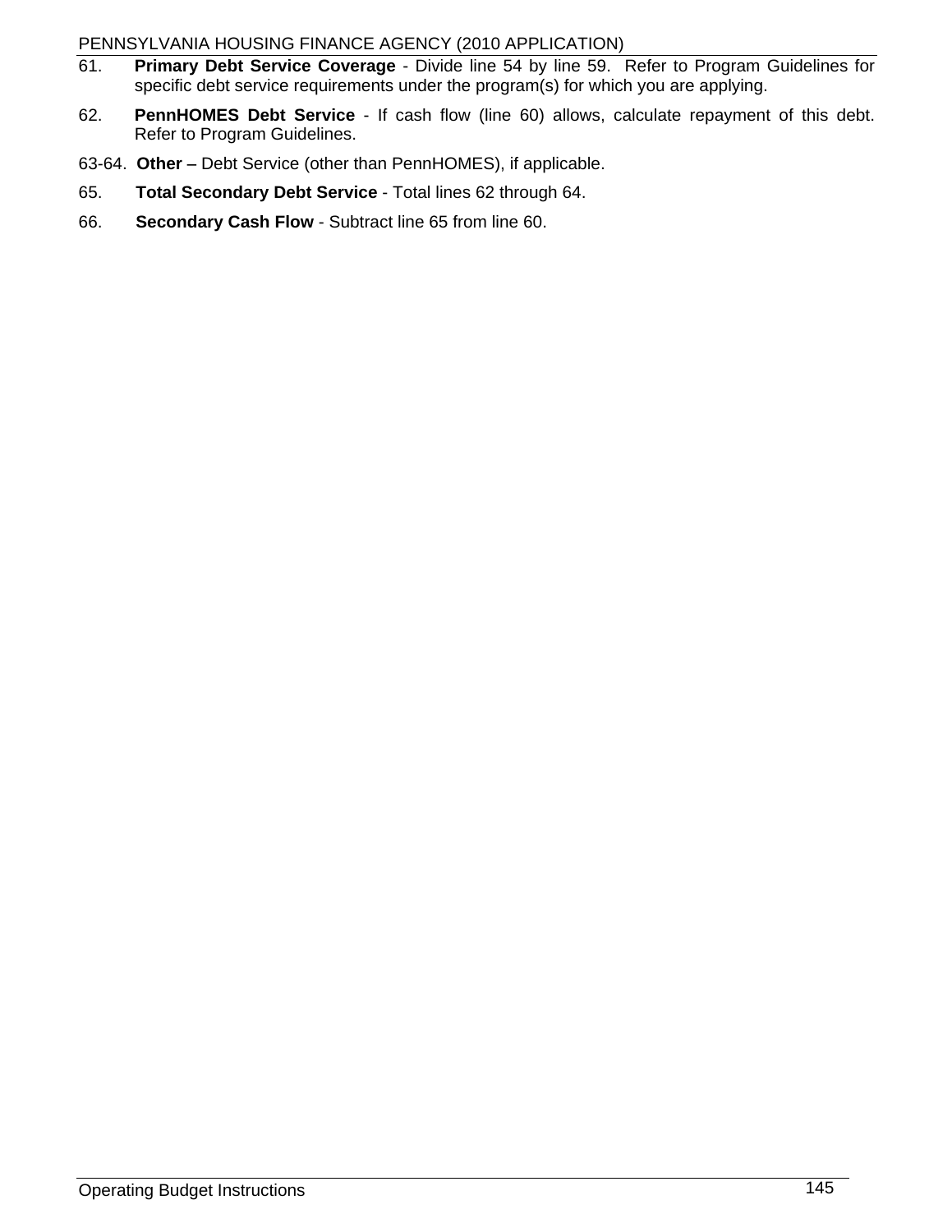61. **Primary Debt Service Coverage** - Divide line 54 by line 59. Refer to Program Guidelines for specific debt service requirements under the program(s) for which you are applying.

62. **PennHOMES Debt Service** - If cash flow (line 60) allows, calculate repayment of this debt. Refer to Program Guidelines.

63-64. **Other –** Debt Service (other than PennHOMES), if applicable.

65. **Total Secondary Debt Service** - Total lines 62 through 64.

66. **Secondary Cash Flow** - Subtract line 65 from line 60.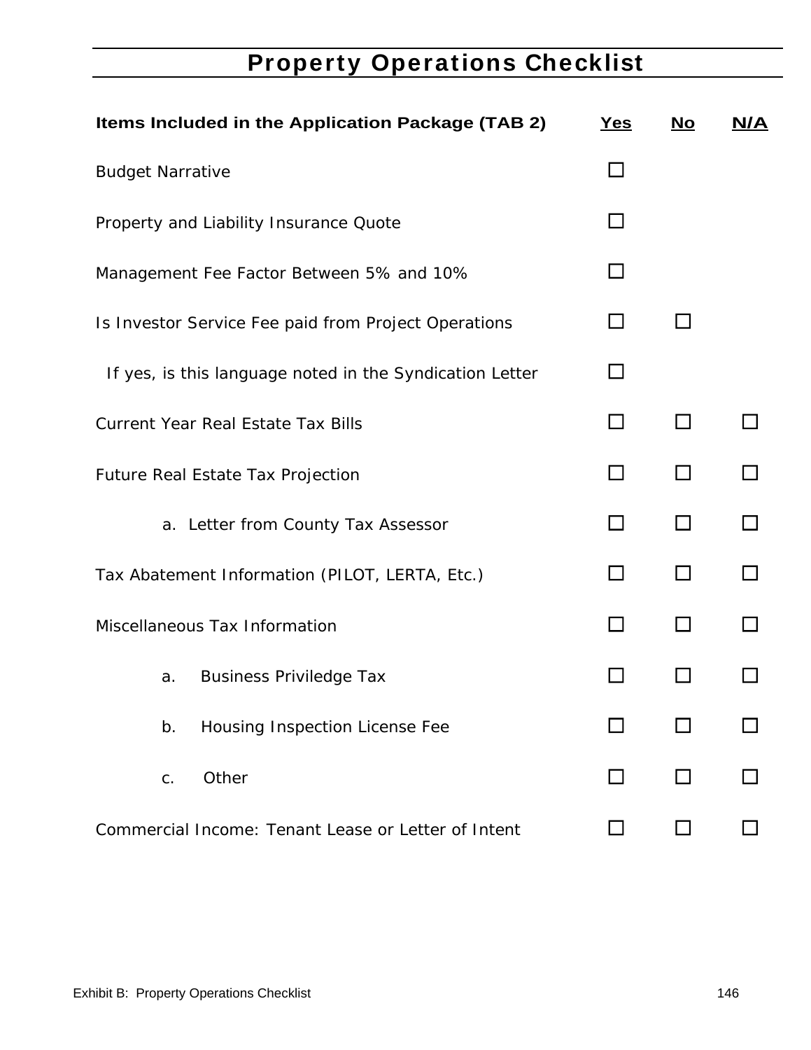# Property Operations Checklist

| Items Included in the Application Package (TAB 2) | Yes | No | N/A |
|---|---|---|---|
| Budget Narrative | ☐ | | |
| Property and Liability Insurance Quote | ☐ | | |
| Management Fee Factor Between 5% and 10% | ☐ | | |
| Is Investor Service Fee paid from Project Operations | ☐ | ☐ | |
| If yes, is this language noted in the Syndication Letter | ☐ | | |
| Current Year Real Estate Tax Bills | ☐ | ☐ | ☐ |
| Future Real Estate Tax Projection | ☐ | ☐ | ☐ |
| a. Letter from County Tax Assessor | ☐ | ☐ | ☐ |
| Tax Abatement Information (PILOT, LERTA, Etc.) | ☐ | ☐ | ☐ |
| Miscellaneous Tax Information | ☐ | ☐ | ☐ |
| a. Business Priviledge Tax | ☐ | ☐ | ☐ |
| b. Housing Inspection License Fee | ☐ | ☐ | ☐ |
| c. Other | ☐ | ☐ | ☐ |
| Commercial Income: Tenant Lease or Letter of Intent | ☐ | ☐ | ☐ |

Exhibit B: Property Operations Checklist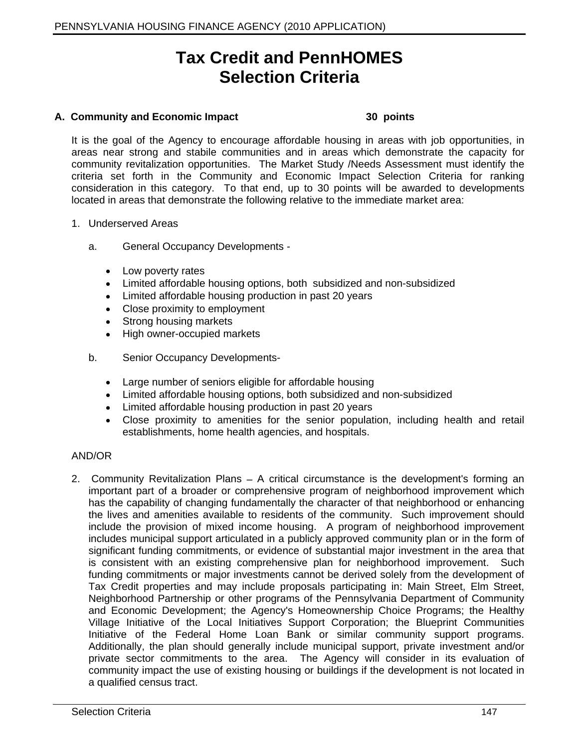# Tax Credit and PennHOMES Selection Criteria

**A. Community and Economic Impact 30 points**

It is the goal of the Agency to encourage affordable housing in areas with job opportunities, in areas near strong and stabile communities and in areas which demonstrate the capacity for community revitalization opportunities. The Market Study /Needs Assessment must identify the criteria set forth in the Community and Economic Impact Selection Criteria for ranking consideration in this category. To that end, up to 30 points will be awarded to developments located in areas that demonstrate the following relative to the immediate market area:

1. Underserved Areas

   a. General Occupancy Developments -

   - Low poverty rates
   - Limited affordable housing options, both subsidized and non-subsidized
   - Limited affordable housing production in past 20 years
   - Close proximity to employment
   - Strong housing markets
   - High owner-occupied markets

   b. Senior Occupancy Developments-

   - Large number of seniors eligible for affordable housing
   - Limited affordable housing options, both subsidized and non-subsidized
   - Limited affordable housing production in past 20 years
   - Close proximity to amenities for the senior population, including health and retail establishments, home health agencies, and hospitals.

AND/OR

2. Community Revitalization Plans – A critical circumstance is the development's forming an important part of a broader or comprehensive program of neighborhood improvement which has the capability of changing fundamentally the character of that neighborhood or enhancing the lives and amenities available to residents of the community. Such improvement should include the provision of mixed income housing. A program of neighborhood improvement includes municipal support articulated in a publicly approved community plan or in the form of significant funding commitments, or evidence of substantial major investment in the area that is consistent with an existing comprehensive plan for neighborhood improvement. Such funding commitments or major investments cannot be derived solely from the development of Tax Credit properties and may include proposals participating in: Main Street, Elm Street, Neighborhood Partnership or other programs of the Pennsylvania Department of Community and Economic Development; the Agency's Homeownership Choice Programs; the Healthy Village Initiative of the Local Initiatives Support Corporation; the Blueprint Communities Initiative of the Federal Home Loan Bank or similar community support programs. Additionally, the plan should generally include municipal support, private investment and/or private sector commitments to the area. The Agency will consider in its evaluation of community impact the use of existing housing or buildings if the development is not located in a qualified census tract.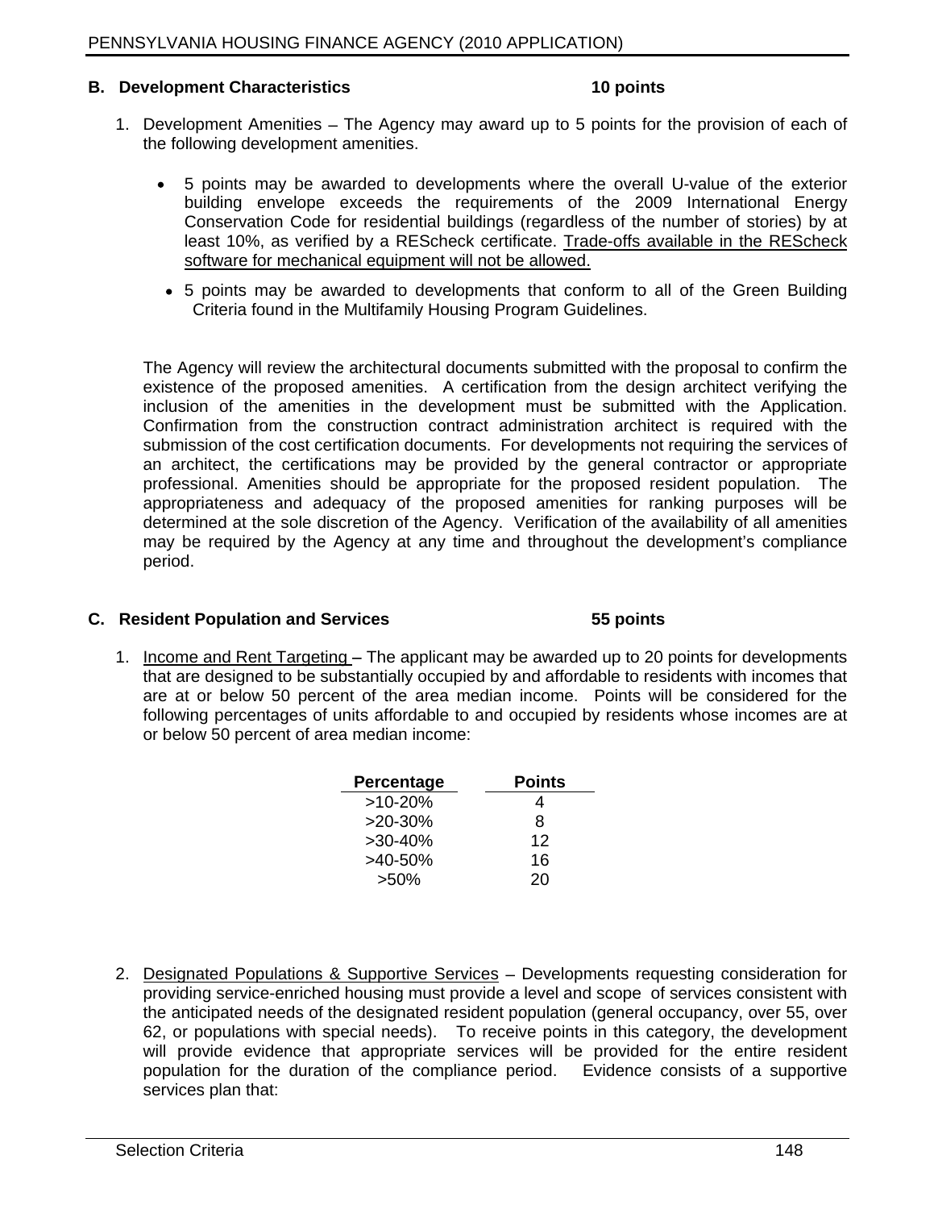## B. Development Characteristics 10 points

1. Development Amenities – The Agency may award up to 5 points for the provision of each of the following development amenities.

   - 5 points may be awarded to developments where the overall U-value of the exterior building envelope exceeds the requirements of the 2009 International Energy Conservation Code for residential buildings (regardless of the number of stories) by at least 10%, as verified by a REScheck certificate. <u>Trade-offs available in the REScheck software for mechanical equipment will not be allowed.</u>
   - 5 points may be awarded to developments that conform to all of the Green Building Criteria found in the Multifamily Housing Program Guidelines.

   The Agency will review the architectural documents submitted with the proposal to confirm the existence of the proposed amenities. A certification from the design architect verifying the inclusion of the amenities in the development must be submitted with the Application. Confirmation from the construction contract administration architect is required with the submission of the cost certification documents. For developments not requiring the services of an architect, the certifications may be provided by the general contractor or appropriate professional. Amenities should be appropriate for the proposed resident population. The appropriateness and adequacy of the proposed amenities for ranking purposes will be determined at the sole discretion of the Agency. Verification of the availability of all amenities may be required by the Agency at any time and throughout the development's compliance period.

## C. Resident Population and Services 55 points

1. <u>Income and Rent Targeting</u> – The applicant may be awarded up to 20 points for developments that are designed to be substantially occupied by and affordable to residents with incomes that are at or below 50 percent of the area median income. Points will be considered for the following percentages of units affordable to and occupied by residents whose incomes are at or below 50 percent of area median income:

| Percentage | Points |
|---|---|
| >10-20% | 4 |
| >20-30% | 8 |
| >30-40% | 12 |
| >40-50% | 16 |
| >50% | 20 |

2. <u>Designated Populations & Supportive Services</u> – Developments requesting consideration for providing service-enriched housing must provide a level and scope of services consistent with the anticipated needs of the designated resident population (general occupancy, over 55, over 62, or populations with special needs). To receive points in this category, the development will provide evidence that appropriate services will be provided for the entire resident population for the duration of the compliance period. Evidence consists of a supportive services plan that: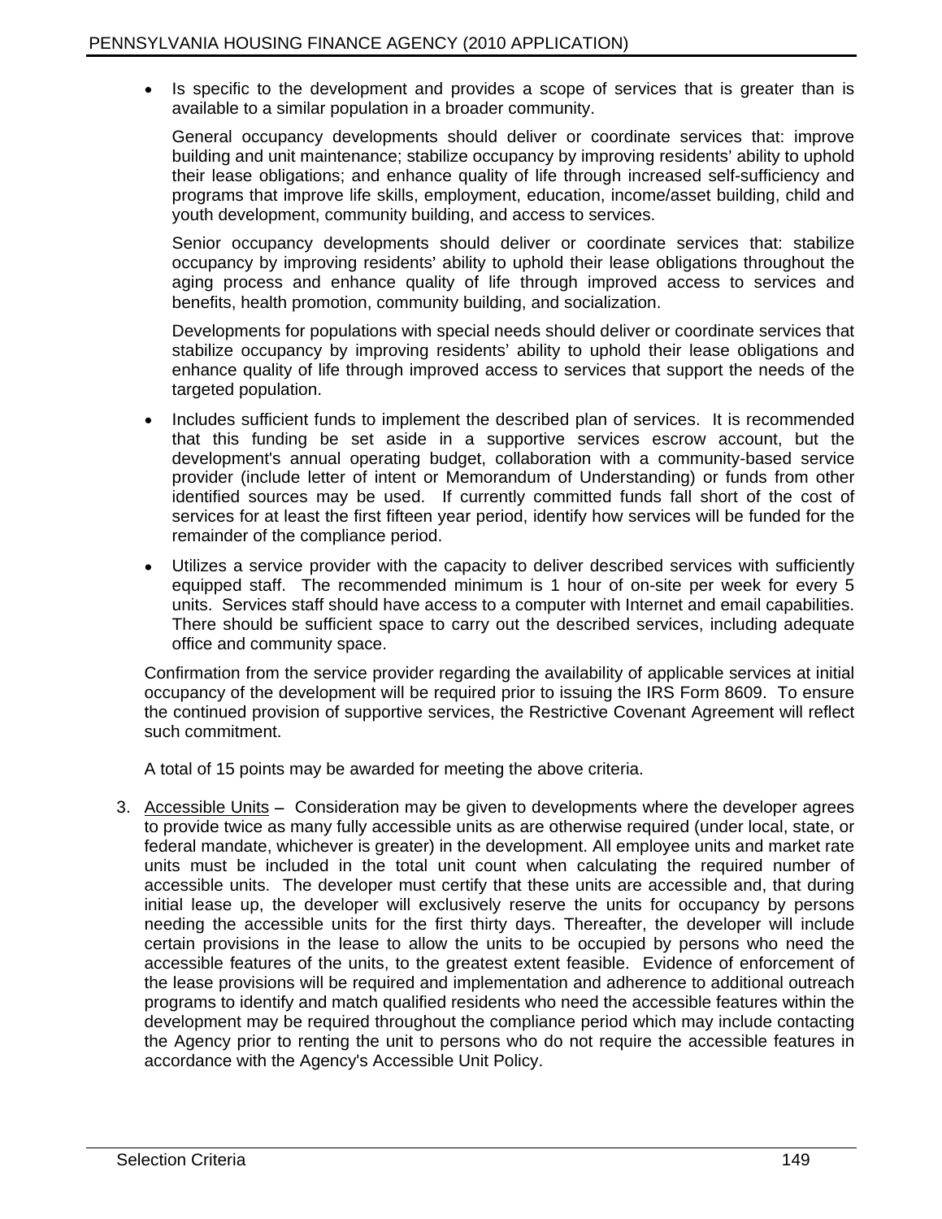- Is specific to the development and provides a scope of services that is greater than is available to a similar population in a broader community.

  General occupancy developments should deliver or coordinate services that: improve building and unit maintenance; stabilize occupancy by improving residents' ability to uphold their lease obligations; and enhance quality of life through increased self-sufficiency and programs that improve life skills, employment, education, income/asset building, child and youth development, community building, and access to services.

  Senior occupancy developments should deliver or coordinate services that: stabilize occupancy by improving residents' ability to uphold their lease obligations throughout the aging process and enhance quality of life through improved access to services and benefits, health promotion, community building, and socialization.

  Developments for populations with special needs should deliver or coordinate services that stabilize occupancy by improving residents' ability to uphold their lease obligations and enhance quality of life through improved access to services that support the needs of the targeted population.

- Includes sufficient funds to implement the described plan of services. It is recommended that this funding be set aside in a supportive services escrow account, but the development's annual operating budget, collaboration with a community-based service provider (include letter of intent or Memorandum of Understanding) or funds from other identified sources may be used. If currently committed funds fall short of the cost of services for at least the first fifteen year period, identify how services will be funded for the remainder of the compliance period.

- Utilizes a service provider with the capacity to deliver described services with sufficiently equipped staff. The recommended minimum is 1 hour of on-site per week for every 5 units. Services staff should have access to a computer with Internet and email capabilities. There should be sufficient space to carry out the described services, including adequate office and community space.

Confirmation from the service provider regarding the availability of applicable services at initial occupancy of the development will be required prior to issuing the IRS Form 8609. To ensure the continued provision of supportive services, the Restrictive Covenant Agreement will reflect such commitment.

A total of 15 points may be awarded for meeting the above criteria.

3. Accessible Units – Consideration may be given to developments where the developer agrees to provide twice as many fully accessible units as are otherwise required (under local, state, or federal mandate, whichever is greater) in the development. All employee units and market rate units must be included in the total unit count when calculating the required number of accessible units. The developer must certify that these units are accessible and, that during initial lease up, the developer will exclusively reserve the units for occupancy by persons needing the accessible units for the first thirty days. Thereafter, the developer will include certain provisions in the lease to allow the units to be occupied by persons who need the accessible features of the units, to the greatest extent feasible. Evidence of enforcement of the lease provisions will be required and implementation and adherence to additional outreach programs to identify and match qualified residents who need the accessible features within the development may be required throughout the compliance period which may include contacting the Agency prior to renting the unit to persons who do not require the accessible features in accordance with the Agency's Accessible Unit Policy.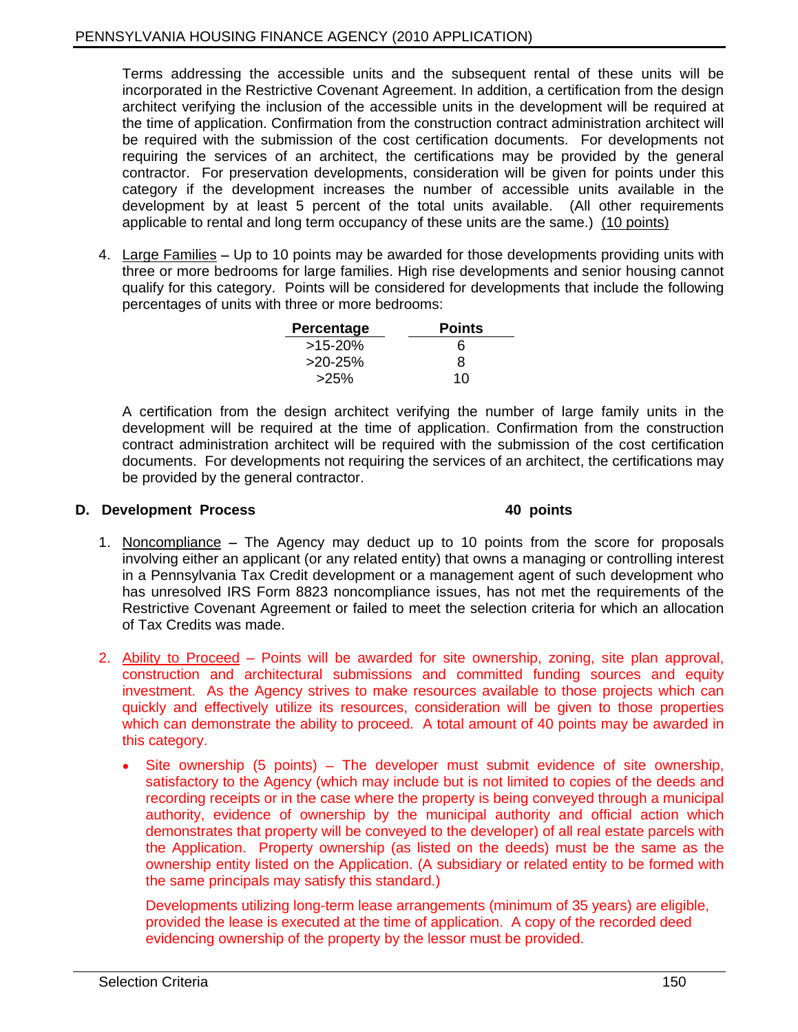Terms addressing the accessible units and the subsequent rental of these units will be incorporated in the Restrictive Covenant Agreement. In addition, a certification from the design architect verifying the inclusion of the accessible units in the development will be required at the time of application. Confirmation from the construction contract administration architect will be required with the submission of the cost certification documents. For developments not requiring the services of an architect, the certifications may be provided by the general contractor. For preservation developments, consideration will be given for points under this category if the development increases the number of accessible units available in the development by at least 5 percent of the total units available. (All other requirements applicable to rental and long term occupancy of these units are the same.) (10 points)

4. Large Families – Up to 10 points may be awarded for those developments providing units with three or more bedrooms for large families. High rise developments and senior housing cannot qualify for this category. Points will be considered for developments that include the following percentages of units with three or more bedrooms:

| Percentage | Points |
|---|---|
| >15-20% | 6 |
| >20-25% | 8 |
| >25% | 10 |

A certification from the design architect verifying the number of large family units in the development will be required at the time of application. Confirmation from the construction contract administration architect will be required with the submission of the cost certification documents. For developments not requiring the services of an architect, the certifications may be provided by the general contractor.

## D. Development Process 40 points

1. Noncompliance – The Agency may deduct up to 10 points from the score for proposals involving either an applicant (or any related entity) that owns a managing or controlling interest in a Pennsylvania Tax Credit development or a management agent of such development who has unresolved IRS Form 8823 noncompliance issues, has not met the requirements of the Restrictive Covenant Agreement or failed to meet the selection criteria for which an allocation of Tax Credits was made.

2. Ability to Proceed – Points will be awarded for site ownership, zoning, site plan approval, construction and architectural submissions and committed funding sources and equity investment. As the Agency strives to make resources available to those projects which can quickly and effectively utilize its resources, consideration will be given to those properties which can demonstrate the ability to proceed. A total amount of 40 points may be awarded in this category.

   - Site ownership (5 points) – The developer must submit evidence of site ownership, satisfactory to the Agency (which may include but is not limited to copies of the deeds and recording receipts or in the case where the property is being conveyed through a municipal authority, evidence of ownership by the municipal authority and official action which demonstrates that property will be conveyed to the developer) of all real estate parcels with the Application. Property ownership (as listed on the deeds) must be the same as the ownership entity listed on the Application. (A subsidiary or related entity to be formed with the same principals may satisfy this standard.)

     Developments utilizing long-term lease arrangements (minimum of 35 years) are eligible, provided the lease is executed at the time of application. A copy of the recorded deed evidencing ownership of the property by the lessor must be provided.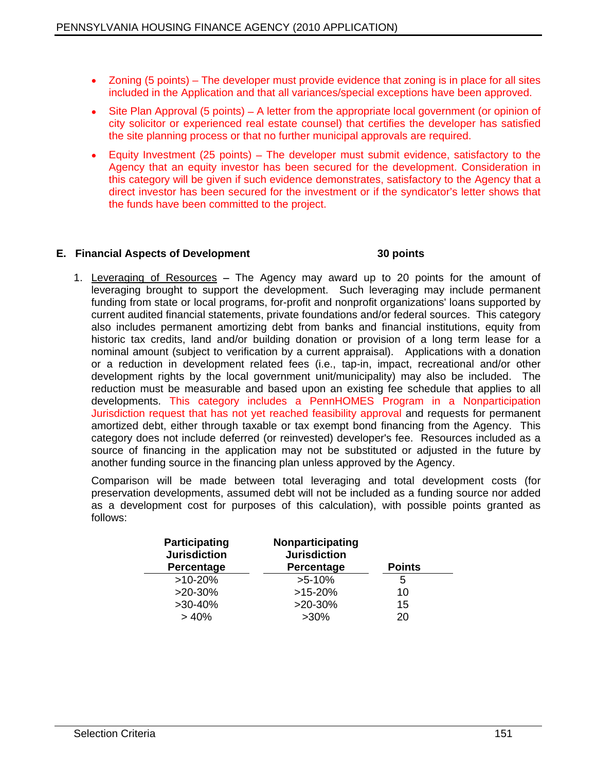- Zoning (5 points) – The developer must provide evidence that zoning is in place for all sites included in the Application and that all variances/special exceptions have been approved.
- Site Plan Approval (5 points) – A letter from the appropriate local government (or opinion of city solicitor or experienced real estate counsel) that certifies the developer has satisfied the site planning process or that no further municipal approvals are required.
- Equity Investment (25 points) – The developer must submit evidence, satisfactory to the Agency that an equity investor has been secured for the development. Consideration in this category will be given if such evidence demonstrates, satisfactory to the Agency that a direct investor has been secured for the investment or if the syndicator's letter shows that the funds have been committed to the project.

## E. Financial Aspects of Development — 30 points

1. Leveraging of Resources – The Agency may award up to 20 points for the amount of leveraging brought to support the development. Such leveraging may include permanent funding from state or local programs, for-profit and nonprofit organizations' loans supported by current audited financial statements, private foundations and/or federal sources. This category also includes permanent amortizing debt from banks and financial institutions, equity from historic tax credits, land and/or building donation or provision of a long term lease for a nominal amount (subject to verification by a current appraisal). Applications with a donation or a reduction in development related fees (i.e., tap-in, impact, recreational and/or other development rights by the local government unit/municipality) may also be included. The reduction must be measurable and based upon an existing fee schedule that applies to all developments. This category includes a PennHOMES Program in a Nonparticipation Jurisdiction request that has not yet reached feasibility approval and requests for permanent amortized debt, either through taxable or tax exempt bond financing from the Agency. This category does not include deferred (or reinvested) developer's fee. Resources included as a source of financing in the application may not be substituted or adjusted in the future by another funding source in the financing plan unless approved by the Agency.

   Comparison will be made between total leveraging and total development costs (for preservation developments, assumed debt will not be included as a funding source nor added as a development cost for purposes of this calculation), with possible points granted as follows:

   | Participating Jurisdiction Percentage | Nonparticipating Jurisdiction Percentage | Points |
   |---|---|---|
   | >10-20% | >5-10% | 5 |
   | >20-30% | >15-20% | 10 |
   | >30-40% | >20-30% | 15 |
   | > 40% | >30% | 20 |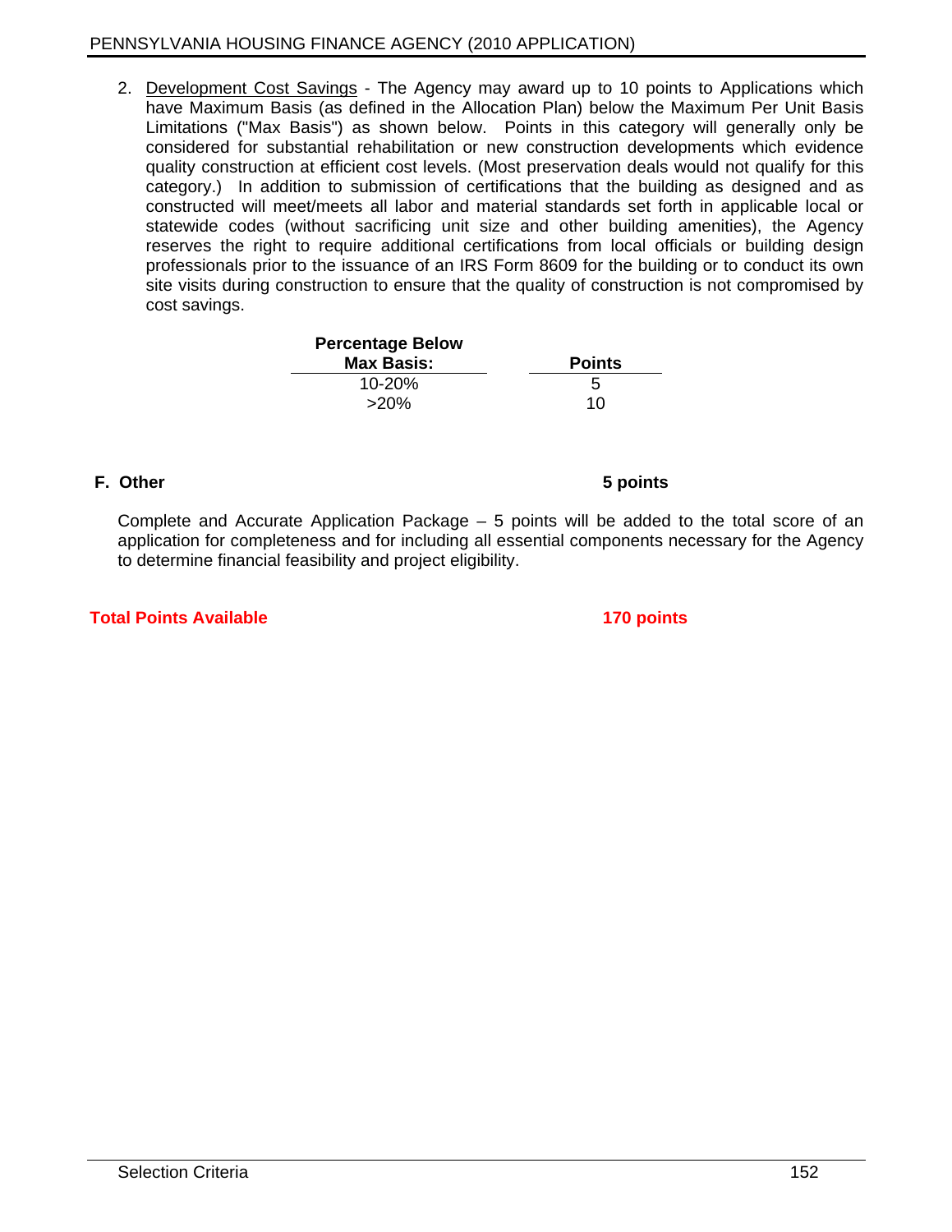2. Development Cost Savings - The Agency may award up to 10 points to Applications which have Maximum Basis (as defined in the Allocation Plan) below the Maximum Per Unit Basis Limitations ("Max Basis") as shown below. Points in this category will generally only be considered for substantial rehabilitation or new construction developments which evidence quality construction at efficient cost levels. (Most preservation deals would not qualify for this category.) In addition to submission of certifications that the building as designed and as constructed will meet/meets all labor and material standards set forth in applicable local or statewide codes (without sacrificing unit size and other building amenities), the Agency reserves the right to require additional certifications from local officials or building design professionals prior to the issuance of an IRS Form 8609 for the building or to conduct its own site visits during construction to ensure that the quality of construction is not compromised by cost savings.

| Percentage Below Max Basis: | Points |
|---|---|
| 10-20% | 5 |
| >20% | 10 |

**F. Other** **5 points**

Complete and Accurate Application Package – 5 points will be added to the total score of an application for completeness and for including all essential components necessary for the Agency to determine financial feasibility and project eligibility.

**Total Points Available** **170 points**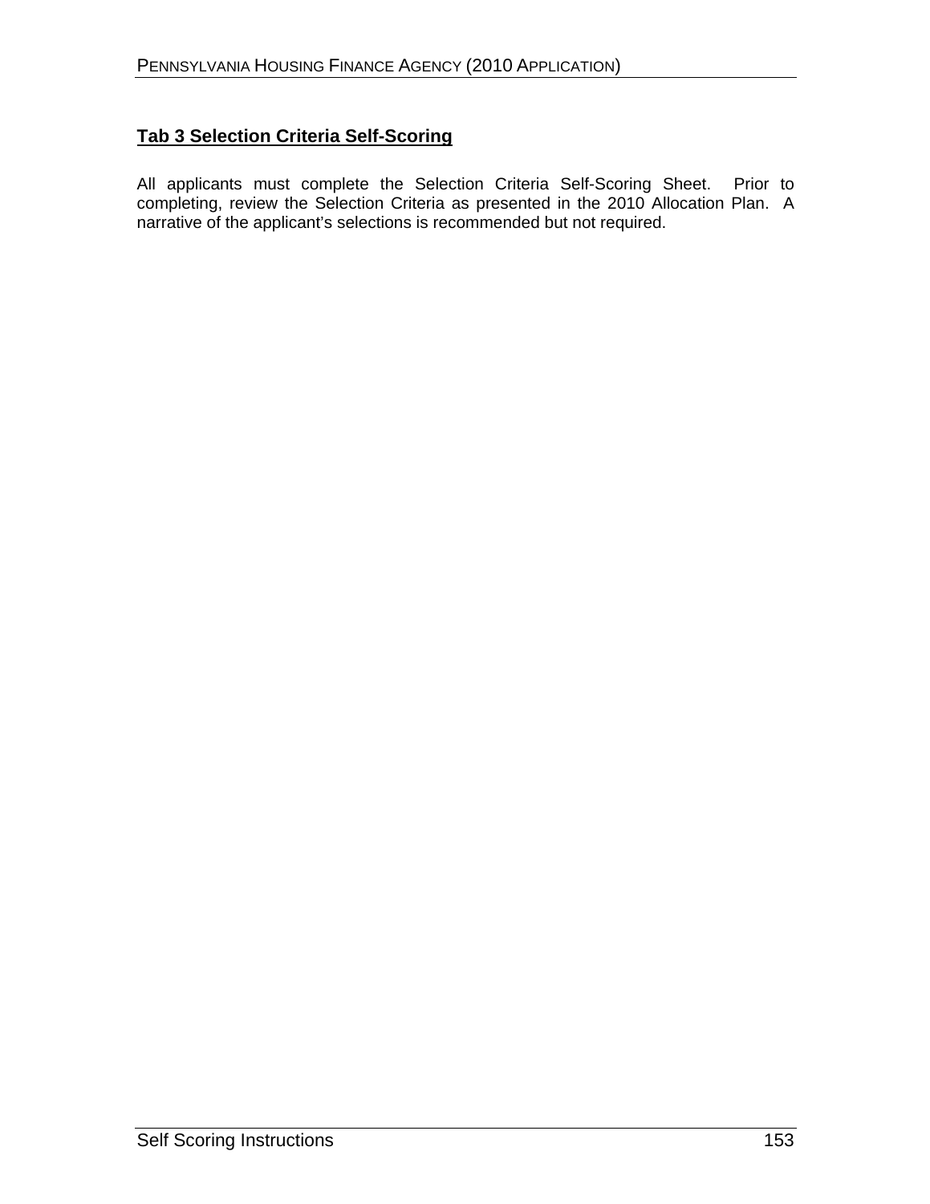## Tab 3 Selection Criteria Self-Scoring

All applicants must complete the Selection Criteria Self-Scoring Sheet. Prior to completing, review the Selection Criteria as presented in the 2010 Allocation Plan. A narrative of the applicant's selections is recommended but not required.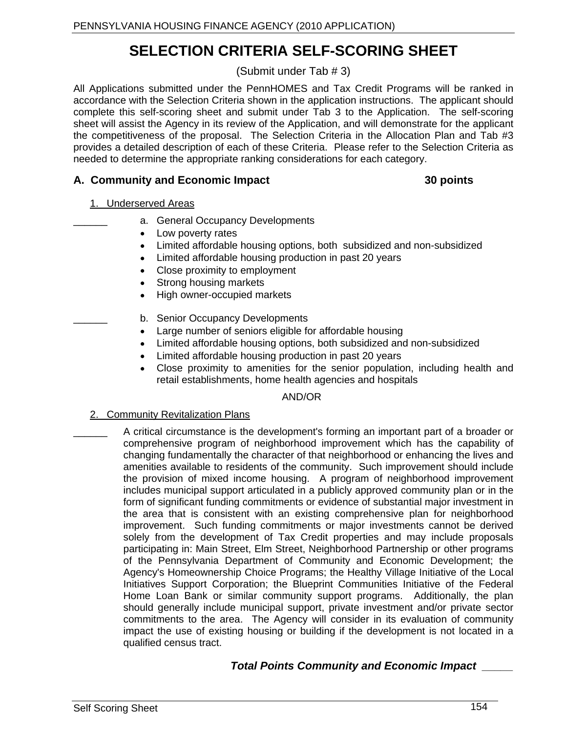# SELECTION CRITERIA SELF-SCORING SHEET

(Submit under Tab # 3)

All Applications submitted under the PennHOMES and Tax Credit Programs will be ranked in accordance with the Selection Criteria shown in the application instructions. The applicant should complete this self-scoring sheet and submit under Tab 3 to the Application. The self-scoring sheet will assist the Agency in its review of the Application, and will demonstrate for the applicant the competitiveness of the proposal. The Selection Criteria in the Allocation Plan and Tab #3 provides a detailed description of each of these Criteria. Please refer to the Selection Criteria as needed to determine the appropriate ranking considerations for each category.

## A. Community and Economic Impact 30 points

1. Underserved Areas

______ a. General Occupancy Developments

- Low poverty rates
- Limited affordable housing options, both subsidized and non-subsidized
- Limited affordable housing production in past 20 years
- Close proximity to employment
- Strong housing markets
- High owner-occupied markets

______ b. Senior Occupancy Developments

- Large number of seniors eligible for affordable housing
- Limited affordable housing options, both subsidized and non-subsidized
- Limited affordable housing production in past 20 years
- Close proximity to amenities for the senior population, including health and retail establishments, home health agencies and hospitals

AND/OR

2. Community Revitalization Plans

______ A critical circumstance is the development's forming an important part of a broader or comprehensive program of neighborhood improvement which has the capability of changing fundamentally the character of that neighborhood or enhancing the lives and amenities available to residents of the community. Such improvement should include the provision of mixed income housing. A program of neighborhood improvement includes municipal support articulated in a publicly approved community plan or in the form of significant funding commitments or evidence of substantial major investment in the area that is consistent with an existing comprehensive plan for neighborhood improvement. Such funding commitments or major investments cannot be derived solely from the development of Tax Credit properties and may include proposals participating in: Main Street, Elm Street, Neighborhood Partnership or other programs of the Pennsylvania Department of Community and Economic Development; the Agency's Homeownership Choice Programs; the Healthy Village Initiative of the Local Initiatives Support Corporation; the Blueprint Communities Initiative of the Federal Home Loan Bank or similar community support programs. Additionally, the plan should generally include municipal support, private investment and/or private sector commitments to the area. The Agency will consider in its evaluation of community impact the use of existing housing or building if the development is not located in a qualified census tract.

***Total Points Community and Economic Impact _____***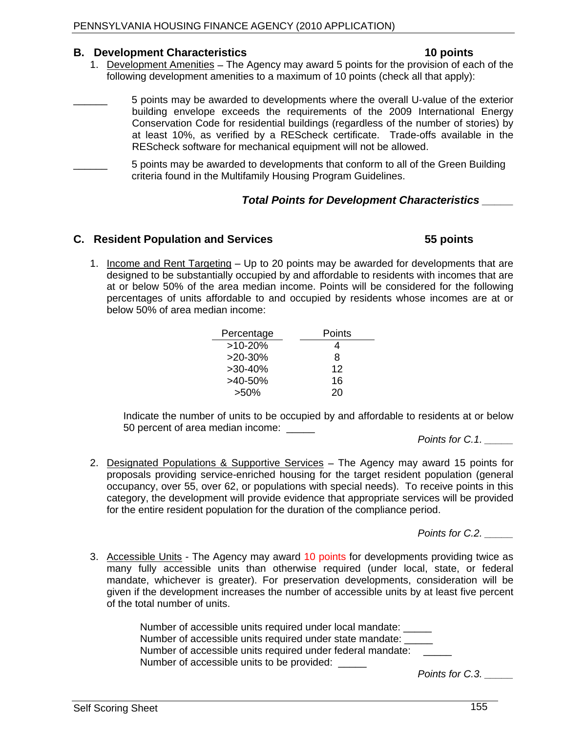## B. Development Characteristics 10 points

1. Development Amenities – The Agency may award 5 points for the provision of each of the following development amenities to a maximum of 10 points (check all that apply):

______ 5 points may be awarded to developments where the overall U-value of the exterior building envelope exceeds the requirements of the 2009 International Energy Conservation Code for residential buildings (regardless of the number of stories) by at least 10%, as verified by a REScheck certificate. Trade-offs available in the REScheck software for mechanical equipment will not be allowed.

______ 5 points may be awarded to developments that conform to all of the Green Building criteria found in the Multifamily Housing Program Guidelines.

***Total Points for Development Characteristics _____***

## C. Resident Population and Services 55 points

1. Income and Rent Targeting – Up to 20 points may be awarded for developments that are designed to be substantially occupied by and affordable to residents with incomes that are at or below 50% of the area median income. Points will be considered for the following percentages of units affordable to and occupied by residents whose incomes are at or below 50% of area median income:

| Percentage | Points |
|---|---|
| >10-20% | 4 |
| >20-30% | 8 |
| >30-40% | 12 |
| >40-50% | 16 |
| >50% | 20 |

Indicate the number of units to be occupied by and affordable to residents at or below 50 percent of area median income: _____

*Points for C.1. _____*

2. Designated Populations & Supportive Services – The Agency may award 15 points for proposals providing service-enriched housing for the target resident population (general occupancy, over 55, over 62, or populations with special needs). To receive points in this category, the development will provide evidence that appropriate services will be provided for the entire resident population for the duration of the compliance period.

*Points for C.2. _____*

3. Accessible Units - The Agency may award 10 points for developments providing twice as many fully accessible units than otherwise required (under local, state, or federal mandate, whichever is greater). For preservation developments, consideration will be given if the development increases the number of accessible units by at least five percent of the total number of units.

Number of accessible units required under local mandate: _____
Number of accessible units required under state mandate: _____
Number of accessible units required under federal mandate: _____
Number of accessible units to be provided: _____

*Points for C.3. _____*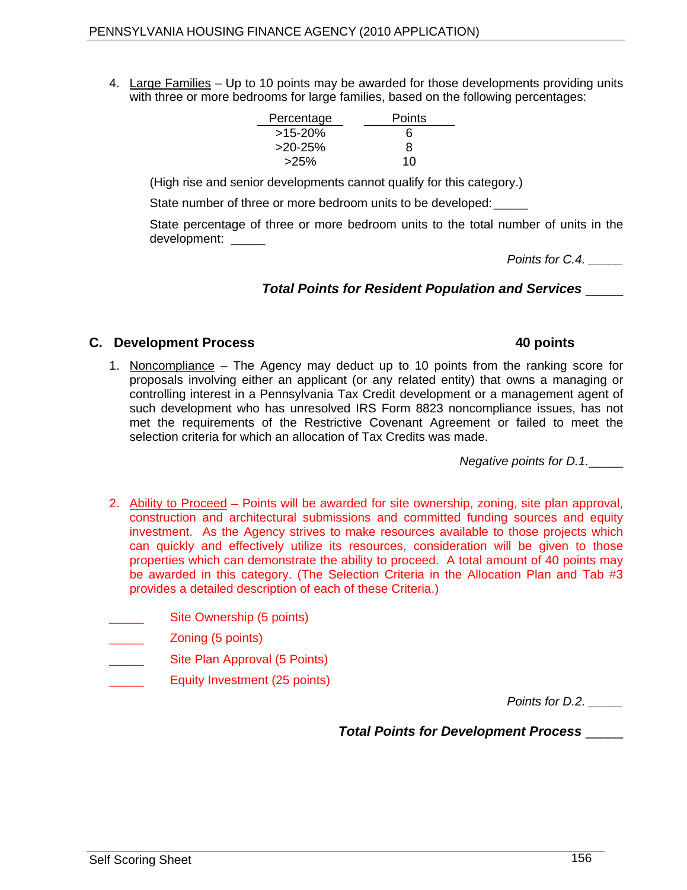4. Large Families – Up to 10 points may be awarded for those developments providing units with three or more bedrooms for large families, based on the following percentages:

| Percentage | Points |
|---|---|
| >15-20% | 6 |
| >20-25% | 8 |
| >25% | 10 |

(High rise and senior developments cannot qualify for this category.)

State number of three or more bedroom units to be developed: _____

State percentage of three or more bedroom units to the total number of units in the development: _____

*Points for C.4. _____*

***Total Points for Resident Population and Services*** _____

## C. Development Process — 40 points

1. Noncompliance – The Agency may deduct up to 10 points from the ranking score for proposals involving either an applicant (or any related entity) that owns a managing or controlling interest in a Pennsylvania Tax Credit development or a management agent of such development who has unresolved IRS Form 8823 noncompliance issues, has not met the requirements of the Restrictive Covenant Agreement or failed to meet the selection criteria for which an allocation of Tax Credits was made.

*Negative points for D.1.*_____

2. Ability to Proceed – Points will be awarded for site ownership, zoning, site plan approval, construction and architectural submissions and committed funding sources and equity investment. As the Agency strives to make resources available to those projects which can quickly and effectively utilize its resources, consideration will be given to those properties which can demonstrate the ability to proceed. A total amount of 40 points may be awarded in this category. (The Selection Criteria in the Allocation Plan and Tab #3 provides a detailed description of each of these Criteria.)

_____ Site Ownership (5 points)

_____ Zoning (5 points)

_____ Site Plan Approval (5 Points)

_____ Equity Investment (25 points)

*Points for D.2. _____*

***Total Points for Development Process*** _____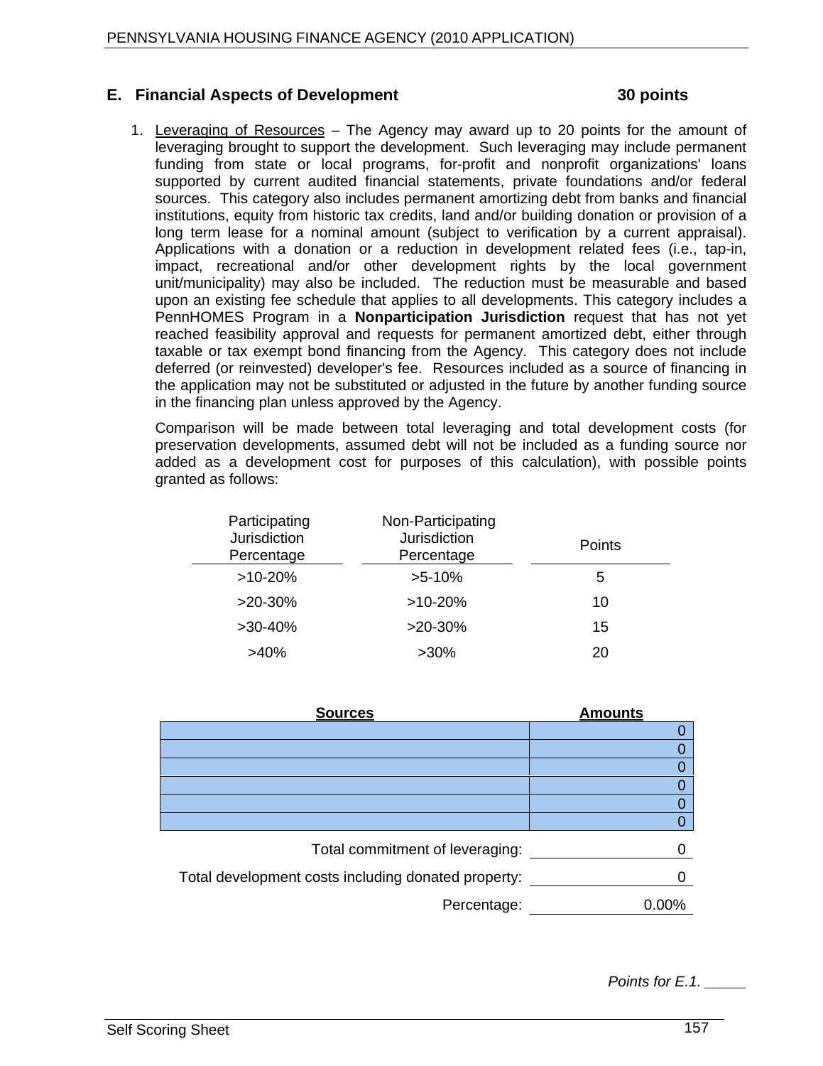## E. Financial Aspects of Development 30 points

1. Leveraging of Resources – The Agency may award up to 20 points for the amount of leveraging brought to support the development. Such leveraging may include permanent funding from state or local programs, for-profit and nonprofit organizations' loans supported by current audited financial statements, private foundations and/or federal sources. This category also includes permanent amortizing debt from banks and financial institutions, equity from historic tax credits, land and/or building donation or provision of a long term lease for a nominal amount (subject to verification by a current appraisal). Applications with a donation or a reduction in development related fees (i.e., tap-in, impact, recreational and/or other development rights by the local government unit/municipality) may also be included. The reduction must be measurable and based upon an existing fee schedule that applies to all developments. This category includes a PennHOMES Program in a **Nonparticipation Jurisdiction** request that has not yet reached feasibility approval and requests for permanent amortized debt, either through taxable or tax exempt bond financing from the Agency. This category does not include deferred (or reinvested) developer's fee. Resources included as a source of financing in the application may not be substituted or adjusted in the future by another funding source in the financing plan unless approved by the Agency.

   Comparison will be made between total leveraging and total development costs (for preservation developments, assumed debt will not be included as a funding source nor added as a development cost for purposes of this calculation), with possible points granted as follows:

| Participating Jurisdiction Percentage | Non-Participating Jurisdiction Percentage | Points |
|---|---|---|
| >10-20% | >5-10% | 5 |
| >20-30% | >10-20% | 10 |
| >30-40% | >20-30% | 15 |
| >40% | >30% | 20 |

| Sources | Amounts |
|---|---|
| | 0 |
| | 0 |
| | 0 |
| | 0 |
| | 0 |
| | 0 |

Total commitment of leveraging: 0

Total development costs including donated property: 0

Percentage: 0.00%

*Points for E.1. _____*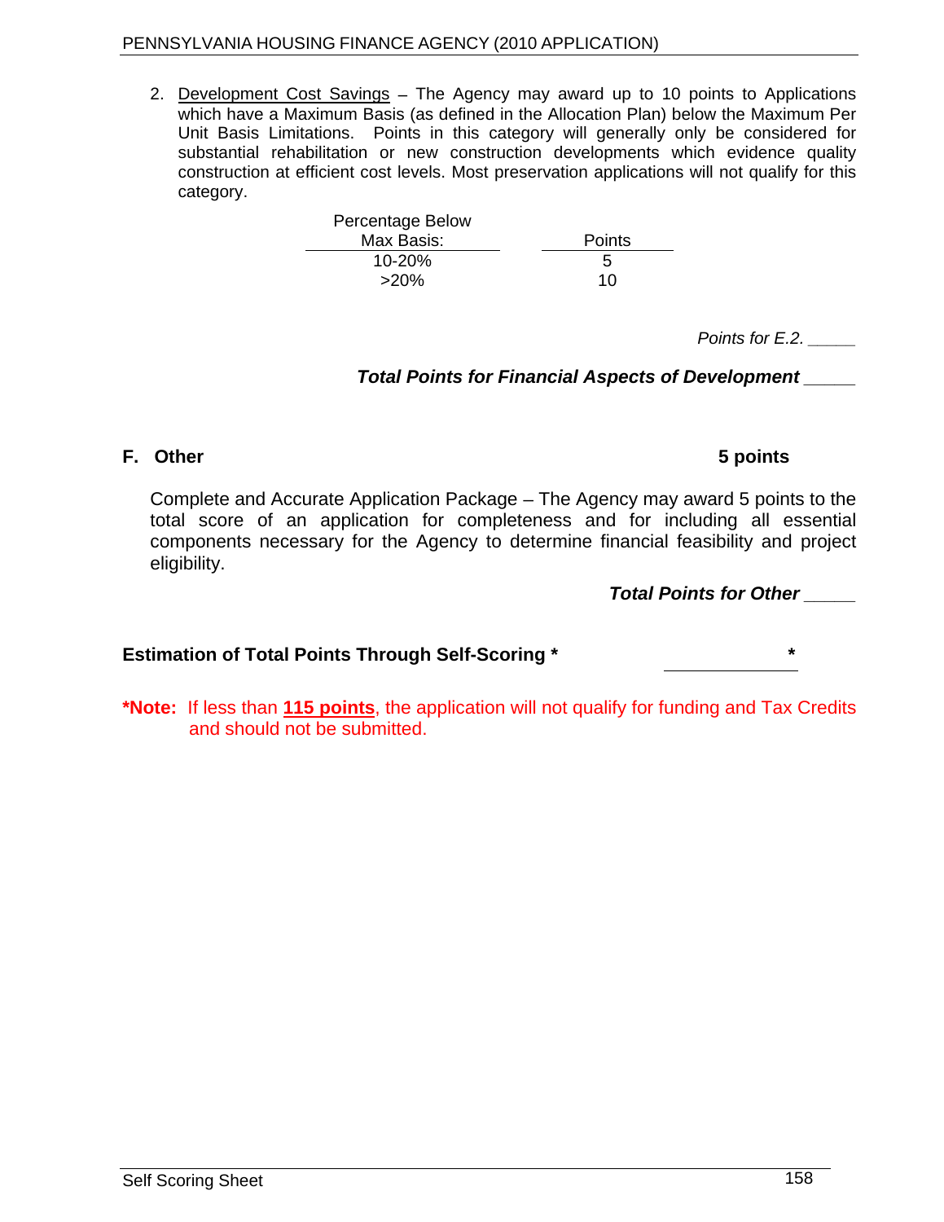2. <u>Development Cost Savings</u> – The Agency may award up to 10 points to Applications which have a Maximum Basis (as defined in the Allocation Plan) below the Maximum Per Unit Basis Limitations. Points in this category will generally only be considered for substantial rehabilitation or new construction developments which evidence quality construction at efficient cost levels. Most preservation applications will not qualify for this category.

| Percentage Below Max Basis: | Points |
|---|---|
| 10-20% | 5 |
| >20% | 10 |

*Points for E.2. _____*

***Total Points for Financial Aspects of Development _____***

## F. Other **5 points**

Complete and Accurate Application Package – The Agency may award 5 points to the total score of an application for completeness and for including all essential components necessary for the Agency to determine financial feasibility and project eligibility.

***Total Points for Other _____***

**Estimation of Total Points Through Self-Scoring *** _____________ *

***Note:** If less than **<u>115 points</u>**, the application will not qualify for funding and Tax Credits and should not be submitted.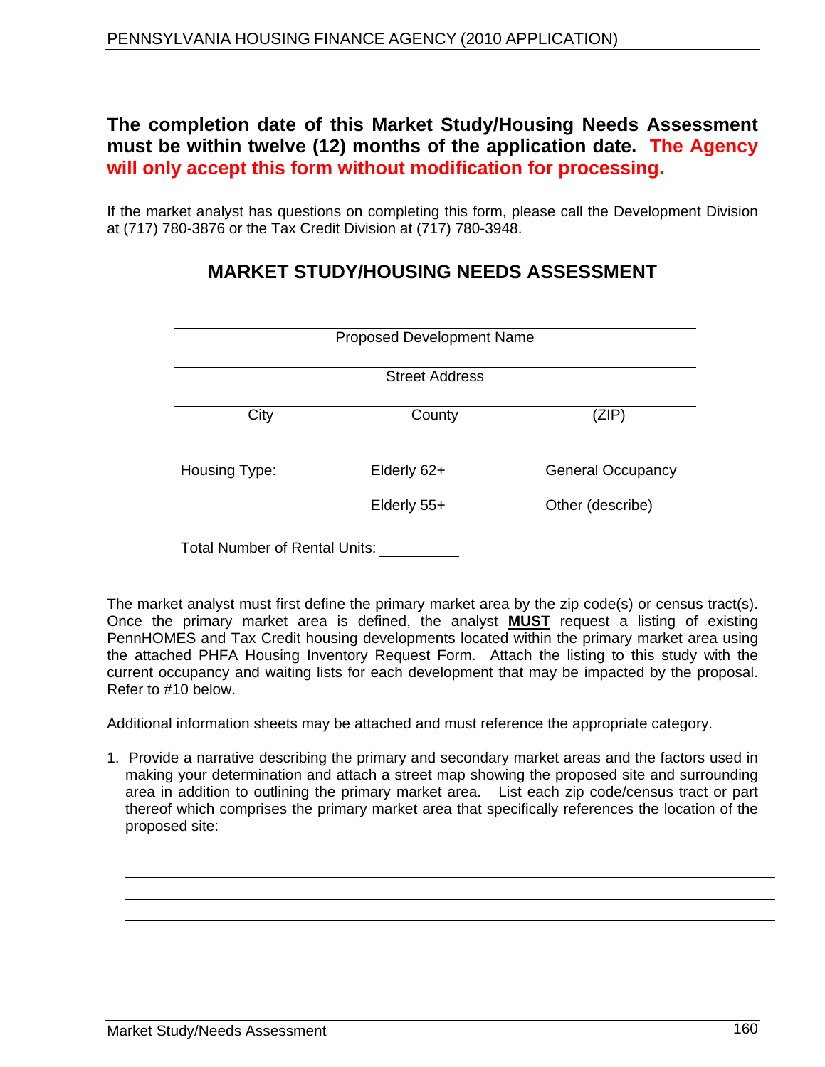**The completion date of this Market Study/Housing Needs Assessment must be within twelve (12) months of the application date. The Agency will only accept this form without modification for processing.**

If the market analyst has questions on completing this form, please call the Development Division at (717) 780-3876 or the Tax Credit Division at (717) 780-3948.

## MARKET STUDY/HOUSING NEEDS ASSESSMENT

______________________________________________
Proposed Development Name

______________________________________________
Street Address

______________________________________________
City County (ZIP)

Housing Type: ______ Elderly 62+ ______ General Occupancy

______ Elderly 55+ ______ Other (describe)

Total Number of Rental Units: __________

The market analyst must first define the primary market area by the zip code(s) or census tract(s). Once the primary market area is defined, the analyst **MUST** request a listing of existing PennHOMES and Tax Credit housing developments located within the primary market area using the attached PHFA Housing Inventory Request Form. Attach the listing to this study with the current occupancy and waiting lists for each development that may be impacted by the proposal. Refer to #10 below.

Additional information sheets may be attached and must reference the appropriate category.

1. Provide a narrative describing the primary and secondary market areas and the factors used in making your determination and attach a street map showing the proposed site and surrounding area in addition to outlining the primary market area. List each zip code/census tract or part thereof which comprises the primary market area that specifically references the location of the proposed site:

______________________________________________
______________________________________________
______________________________________________
______________________________________________
______________________________________________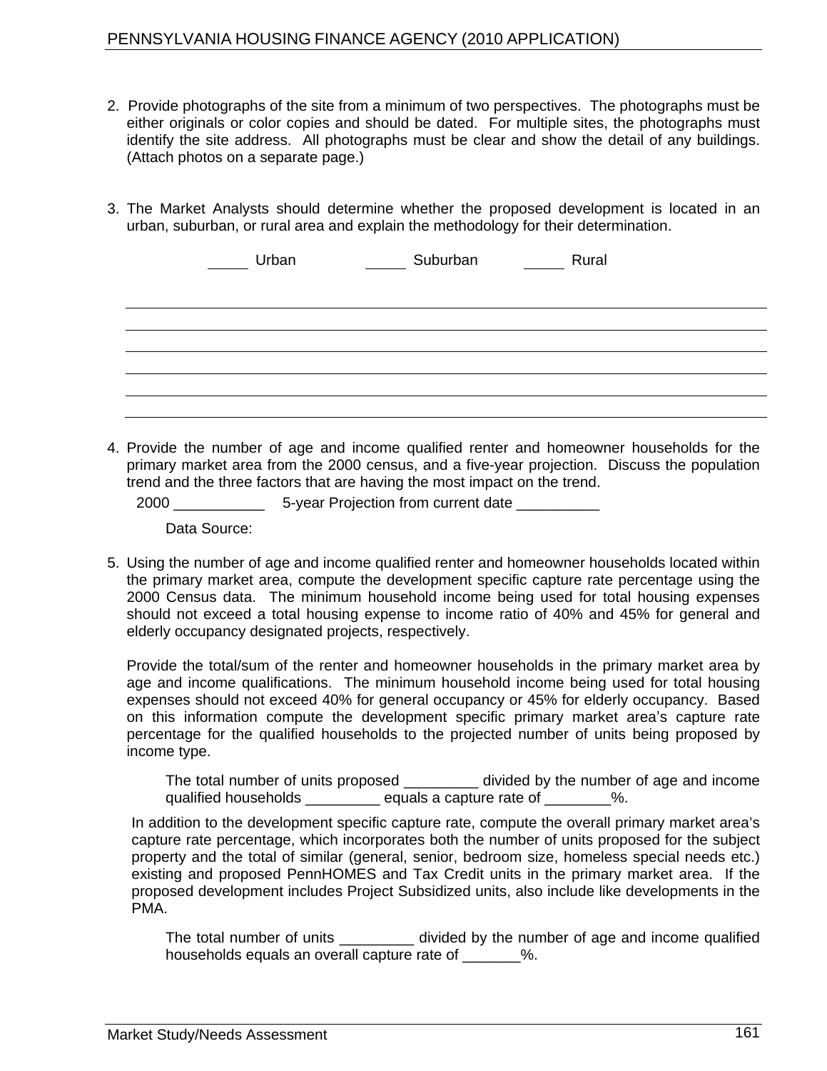2. Provide photographs of the site from a minimum of two perspectives. The photographs must be either originals or color copies and should be dated. For multiple sites, the photographs must identify the site address. All photographs must be clear and show the detail of any buildings. (Attach photos on a separate page.)

3. The Market Analysts should determine whether the proposed development is located in an urban, suburban, or rural area and explain the methodology for their determination.

   _____ Urban  _____ Suburban  _____ Rural

   ______________________________________________________________________________
   ______________________________________________________________________________
   ______________________________________________________________________________
   ______________________________________________________________________________
   ______________________________________________________________________________
   ______________________________________________________________________________

4. Provide the number of age and income qualified renter and homeowner households for the primary market area from the 2000 census, and a five-year projection. Discuss the population trend and the three factors that are having the most impact on the trend.

   2000 ___________  5-year Projection from current date __________

   Data Source:

5. Using the number of age and income qualified renter and homeowner households located within the primary market area, compute the development specific capture rate percentage using the 2000 Census data. The minimum household income being used for total housing expenses should not exceed a total housing expense to income ratio of 40% and 45% for general and elderly occupancy designated projects, respectively.

   Provide the total/sum of the renter and homeowner households in the primary market area by age and income qualifications. The minimum household income being used for total housing expenses should not exceed 40% for general occupancy or 45% for elderly occupancy. Based on this information compute the development specific primary market area's capture rate percentage for the qualified households to the projected number of units being proposed by income type.

   The total number of units proposed _________ divided by the number of age and income qualified households _________ equals a capture rate of ________%.

   In addition to the development specific capture rate, compute the overall primary market area's capture rate percentage, which incorporates both the number of units proposed for the subject property and the total of similar (general, senior, bedroom size, homeless special needs etc.) existing and proposed PennHOMES and Tax Credit units in the primary market area. If the proposed development includes Project Subsidized units, also include like developments in the PMA.

   The total number of units _________ divided by the number of age and income qualified households equals an overall capture rate of _______%.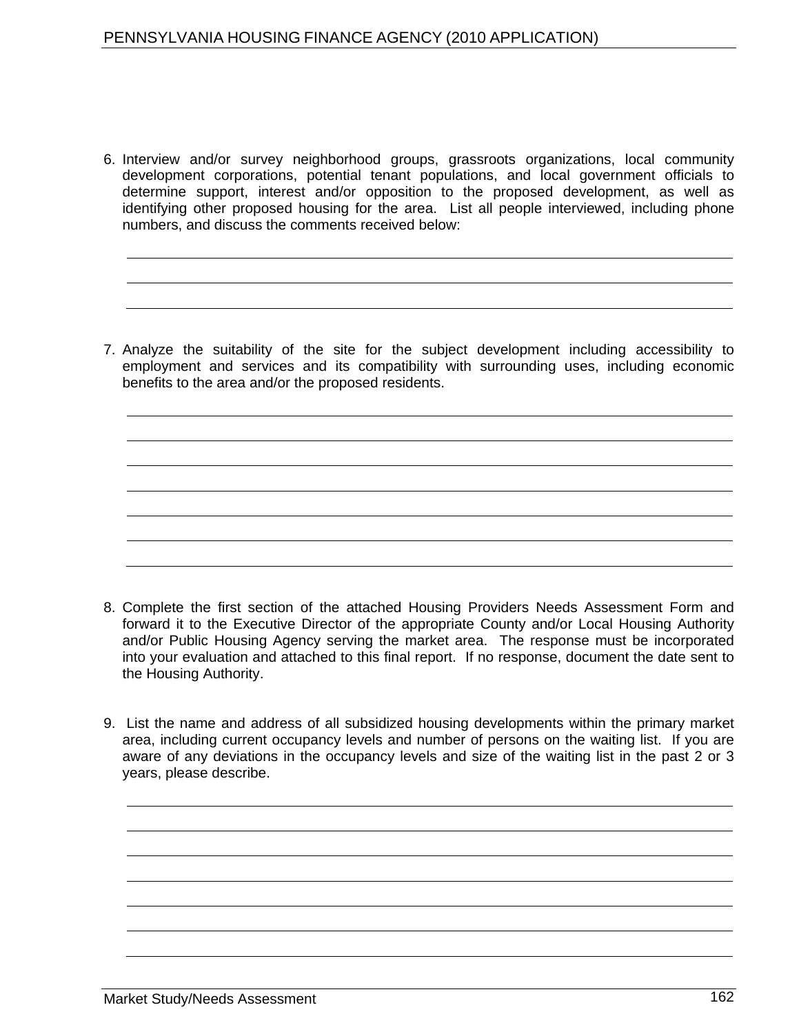6. Interview and/or survey neighborhood groups, grassroots organizations, local community development corporations, potential tenant populations, and local government officials to determine support, interest and/or opposition to the proposed development, as well as identifying other proposed housing for the area. List all people interviewed, including phone numbers, and discuss the comments received below:

7. Analyze the suitability of the site for the subject development including accessibility to employment and services and its compatibility with surrounding uses, including economic benefits to the area and/or the proposed residents.

8. Complete the first section of the attached Housing Providers Needs Assessment Form and forward it to the Executive Director of the appropriate County and/or Local Housing Authority and/or Public Housing Agency serving the market area. The response must be incorporated into your evaluation and attached to this final report. If no response, document the date sent to the Housing Authority.

9. List the name and address of all subsidized housing developments within the primary market area, including current occupancy levels and number of persons on the waiting list. If you are aware of any deviations in the occupancy levels and size of the waiting list in the past 2 or 3 years, please describe.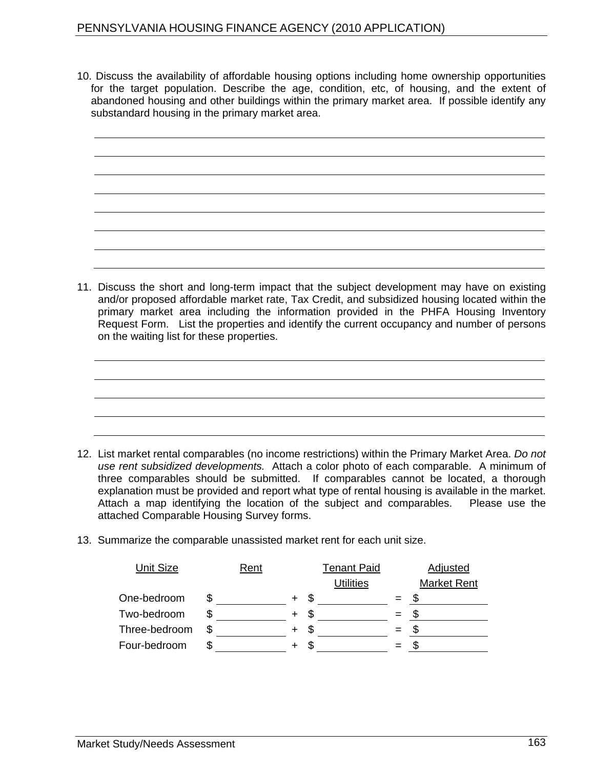10. Discuss the availability of affordable housing options including home ownership opportunities for the target population. Describe the age, condition, etc, of housing, and the extent of abandoned housing and other buildings within the primary market area. If possible identify any substandard housing in the primary market area.

________________________________________________________________________________

________________________________________________________________________________

________________________________________________________________________________

________________________________________________________________________________

________________________________________________________________________________

________________________________________________________________________________

________________________________________________________________________________

________________________________________________________________________________

11. Discuss the short and long-term impact that the subject development may have on existing and/or proposed affordable market rate, Tax Credit, and subsidized housing located within the primary market area including the information provided in the PHFA Housing Inventory Request Form. List the properties and identify the current occupancy and number of persons on the waiting list for these properties.

________________________________________________________________________________

________________________________________________________________________________

________________________________________________________________________________

________________________________________________________________________________

________________________________________________________________________________

12. List market rental comparables (no income restrictions) within the Primary Market Area. *Do not use rent subsidized developments.* Attach a color photo of each comparable. A minimum of three comparables should be submitted. If comparables cannot be located, a thorough explanation must be provided and report what type of rental housing is available in the market. Attach a map identifying the location of the subject and comparables. Please use the attached Comparable Housing Survey forms.

13. Summarize the comparable unassisted market rent for each unit size.

| Unit Size | Rent | | Tenant Paid Utilities | | Adjusted Market Rent |
|---|---|---|---|---|---|
| One-bedroom | $ ________ | + | $ ________ | = | $ ________ |
| Two-bedroom | $ ________ | + | $ ________ | = | $ ________ |
| Three-bedroom | $ ________ | + | $ ________ | = | $ ________ |
| Four-bedroom | $ ________ | + | $ ________ | = | $ ________ |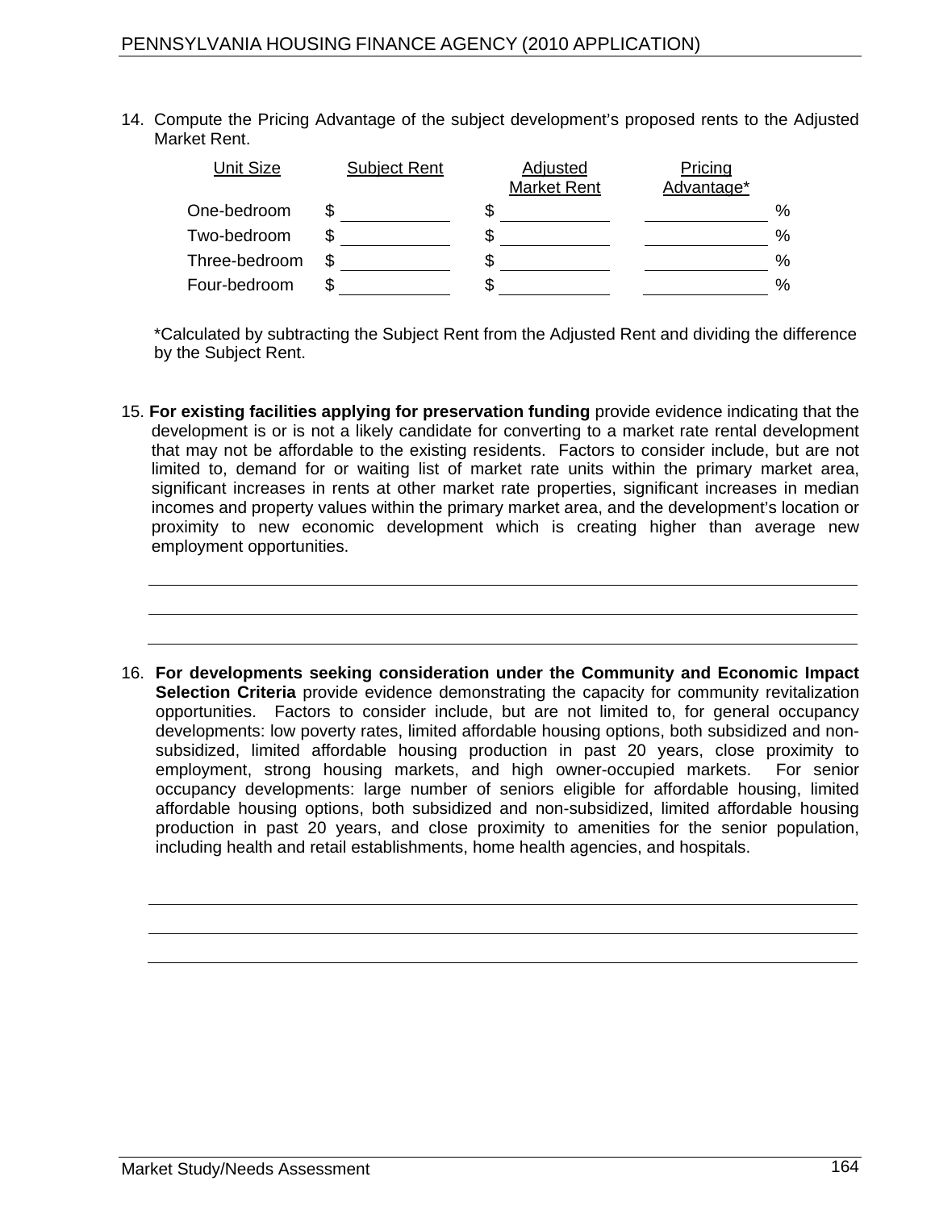14. Compute the Pricing Advantage of the subject development's proposed rents to the Adjusted Market Rent.

| Unit Size | Subject Rent | Adjusted Market Rent | Pricing Advantage* |
|---|---|---|---|
| One-bedroom | $ ________ | $ ________ | ________ % |
| Two-bedroom | $ ________ | $ ________ | ________ % |
| Three-bedroom | $ ________ | $ ________ | ________ % |
| Four-bedroom | $ ________ | $ ________ | ________ % |

*Calculated by subtracting the Subject Rent from the Adjusted Rent and dividing the difference by the Subject Rent.

15. **For existing facilities applying for preservation funding** provide evidence indicating that the development is or is not a likely candidate for converting to a market rate rental development that may not be affordable to the existing residents. Factors to consider include, but are not limited to, demand for or waiting list of market rate units within the primary market area, significant increases in rents at other market rate properties, significant increases in median incomes and property values within the primary market area, and the development's location or proximity to new economic development which is creating higher than average new employment opportunities.

______________________________________________________________________

______________________________________________________________________

______________________________________________________________________

16. **For developments seeking consideration under the Community and Economic Impact Selection Criteria** provide evidence demonstrating the capacity for community revitalization opportunities. Factors to consider include, but are not limited to, for general occupancy developments: low poverty rates, limited affordable housing options, both subsidized and non-subsidized, limited affordable housing production in past 20 years, close proximity to employment, strong housing markets, and high owner-occupied markets. For senior occupancy developments: large number of seniors eligible for affordable housing, limited affordable housing options, both subsidized and non-subsidized, limited affordable housing production in past 20 years, and close proximity to amenities for the senior population, including health and retail establishments, home health agencies, and hospitals.

______________________________________________________________________

______________________________________________________________________

______________________________________________________________________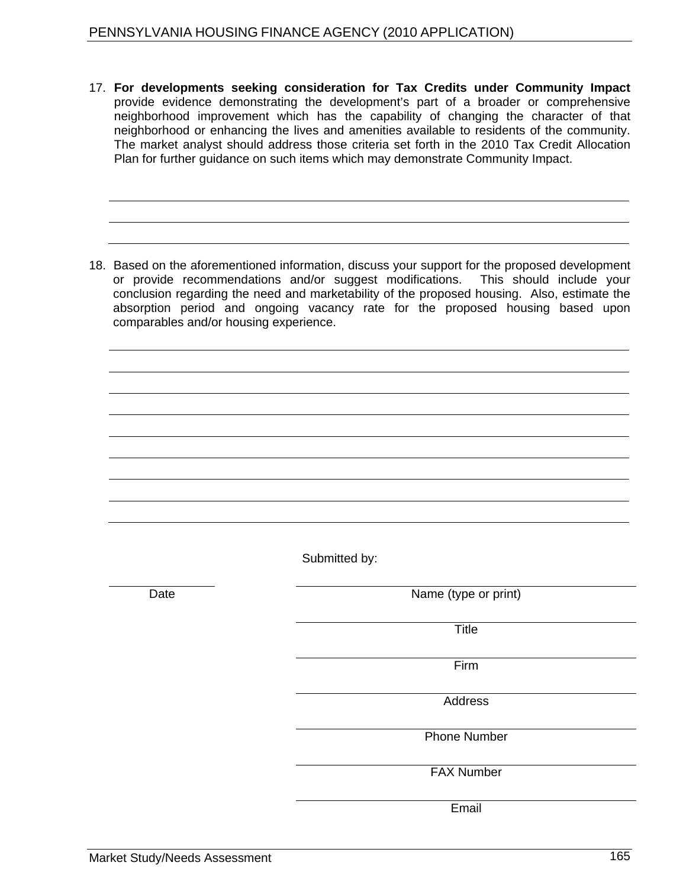17. **For developments seeking consideration for Tax Credits under Community Impact** provide evidence demonstrating the development's part of a broader or comprehensive neighborhood improvement which has the capability of changing the character of that neighborhood or enhancing the lives and amenities available to residents of the community. The market analyst should address those criteria set forth in the 2010 Tax Credit Allocation Plan for further guidance on such items which may demonstrate Community Impact.

\_\_\_\_\_\_\_\_\_\_\_\_\_\_\_\_\_\_\_\_\_\_\_\_\_\_\_\_\_\_\_\_\_\_\_\_\_\_\_\_\_\_\_\_\_\_\_\_\_\_\_\_\_\_\_\_\_\_\_\_\_\_\_\_\_\_\_\_\_\_

\_\_\_\_\_\_\_\_\_\_\_\_\_\_\_\_\_\_\_\_\_\_\_\_\_\_\_\_\_\_\_\_\_\_\_\_\_\_\_\_\_\_\_\_\_\_\_\_\_\_\_\_\_\_\_\_\_\_\_\_\_\_\_\_\_\_\_\_\_\_

\_\_\_\_\_\_\_\_\_\_\_\_\_\_\_\_\_\_\_\_\_\_\_\_\_\_\_\_\_\_\_\_\_\_\_\_\_\_\_\_\_\_\_\_\_\_\_\_\_\_\_\_\_\_\_\_\_\_\_\_\_\_\_\_\_\_\_\_\_\_

18. Based on the aforementioned information, discuss your support for the proposed development or provide recommendations and/or suggest modifications. This should include your conclusion regarding the need and marketability of the proposed housing. Also, estimate the absorption period and ongoing vacancy rate for the proposed housing based upon comparables and/or housing experience.

\_\_\_\_\_\_\_\_\_\_\_\_\_\_\_\_\_\_\_\_\_\_\_\_\_\_\_\_\_\_\_\_\_\_\_\_\_\_\_\_\_\_\_\_\_\_\_\_\_\_\_\_\_\_\_\_\_\_\_\_\_\_\_\_\_\_\_\_\_\_

\_\_\_\_\_\_\_\_\_\_\_\_\_\_\_\_\_\_\_\_\_\_\_\_\_\_\_\_\_\_\_\_\_\_\_\_\_\_\_\_\_\_\_\_\_\_\_\_\_\_\_\_\_\_\_\_\_\_\_\_\_\_\_\_\_\_\_\_\_\_

\_\_\_\_\_\_\_\_\_\_\_\_\_\_\_\_\_\_\_\_\_\_\_\_\_\_\_\_\_\_\_\_\_\_\_\_\_\_\_\_\_\_\_\_\_\_\_\_\_\_\_\_\_\_\_\_\_\_\_\_\_\_\_\_\_\_\_\_\_\_

\_\_\_\_\_\_\_\_\_\_\_\_\_\_\_\_\_\_\_\_\_\_\_\_\_\_\_\_\_\_\_\_\_\_\_\_\_\_\_\_\_\_\_\_\_\_\_\_\_\_\_\_\_\_\_\_\_\_\_\_\_\_\_\_\_\_\_\_\_\_

\_\_\_\_\_\_\_\_\_\_\_\_\_\_\_\_\_\_\_\_\_\_\_\_\_\_\_\_\_\_\_\_\_\_\_\_\_\_\_\_\_\_\_\_\_\_\_\_\_\_\_\_\_\_\_\_\_\_\_\_\_\_\_\_\_\_\_\_\_\_

\_\_\_\_\_\_\_\_\_\_\_\_\_\_\_\_\_\_\_\_\_\_\_\_\_\_\_\_\_\_\_\_\_\_\_\_\_\_\_\_\_\_\_\_\_\_\_\_\_\_\_\_\_\_\_\_\_\_\_\_\_\_\_\_\_\_\_\_\_\_

\_\_\_\_\_\_\_\_\_\_\_\_\_\_\_\_\_\_\_\_\_\_\_\_\_\_\_\_\_\_\_\_\_\_\_\_\_\_\_\_\_\_\_\_\_\_\_\_\_\_\_\_\_\_\_\_\_\_\_\_\_\_\_\_\_\_\_\_\_\_

\_\_\_\_\_\_\_\_\_\_\_\_\_\_\_\_\_\_\_\_\_\_\_\_\_\_\_\_\_\_\_\_\_\_\_\_\_\_\_\_\_\_\_\_\_\_\_\_\_\_\_\_\_\_\_\_\_\_\_\_\_\_\_\_\_\_\_\_\_\_

\_\_\_\_\_\_\_\_\_\_\_\_\_\_\_\_\_\_\_\_\_\_\_\_\_\_\_\_\_\_\_\_\_\_\_\_\_\_\_\_\_\_\_\_\_\_\_\_\_\_\_\_\_\_\_\_\_\_\_\_\_\_\_\_\_\_\_\_\_\_

Submitted by:

\_\_\_\_\_\_\_\_\_\_\_\_\_\_\_ \_\_\_\_\_\_\_\_\_\_\_\_\_\_\_\_\_\_\_\_\_\_\_\_\_\_\_\_\_\_\_\_\_\_\_\_\_\_\_\_
Date Name (type or print)

\_\_\_\_\_\_\_\_\_\_\_\_\_\_\_\_\_\_\_\_\_\_\_\_\_\_\_\_\_\_\_\_\_\_\_\_\_\_\_\_
Title

\_\_\_\_\_\_\_\_\_\_\_\_\_\_\_\_\_\_\_\_\_\_\_\_\_\_\_\_\_\_\_\_\_\_\_\_\_\_\_\_
Firm

\_\_\_\_\_\_\_\_\_\_\_\_\_\_\_\_\_\_\_\_\_\_\_\_\_\_\_\_\_\_\_\_\_\_\_\_\_\_\_\_
Address

\_\_\_\_\_\_\_\_\_\_\_\_\_\_\_\_\_\_\_\_\_\_\_\_\_\_\_\_\_\_\_\_\_\_\_\_\_\_\_\_
Phone Number

\_\_\_\_\_\_\_\_\_\_\_\_\_\_\_\_\_\_\_\_\_\_\_\_\_\_\_\_\_\_\_\_\_\_\_\_\_\_\_\_
FAX Number

\_\_\_\_\_\_\_\_\_\_\_\_\_\_\_\_\_\_\_\_\_\_\_\_\_\_\_\_\_\_\_\_\_\_\_\_\_\_\_\_
Email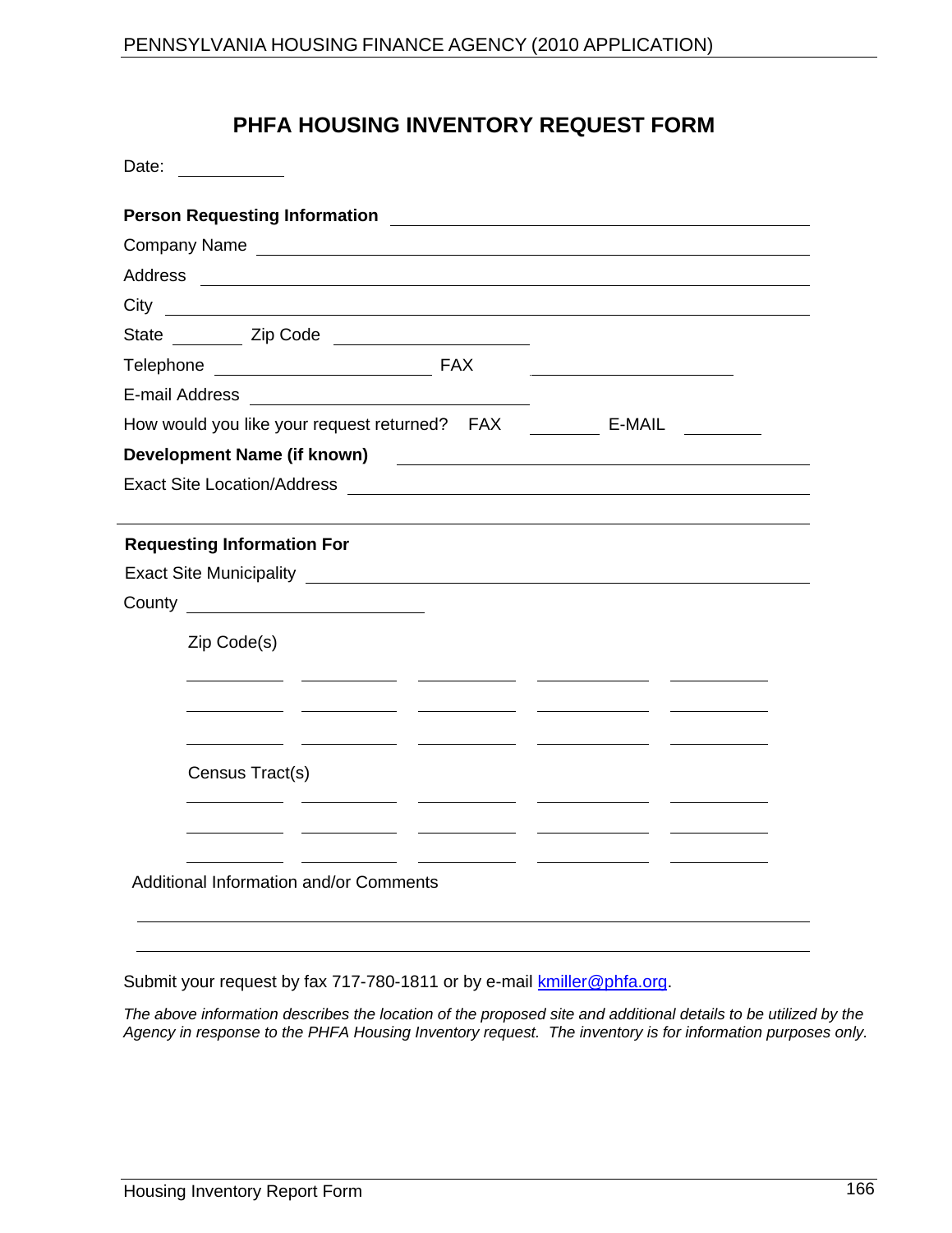# PHFA HOUSING INVENTORY REQUEST FORM

Date: ___________

**Person Requesting Information** ______________________________________________

Company Name ______________________________________________

Address ______________________________________________

City ______________________________________________

State ________ Zip Code ____________________

Telephone ________________________ FAX ______________________

E-mail Address ______________________________

How would you like your request returned? FAX ________ E-MAIL ________

**Development Name (if known)** ______________________________________________

Exact Site Location/Address ______________________________________________

---

**Requesting Information For**

Exact Site Municipality ______________________________________________

County __________________________

Zip Code(s)

| | | | | |
|---|---|---|---|---|
| | | | | |
| | | | | |
| | | | | |

Census Tract(s)

| | | | | |
|---|---|---|---|---|
| | | | | |
| | | | | |
| | | | | |

Additional Information and/or Comments

______________________________________________

______________________________________________

Submit your request by fax 717-780-1811 or by e-mail kmiller@phfa.org.

*The above information describes the location of the proposed site and additional details to be utilized by the Agency in response to the PHFA Housing Inventory request. The inventory is for information purposes only.*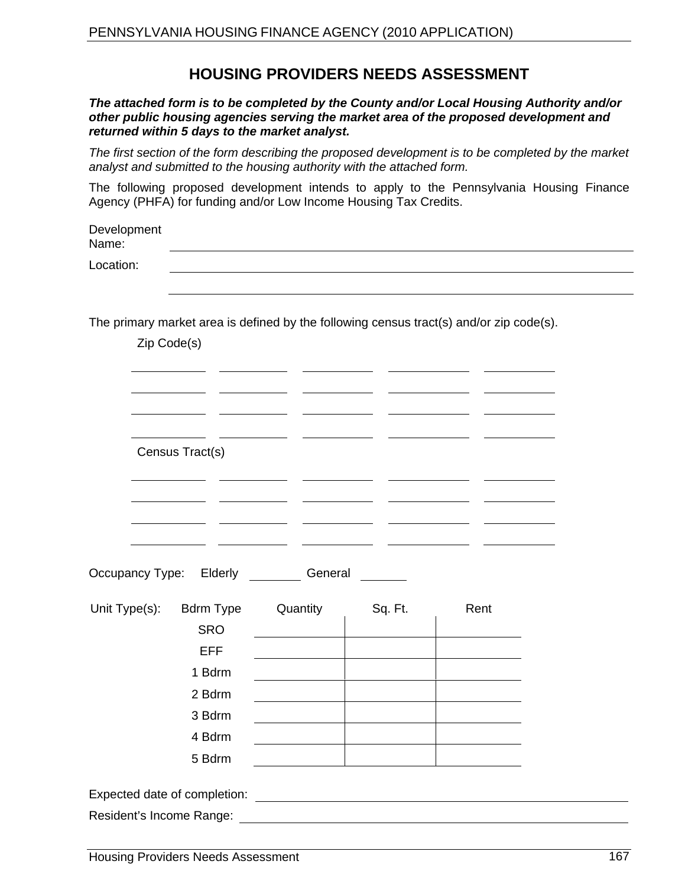# HOUSING PROVIDERS NEEDS ASSESSMENT

***The attached form is to be completed by the County and/or Local Housing Authority and/or other public housing agencies serving the market area of the proposed development and returned within 5 days to the market analyst.***

*The first section of the form describing the proposed development is to be completed by the market analyst and submitted to the housing authority with the attached form.*

The following proposed development intends to apply to the Pennsylvania Housing Finance Agency (PHFA) for funding and/or Low Income Housing Tax Credits.

Development Name: ______________________________________________

Location: ______________________________________________

______________________________________________

The primary market area is defined by the following census tract(s) and/or zip code(s).

Zip Code(s)

| | | | | |
|---|---|---|---|---|
| | | | | |
| | | | | |
| | | | | |
| | | | | |

Census Tract(s)

| | | | | |
|---|---|---|---|---|
| | | | | |
| | | | | |
| | | | | |
| | | | | |

Occupancy Type: Elderly ________ General ________

Unit Type(s):

| Bdrm Type | Quantity | Sq. Ft. | Rent |
|---|---|---|---|
| SRO | | | |
| EFF | | | |
| 1 Bdrm | | | |
| 2 Bdrm | | | |
| 3 Bdrm | | | |
| 4 Bdrm | | | |
| 5 Bdrm | | | |

Expected date of completion: ______________________________________________

Resident's Income Range: ______________________________________________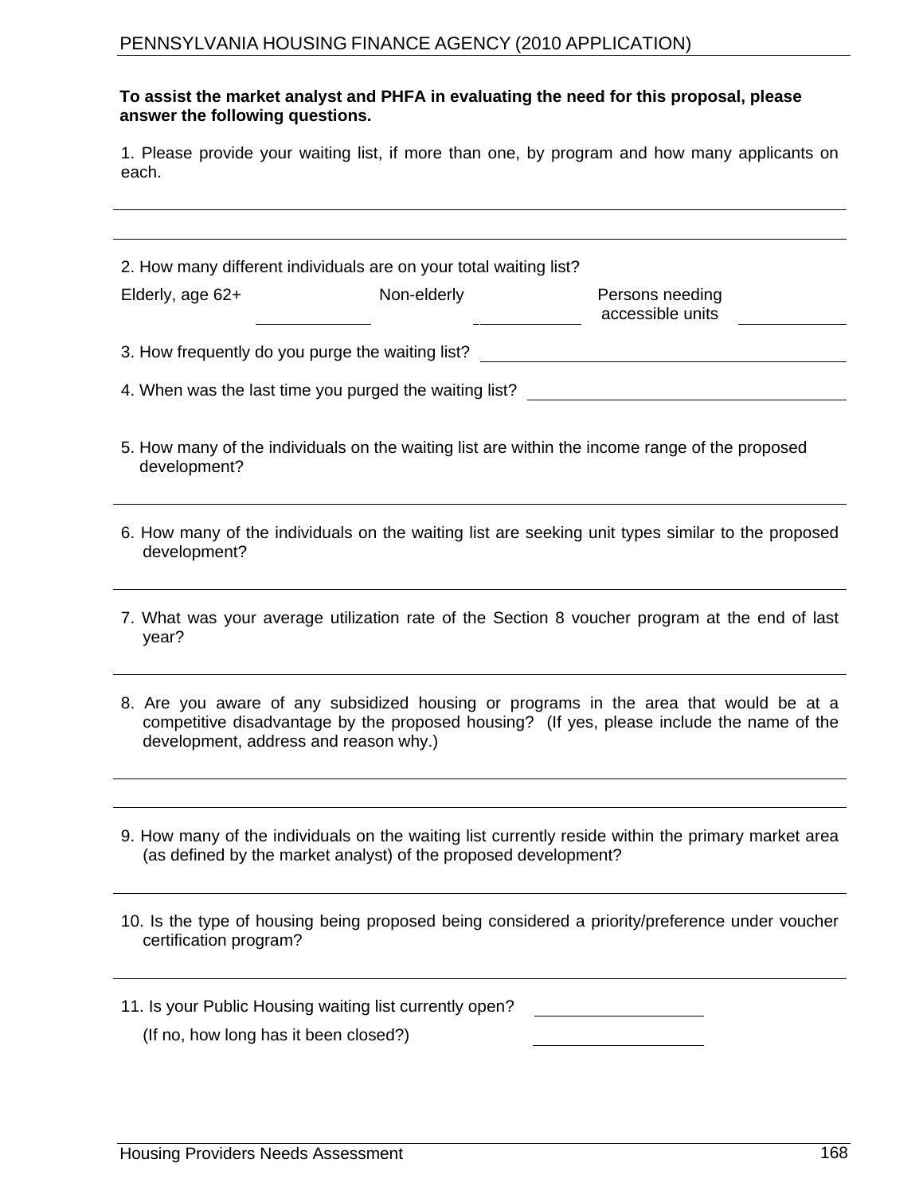**To assist the market analyst and PHFA in evaluating the need for this proposal, please answer the following questions.**

1. Please provide your waiting list, if more than one, by program and how many applicants on each.

\_\_\_\_\_\_\_\_\_\_\_\_\_\_\_\_\_\_\_\_\_\_\_\_\_\_\_\_\_\_\_\_\_\_\_\_\_\_\_\_\_\_\_\_\_\_\_\_\_\_\_\_\_\_\_\_\_\_\_\_

\_\_\_\_\_\_\_\_\_\_\_\_\_\_\_\_\_\_\_\_\_\_\_\_\_\_\_\_\_\_\_\_\_\_\_\_\_\_\_\_\_\_\_\_\_\_\_\_\_\_\_\_\_\_\_\_\_\_\_\_

2. How many different individuals are on your total waiting list?

Elderly, age 62+ \_\_\_\_\_\_\_\_\_\_ Non-elderly \_\_\_\_\_\_\_\_\_\_ Persons needing accessible units \_\_\_\_\_\_\_\_\_\_

3. How frequently do you purge the waiting list? \_\_\_\_\_\_\_\_\_\_\_\_\_\_\_\_\_\_\_\_\_\_\_\_\_\_

4. When was the last time you purged the waiting list? \_\_\_\_\_\_\_\_\_\_\_\_\_\_\_\_\_\_\_\_\_\_\_\_\_\_

5. How many of the individuals on the waiting list are within the income range of the proposed development?

\_\_\_\_\_\_\_\_\_\_\_\_\_\_\_\_\_\_\_\_\_\_\_\_\_\_\_\_\_\_\_\_\_\_\_\_\_\_\_\_\_\_\_\_\_\_\_\_\_\_\_\_\_\_\_\_\_\_\_\_

6. How many of the individuals on the waiting list are seeking unit types similar to the proposed development?

\_\_\_\_\_\_\_\_\_\_\_\_\_\_\_\_\_\_\_\_\_\_\_\_\_\_\_\_\_\_\_\_\_\_\_\_\_\_\_\_\_\_\_\_\_\_\_\_\_\_\_\_\_\_\_\_\_\_\_\_

7. What was your average utilization rate of the Section 8 voucher program at the end of last year?

\_\_\_\_\_\_\_\_\_\_\_\_\_\_\_\_\_\_\_\_\_\_\_\_\_\_\_\_\_\_\_\_\_\_\_\_\_\_\_\_\_\_\_\_\_\_\_\_\_\_\_\_\_\_\_\_\_\_\_\_

8. Are you aware of any subsidized housing or programs in the area that would be at a competitive disadvantage by the proposed housing? (If yes, please include the name of the development, address and reason why.)

\_\_\_\_\_\_\_\_\_\_\_\_\_\_\_\_\_\_\_\_\_\_\_\_\_\_\_\_\_\_\_\_\_\_\_\_\_\_\_\_\_\_\_\_\_\_\_\_\_\_\_\_\_\_\_\_\_\_\_\_

\_\_\_\_\_\_\_\_\_\_\_\_\_\_\_\_\_\_\_\_\_\_\_\_\_\_\_\_\_\_\_\_\_\_\_\_\_\_\_\_\_\_\_\_\_\_\_\_\_\_\_\_\_\_\_\_\_\_\_\_

9. How many of the individuals on the waiting list currently reside within the primary market area (as defined by the market analyst) of the proposed development?

\_\_\_\_\_\_\_\_\_\_\_\_\_\_\_\_\_\_\_\_\_\_\_\_\_\_\_\_\_\_\_\_\_\_\_\_\_\_\_\_\_\_\_\_\_\_\_\_\_\_\_\_\_\_\_\_\_\_\_\_

10. Is the type of housing being proposed being considered a priority/preference under voucher certification program?

\_\_\_\_\_\_\_\_\_\_\_\_\_\_\_\_\_\_\_\_\_\_\_\_\_\_\_\_\_\_\_\_\_\_\_\_\_\_\_\_\_\_\_\_\_\_\_\_\_\_\_\_\_\_\_\_\_\_\_\_

11. Is your Public Housing waiting list currently open? \_\_\_\_\_\_\_\_\_\_\_\_\_\_\_\_

(If no, how long has it been closed?) \_\_\_\_\_\_\_\_\_\_\_\_\_\_\_\_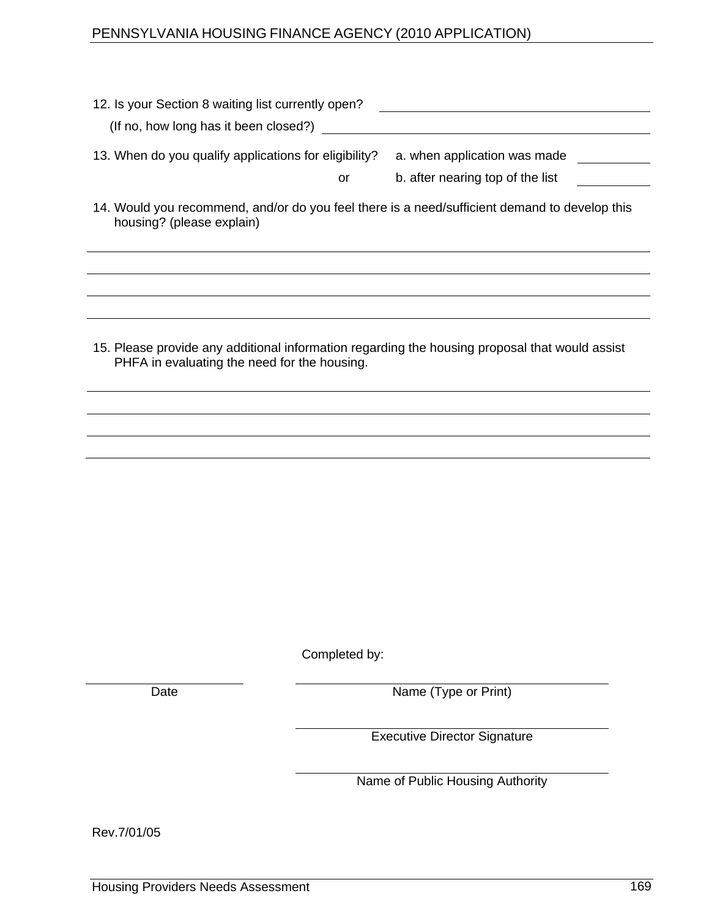12. Is your Section 8 waiting list currently open? ______________________

(If no, how long has it been closed?) ______________________

13. When do you qualify applications for eligibility? a. when application was made ________

or b. after nearing top of the list ________

14. Would you recommend, and/or do you feel there is a need/sufficient demand to develop this housing? (please explain)

______________________________________________________________________

______________________________________________________________________

______________________________________________________________________

______________________________________________________________________

15. Please provide any additional information regarding the housing proposal that would assist PHFA in evaluating the need for the housing.

______________________________________________________________________

______________________________________________________________________

______________________________________________________________________

______________________________________________________________________

Completed by:

| | |
|---|---|
| ______________________ Date | ______________________ Name (Type or Print) |
| | ______________________ Executive Director Signature |
| | ______________________ Name of Public Housing Authority |

Rev.7/01/05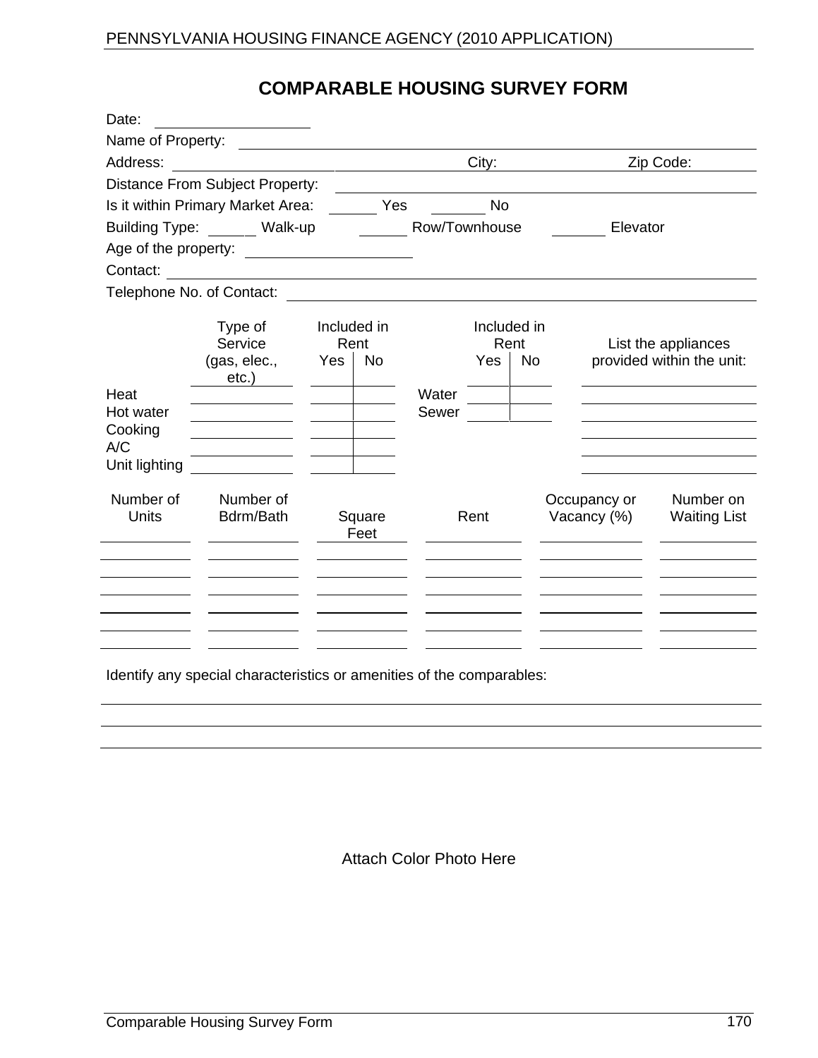# COMPARABLE HOUSING SURVEY FORM

Date: ____________________

Name of Property: ______________________________________________________________

Address: ______________________________ City: ____________________ Zip Code: __________

Distance From Subject Property: __________________________________________________

Is it within Primary Market Area: ______ Yes ______ No

Building Type: ______ Walk-up ______ Row/Townhouse ______ Elevator

Age of the property: ____________________

Contact: ______________________________________________________________________

Telephone No. of Contact: _______________________________________________________

| | Type of Service (gas, elec., etc.) | Included in Rent Yes | Included in Rent No | | Included in Rent Yes | Included in Rent No | List the appliances provided within the unit: |
|---|---|---|---|---|---|---|---|
| Heat | | | | Water | | | |
| Hot water | | | | Sewer | | | |
| Cooking | | | | | | | |
| A/C | | | | | | | |
| Unit lighting | | | | | | | |

| Number of Units | Number of Bdrm/Bath | Square Feet | Rent | Occupancy or Vacancy (%) | Number on Waiting List |
|---|---|---|---|---|---|
| | | | | | |
| | | | | | |
| | | | | | |
| | | | | | |
| | | | | | |
| | | | | | |
| | | | | | |

Identify any special characteristics or amenities of the comparables:

______________________________________________________________________________

______________________________________________________________________________

______________________________________________________________________________

Attach Color Photo Here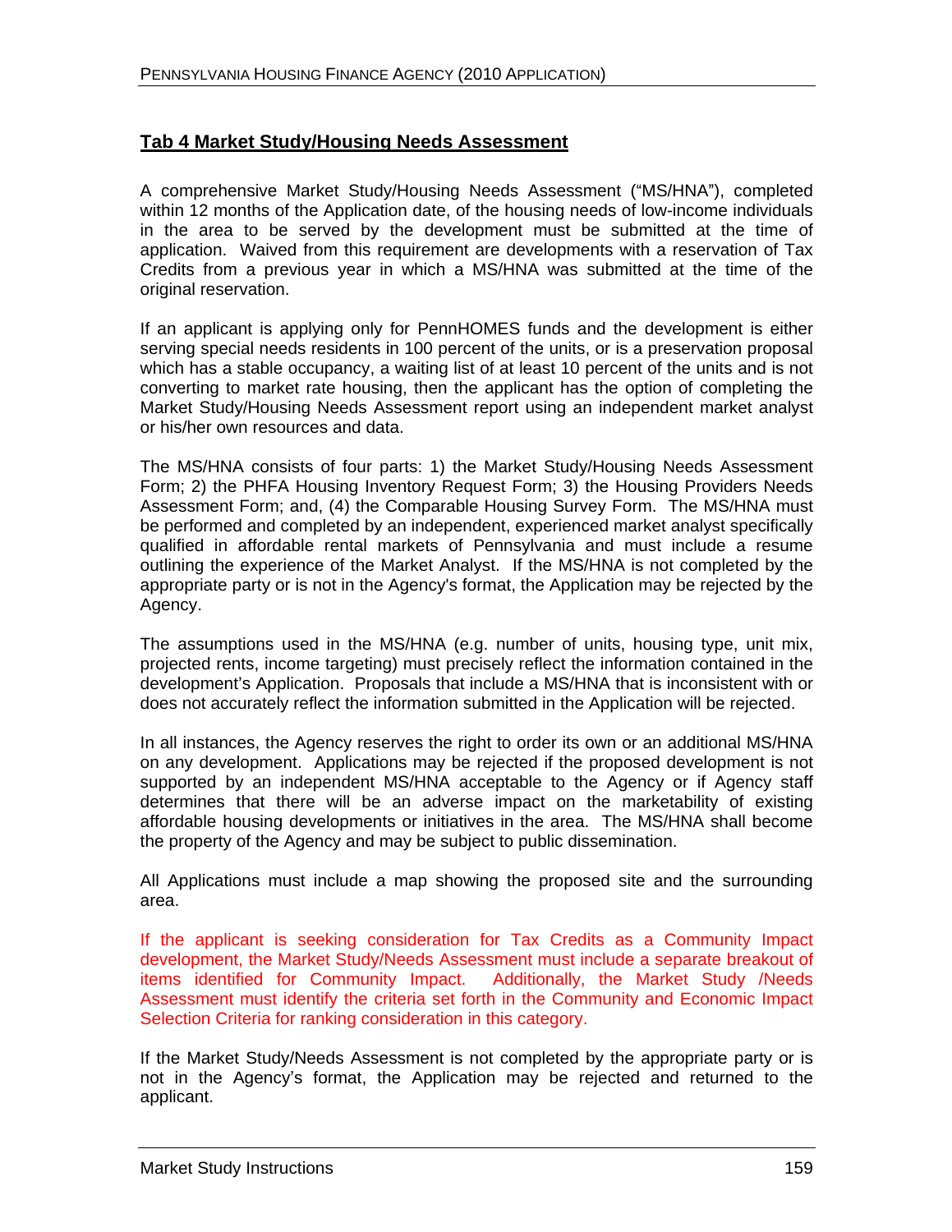## Tab 4 Market Study/Housing Needs Assessment

A comprehensive Market Study/Housing Needs Assessment ("MS/HNA"), completed within 12 months of the Application date, of the housing needs of low-income individuals in the area to be served by the development must be submitted at the time of application. Waived from this requirement are developments with a reservation of Tax Credits from a previous year in which a MS/HNA was submitted at the time of the original reservation.

If an applicant is applying only for PennHOMES funds and the development is either serving special needs residents in 100 percent of the units, or is a preservation proposal which has a stable occupancy, a waiting list of at least 10 percent of the units and is not converting to market rate housing, then the applicant has the option of completing the Market Study/Housing Needs Assessment report using an independent market analyst or his/her own resources and data.

The MS/HNA consists of four parts: 1) the Market Study/Housing Needs Assessment Form; 2) the PHFA Housing Inventory Request Form; 3) the Housing Providers Needs Assessment Form; and, (4) the Comparable Housing Survey Form. The MS/HNA must be performed and completed by an independent, experienced market analyst specifically qualified in affordable rental markets of Pennsylvania and must include a resume outlining the experience of the Market Analyst. If the MS/HNA is not completed by the appropriate party or is not in the Agency's format, the Application may be rejected by the Agency.

The assumptions used in the MS/HNA (e.g. number of units, housing type, unit mix, projected rents, income targeting) must precisely reflect the information contained in the development's Application. Proposals that include a MS/HNA that is inconsistent with or does not accurately reflect the information submitted in the Application will be rejected.

In all instances, the Agency reserves the right to order its own or an additional MS/HNA on any development. Applications may be rejected if the proposed development is not supported by an independent MS/HNA acceptable to the Agency or if Agency staff determines that there will be an adverse impact on the marketability of existing affordable housing developments or initiatives in the area. The MS/HNA shall become the property of the Agency and may be subject to public dissemination.

All Applications must include a map showing the proposed site and the surrounding area.

If the applicant is seeking consideration for Tax Credits as a Community Impact development, the Market Study/Needs Assessment must include a separate breakout of items identified for Community Impact. Additionally, the Market Study /Needs Assessment must identify the criteria set forth in the Community and Economic Impact Selection Criteria for ranking consideration in this category.

If the Market Study/Needs Assessment is not completed by the appropriate party or is not in the Agency's format, the Application may be rejected and returned to the applicant.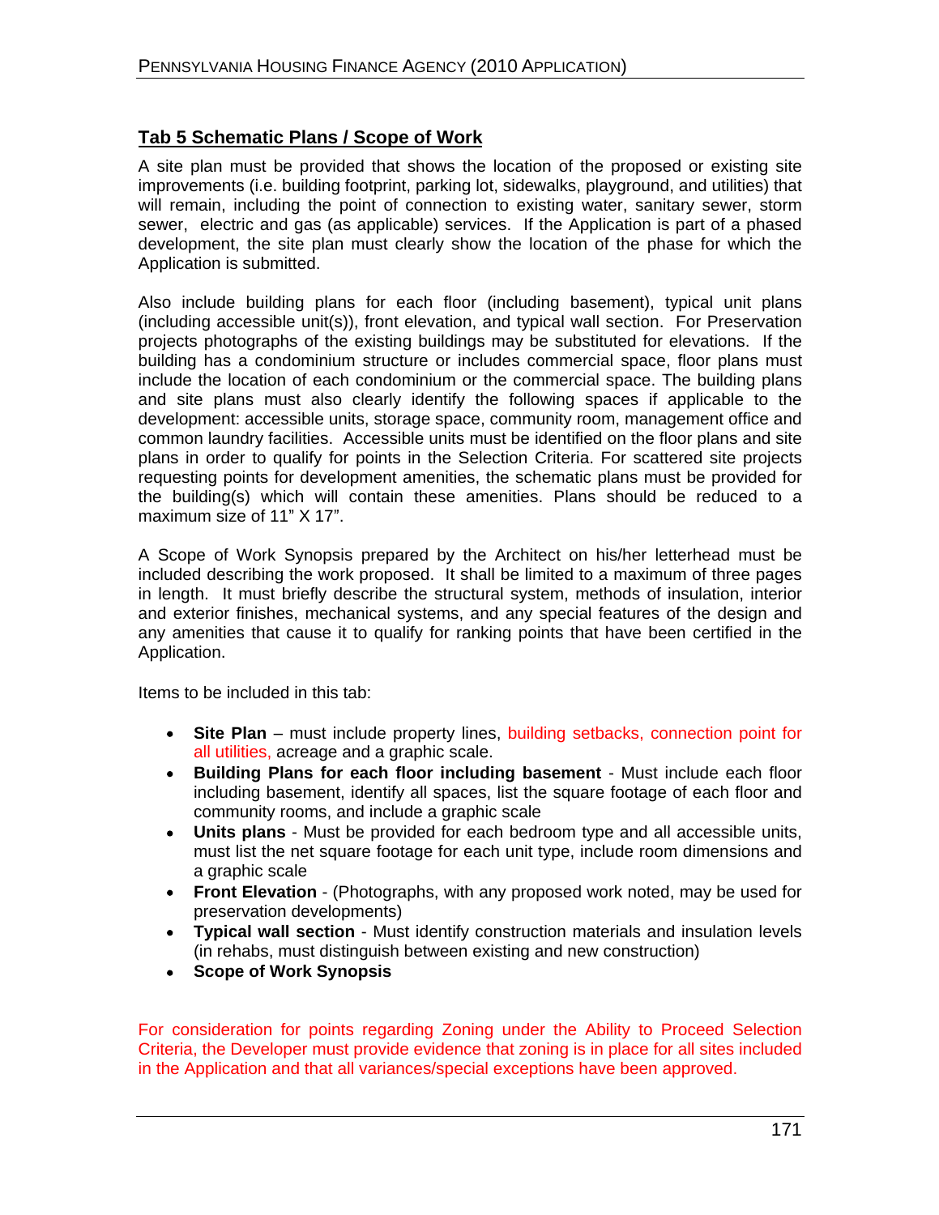## Tab 5 Schematic Plans / Scope of Work

A site plan must be provided that shows the location of the proposed or existing site improvements (i.e. building footprint, parking lot, sidewalks, playground, and utilities) that will remain, including the point of connection to existing water, sanitary sewer, storm sewer, electric and gas (as applicable) services. If the Application is part of a phased development, the site plan must clearly show the location of the phase for which the Application is submitted.

Also include building plans for each floor (including basement), typical unit plans (including accessible unit(s)), front elevation, and typical wall section. For Preservation projects photographs of the existing buildings may be substituted for elevations. If the building has a condominium structure or includes commercial space, floor plans must include the location of each condominium or the commercial space. The building plans and site plans must also clearly identify the following spaces if applicable to the development: accessible units, storage space, community room, management office and common laundry facilities. Accessible units must be identified on the floor plans and site plans in order to qualify for points in the Selection Criteria. For scattered site projects requesting points for development amenities, the schematic plans must be provided for the building(s) which will contain these amenities. Plans should be reduced to a maximum size of 11" X 17".

A Scope of Work Synopsis prepared by the Architect on his/her letterhead must be included describing the work proposed. It shall be limited to a maximum of three pages in length. It must briefly describe the structural system, methods of insulation, interior and exterior finishes, mechanical systems, and any special features of the design and any amenities that cause it to qualify for ranking points that have been certified in the Application.

Items to be included in this tab:

- **Site Plan** – must include property lines, building setbacks, connection point for all utilities, acreage and a graphic scale.
- **Building Plans for each floor including basement** - Must include each floor including basement, identify all spaces, list the square footage of each floor and community rooms, and include a graphic scale
- **Units plans** - Must be provided for each bedroom type and all accessible units, must list the net square footage for each unit type, include room dimensions and a graphic scale
- **Front Elevation** - (Photographs, with any proposed work noted, may be used for preservation developments)
- **Typical wall section** - Must identify construction materials and insulation levels (in rehabs, must distinguish between existing and new construction)
- **Scope of Work Synopsis**

For consideration for points regarding Zoning under the Ability to Proceed Selection Criteria, the Developer must provide evidence that zoning is in place for all sites included in the Application and that all variances/special exceptions have been approved.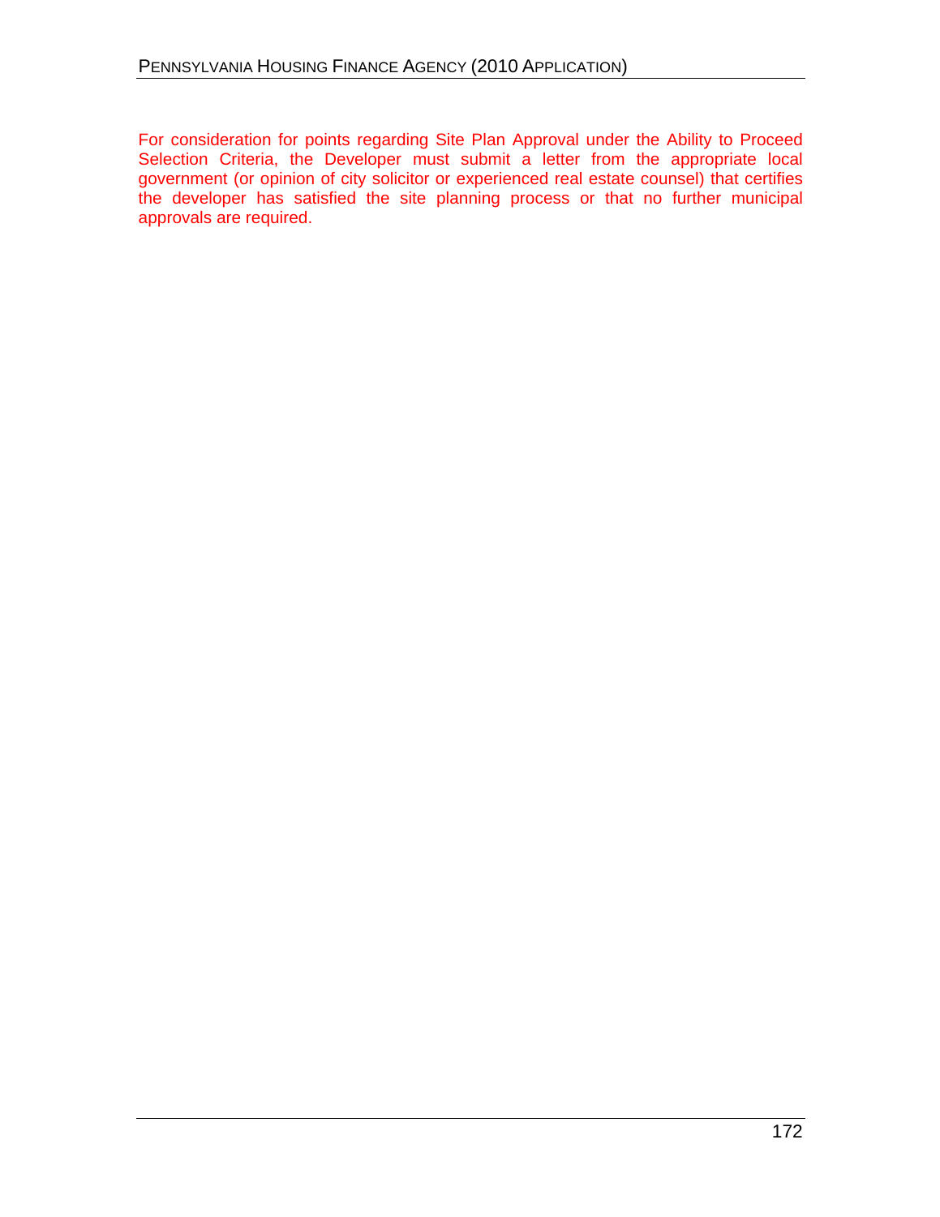For consideration for points regarding Site Plan Approval under the Ability to Proceed Selection Criteria, the Developer must submit a letter from the appropriate local government (or opinion of city solicitor or experienced real estate counsel) that certifies the developer has satisfied the site planning process or that no further municipal approvals are required.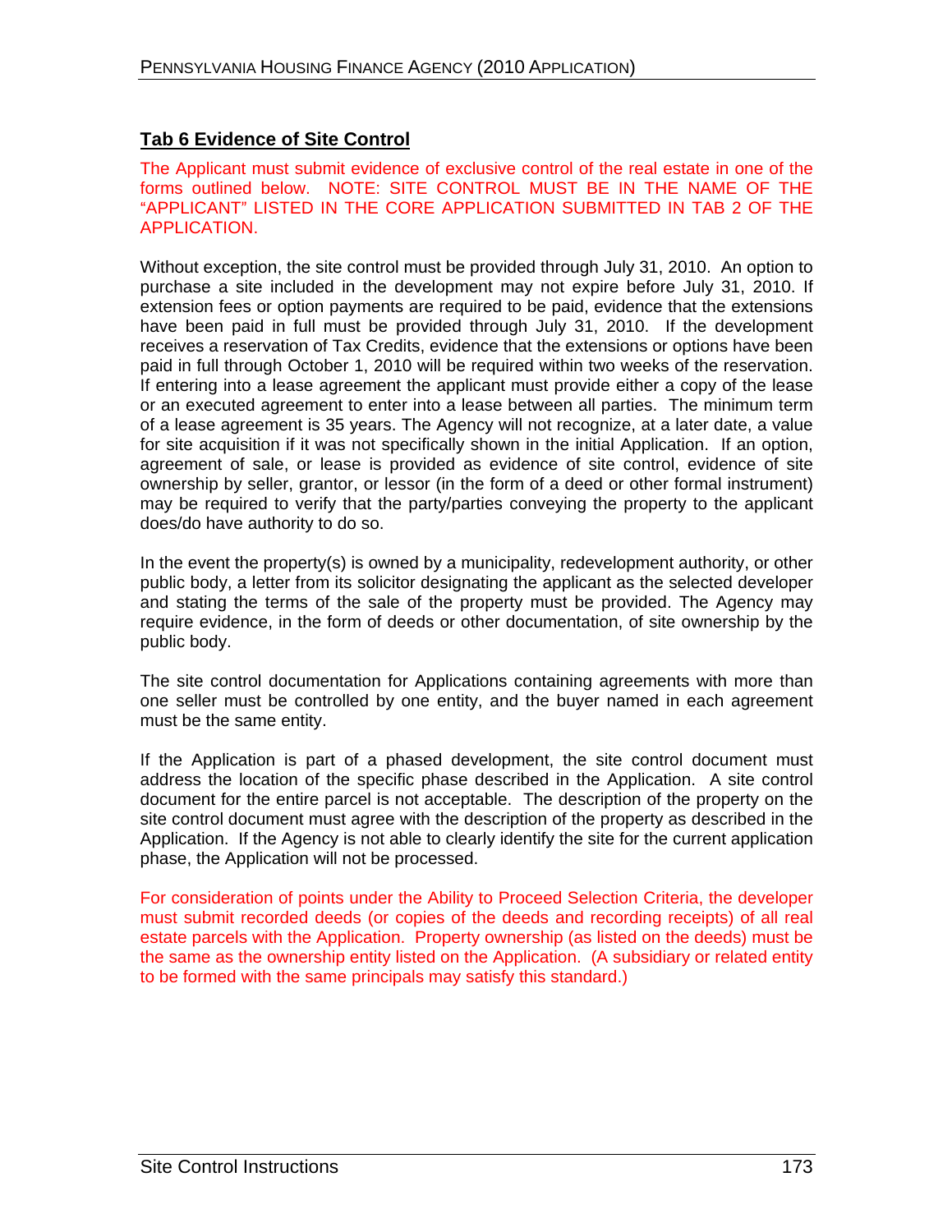## Tab 6 Evidence of Site Control

The Applicant must submit evidence of exclusive control of the real estate in one of the forms outlined below. NOTE: SITE CONTROL MUST BE IN THE NAME OF THE "APPLICANT" LISTED IN THE CORE APPLICATION SUBMITTED IN TAB 2 OF THE APPLICATION.

Without exception, the site control must be provided through July 31, 2010. An option to purchase a site included in the development may not expire before July 31, 2010. If extension fees or option payments are required to be paid, evidence that the extensions have been paid in full must be provided through July 31, 2010. If the development receives a reservation of Tax Credits, evidence that the extensions or options have been paid in full through October 1, 2010 will be required within two weeks of the reservation. If entering into a lease agreement the applicant must provide either a copy of the lease or an executed agreement to enter into a lease between all parties. The minimum term of a lease agreement is 35 years. The Agency will not recognize, at a later date, a value for site acquisition if it was not specifically shown in the initial Application. If an option, agreement of sale, or lease is provided as evidence of site control, evidence of site ownership by seller, grantor, or lessor (in the form of a deed or other formal instrument) may be required to verify that the party/parties conveying the property to the applicant does/do have authority to do so.

In the event the property(s) is owned by a municipality, redevelopment authority, or other public body, a letter from its solicitor designating the applicant as the selected developer and stating the terms of the sale of the property must be provided. The Agency may require evidence, in the form of deeds or other documentation, of site ownership by the public body.

The site control documentation for Applications containing agreements with more than one seller must be controlled by one entity, and the buyer named in each agreement must be the same entity.

If the Application is part of a phased development, the site control document must address the location of the specific phase described in the Application. A site control document for the entire parcel is not acceptable. The description of the property on the site control document must agree with the description of the property as described in the Application. If the Agency is not able to clearly identify the site for the current application phase, the Application will not be processed.

For consideration of points under the Ability to Proceed Selection Criteria, the developer must submit recorded deeds (or copies of the deeds and recording receipts) of all real estate parcels with the Application. Property ownership (as listed on the deeds) must be the same as the ownership entity listed on the Application. (A subsidiary or related entity to be formed with the same principals may satisfy this standard.)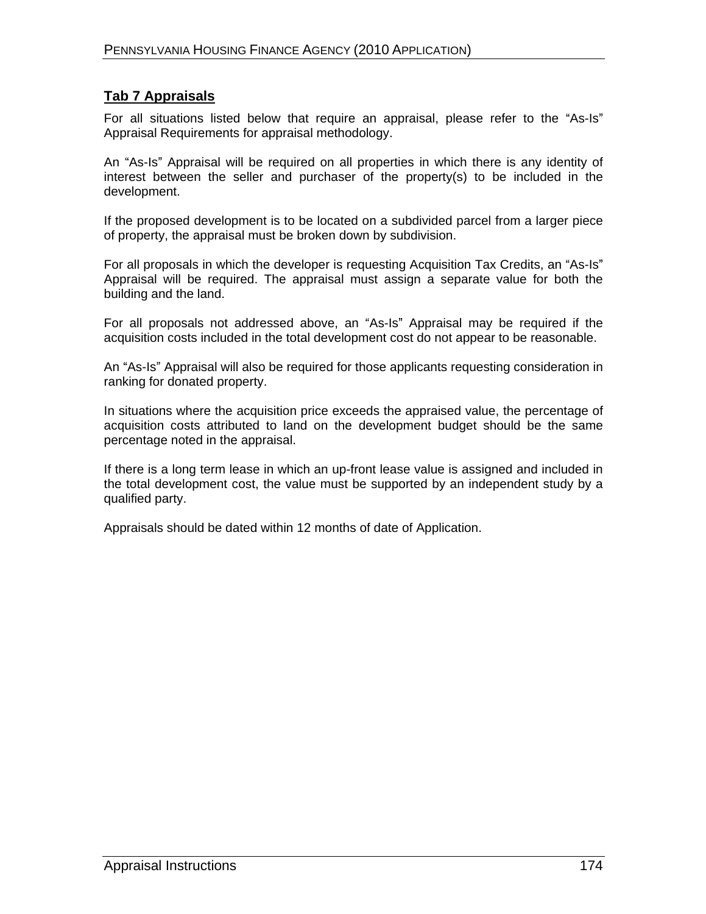## Tab 7 Appraisals

For all situations listed below that require an appraisal, please refer to the "As-Is" Appraisal Requirements for appraisal methodology.

An "As-Is" Appraisal will be required on all properties in which there is any identity of interest between the seller and purchaser of the property(s) to be included in the development.

If the proposed development is to be located on a subdivided parcel from a larger piece of property, the appraisal must be broken down by subdivision.

For all proposals in which the developer is requesting Acquisition Tax Credits, an "As-Is" Appraisal will be required. The appraisal must assign a separate value for both the building and the land.

For all proposals not addressed above, an "As-Is" Appraisal may be required if the acquisition costs included in the total development cost do not appear to be reasonable.

An "As-Is" Appraisal will also be required for those applicants requesting consideration in ranking for donated property.

In situations where the acquisition price exceeds the appraised value, the percentage of acquisition costs attributed to land on the development budget should be the same percentage noted in the appraisal.

If there is a long term lease in which an up-front lease value is assigned and included in the total development cost, the value must be supported by an independent study by a qualified party.

Appraisals should be dated within 12 months of date of Application.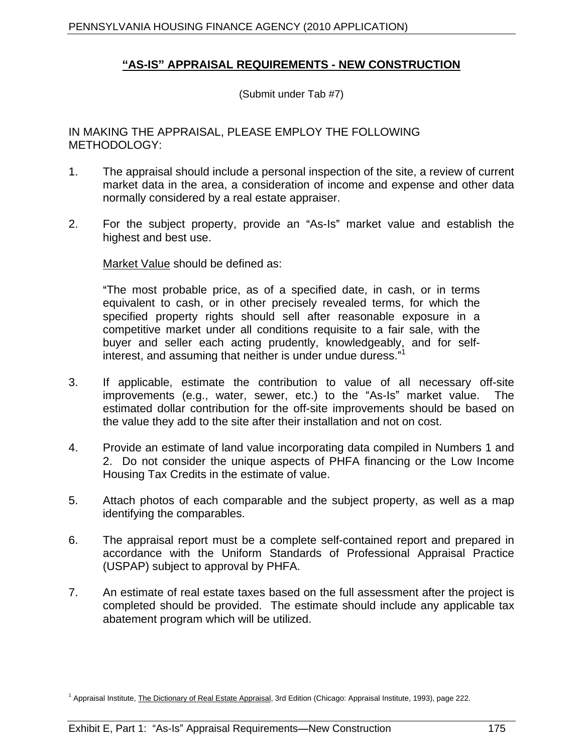## **“AS-IS” APPRAISAL REQUIREMENTS - NEW CONSTRUCTION**

(Submit under Tab #7)

IN MAKING THE APPRAISAL, PLEASE EMPLOY THE FOLLOWING METHODOLOGY:

1. The appraisal should include a personal inspection of the site, a review of current market data in the area, a consideration of income and expense and other data normally considered by a real estate appraiser.

2. For the subject property, provide an “As-Is” market value and establish the highest and best use.

   Market Value should be defined as:

   “The most probable price, as of a specified date, in cash, or in terms equivalent to cash, or in other precisely revealed terms, for which the specified property rights should sell after reasonable exposure in a competitive market under all conditions requisite to a fair sale, with the buyer and seller each acting prudently, knowledgeably, and for self-interest, and assuming that neither is under undue duress.”[1]

3. If applicable, estimate the contribution to value of all necessary off-site improvements (e.g., water, sewer, etc.) to the “As-Is” market value. The estimated dollar contribution for the off-site improvements should be based on the value they add to the site after their installation and not on cost.

4. Provide an estimate of land value incorporating data compiled in Numbers 1 and 2. Do not consider the unique aspects of PHFA financing or the Low Income Housing Tax Credits in the estimate of value.

5. Attach photos of each comparable and the subject property, as well as a map identifying the comparables.

6. The appraisal report must be a complete self-contained report and prepared in accordance with the Uniform Standards of Professional Appraisal Practice (USPAP) subject to approval by PHFA.

7. An estimate of real estate taxes based on the full assessment after the project is completed should be provided. The estimate should include any applicable tax abatement program which will be utilized.

[1] Appraisal Institute, The Dictionary of Real Estate Appraisal, 3rd Edition (Chicago: Appraisal Institute, 1993), page 222.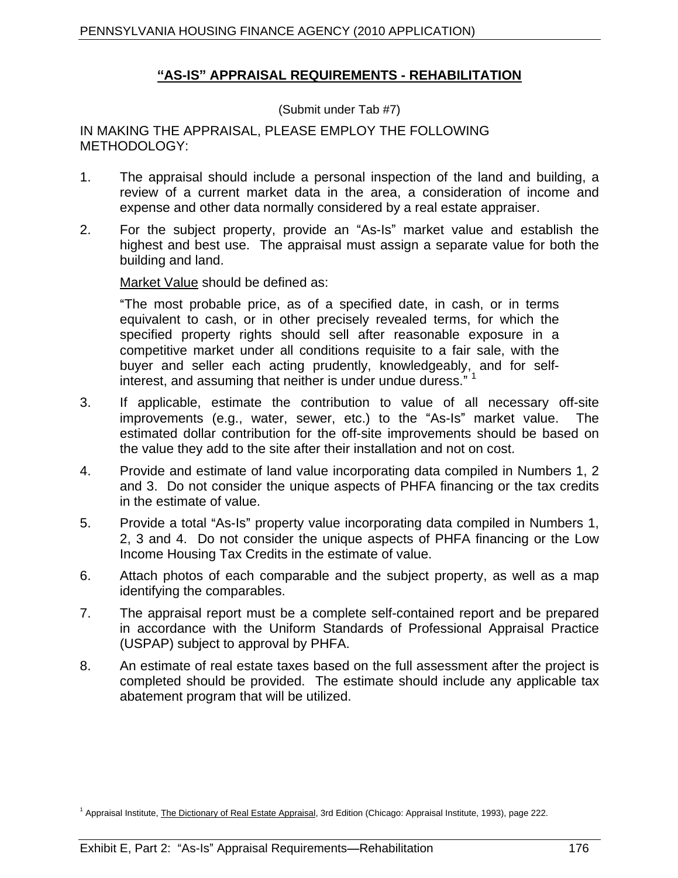# <u>**"AS-IS" APPRAISAL REQUIREMENTS - REHABILITATION**</u>

(Submit under Tab #7)

IN MAKING THE APPRAISAL, PLEASE EMPLOY THE FOLLOWING METHODOLOGY:

1. The appraisal should include a personal inspection of the land and building, a review of a current market data in the area, a consideration of income and expense and other data normally considered by a real estate appraiser.

2. For the subject property, provide an "As-Is" market value and establish the highest and best use. The appraisal must assign a separate value for both the building and land.

   <u>Market Value</u> should be defined as:

   > "The most probable price, as of a specified date, in cash, or in terms equivalent to cash, or in other precisely revealed terms, for which the specified property rights should sell after reasonable exposure in a competitive market under all conditions requisite to a fair sale, with the buyer and seller each acting prudently, knowledgeably, and for self-interest, and assuming that neither is under undue duress." [1]

3. If applicable, estimate the contribution to value of all necessary off-site improvements (e.g., water, sewer, etc.) to the "As-Is" market value. The estimated dollar contribution for the off-site improvements should be based on the value they add to the site after their installation and not on cost.

4. Provide and estimate of land value incorporating data compiled in Numbers 1, 2 and 3. Do not consider the unique aspects of PHFA financing or the tax credits in the estimate of value.

5. Provide a total "As-Is" property value incorporating data compiled in Numbers 1, 2, 3 and 4. Do not consider the unique aspects of PHFA financing or the Low Income Housing Tax Credits in the estimate of value.

6. Attach photos of each comparable and the subject property, as well as a map identifying the comparables.

7. The appraisal report must be a complete self-contained report and be prepared in accordance with the Uniform Standards of Professional Appraisal Practice (USPAP) subject to approval by PHFA.

8. An estimate of real estate taxes based on the full assessment after the project is completed should be provided. The estimate should include any applicable tax abatement program that will be utilized.

[1] Appraisal Institute, <u>The Dictionary of Real Estate Appraisal</u>, 3rd Edition (Chicago: Appraisal Institute, 1993), page 222.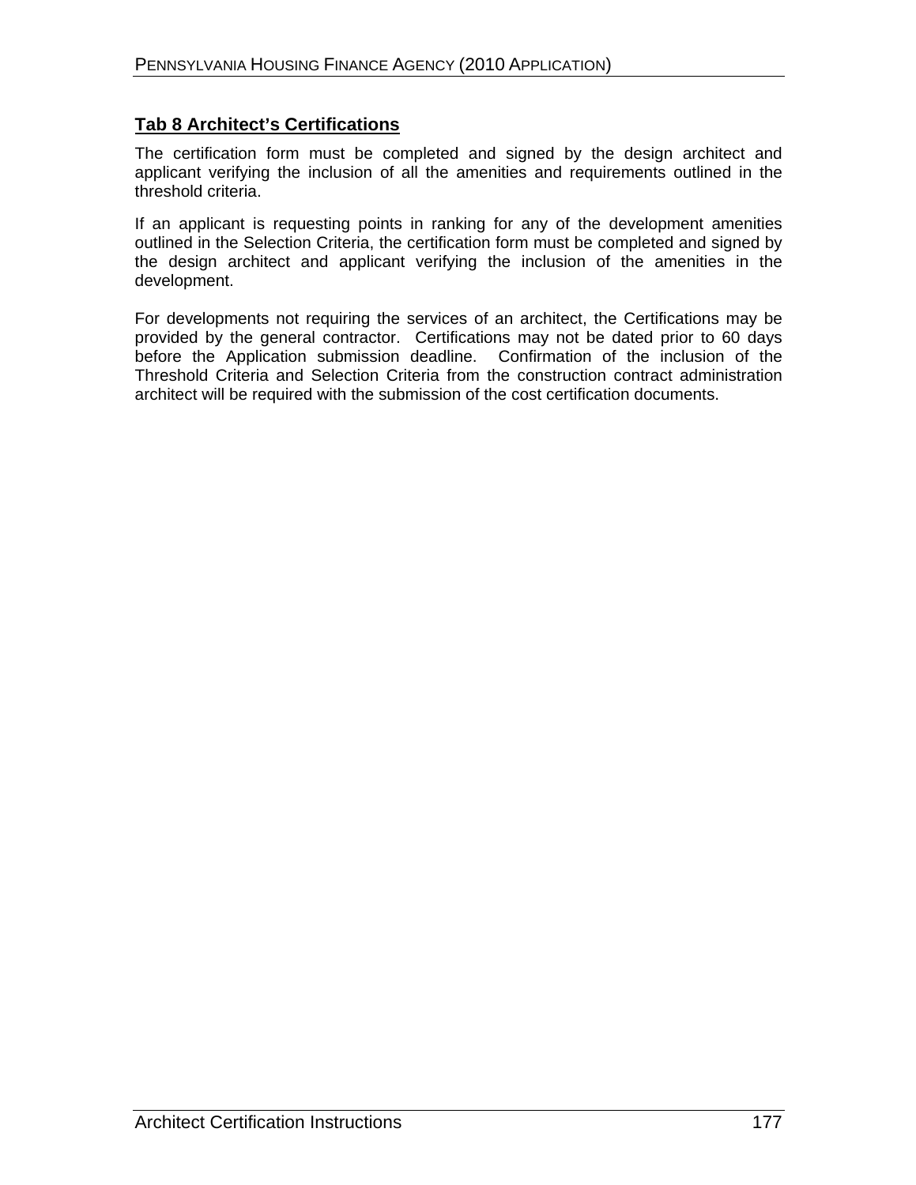## Tab 8 Architect's Certifications

The certification form must be completed and signed by the design architect and applicant verifying the inclusion of all the amenities and requirements outlined in the threshold criteria.

If an applicant is requesting points in ranking for any of the development amenities outlined in the Selection Criteria, the certification form must be completed and signed by the design architect and applicant verifying the inclusion of the amenities in the development.

For developments not requiring the services of an architect, the Certifications may be provided by the general contractor. Certifications may not be dated prior to 60 days before the Application submission deadline. Confirmation of the inclusion of the Threshold Criteria and Selection Criteria from the construction contract administration architect will be required with the submission of the cost certification documents.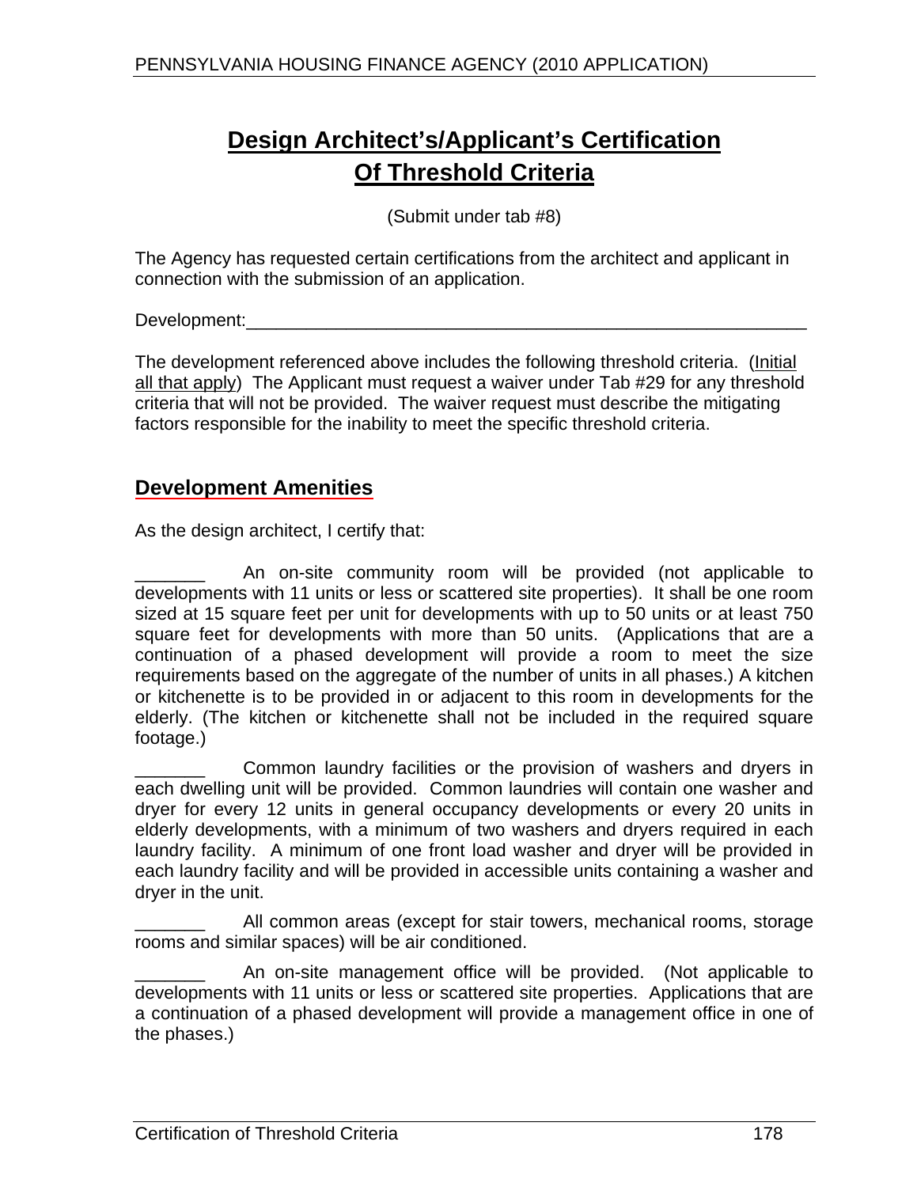# Design Architect's/Applicant's Certification Of Threshold Criteria

(Submit under tab #8)

The Agency has requested certain certifications from the architect and applicant in connection with the submission of an application.

Development:___________________________________________________________

The development referenced above includes the following threshold criteria. (Initial all that apply) The Applicant must request a waiver under Tab #29 for any threshold criteria that will not be provided. The waiver request must describe the mitigating factors responsible for the inability to meet the specific threshold criteria.

## Development Amenities

As the design architect, I certify that:

_______ An on-site community room will be provided (not applicable to developments with 11 units or less or scattered site properties). It shall be one room sized at 15 square feet per unit for developments with up to 50 units or at least 750 square feet for developments with more than 50 units. (Applications that are a continuation of a phased development will provide a room to meet the size requirements based on the aggregate of the number of units in all phases.) A kitchen or kitchenette is to be provided in or adjacent to this room in developments for the elderly. (The kitchen or kitchenette shall not be included in the required square footage.)

_______ Common laundry facilities or the provision of washers and dryers in each dwelling unit will be provided. Common laundries will contain one washer and dryer for every 12 units in general occupancy developments or every 20 units in elderly developments, with a minimum of two washers and dryers required in each laundry facility. A minimum of one front load washer and dryer will be provided in each laundry facility and will be provided in accessible units containing a washer and dryer in the unit.

_______ All common areas (except for stair towers, mechanical rooms, storage rooms and similar spaces) will be air conditioned.

_______ An on-site management office will be provided. (Not applicable to developments with 11 units or less or scattered site properties. Applications that are a continuation of a phased development will provide a management office in one of the phases.)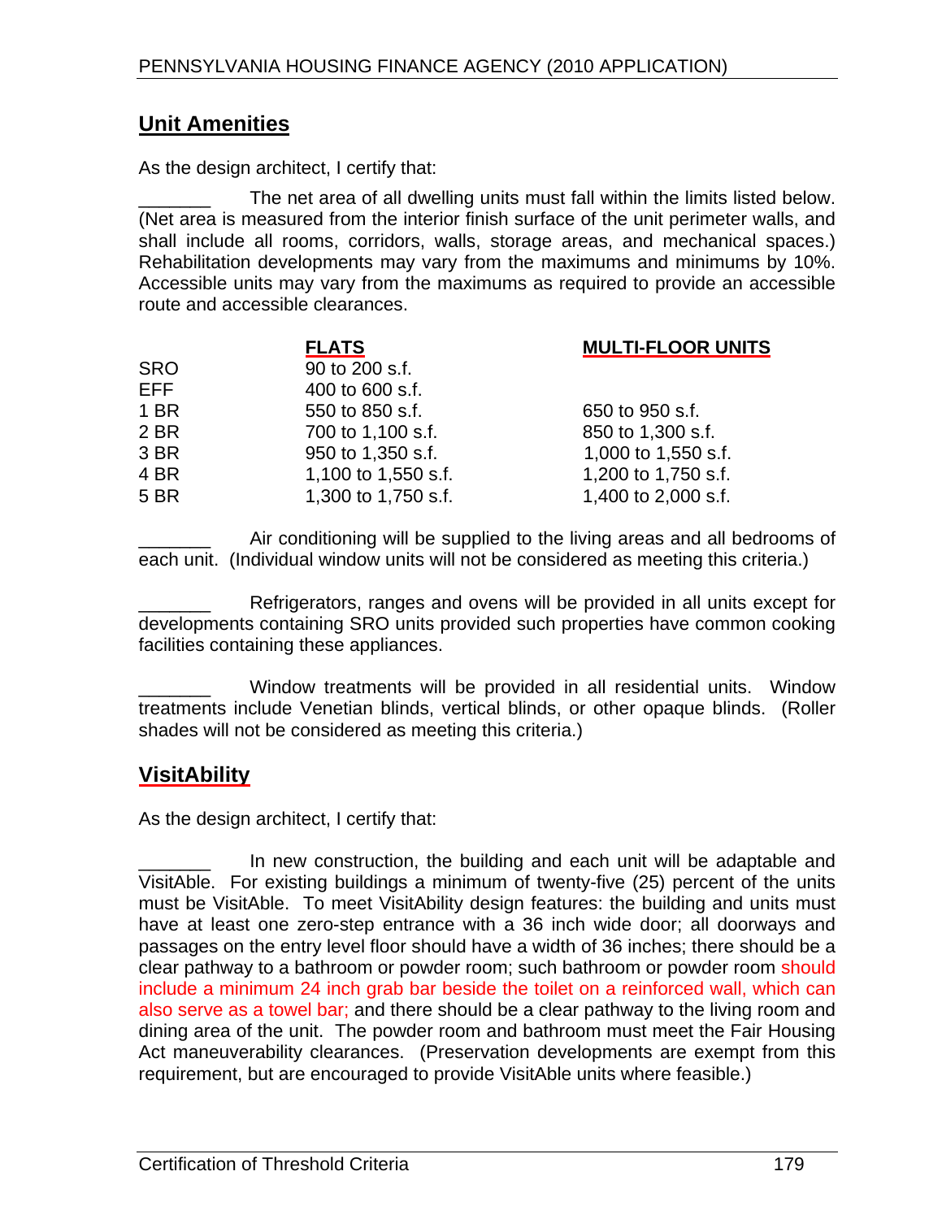## Unit Amenities

As the design architect, I certify that:

_______ The net area of all dwelling units must fall within the limits listed below. (Net area is measured from the interior finish surface of the unit perimeter walls, and shall include all rooms, corridors, walls, storage areas, and mechanical spaces.) Rehabilitation developments may vary from the maximums and minimums by 10%. Accessible units may vary from the maximums as required to provide an accessible route and accessible clearances.

| | FLATS | MULTI-FLOOR UNITS |
|---|---|---|
| SRO | 90 to 200 s.f. | |
| EFF | 400 to 600 s.f. | |
| 1 BR | 550 to 850 s.f. | 650 to 950 s.f. |
| 2 BR | 700 to 1,100 s.f. | 850 to 1,300 s.f. |
| 3 BR | 950 to 1,350 s.f. | 1,000 to 1,550 s.f. |
| 4 BR | 1,100 to 1,550 s.f. | 1,200 to 1,750 s.f. |
| 5 BR | 1,300 to 1,750 s.f. | 1,400 to 2,000 s.f. |

_______ Air conditioning will be supplied to the living areas and all bedrooms of each unit. (Individual window units will not be considered as meeting this criteria.)

_______ Refrigerators, ranges and ovens will be provided in all units except for developments containing SRO units provided such properties have common cooking facilities containing these appliances.

_______ Window treatments will be provided in all residential units. Window treatments include Venetian blinds, vertical blinds, or other opaque blinds. (Roller shades will not be considered as meeting this criteria.)

## VisitAbility

As the design architect, I certify that:

_______ In new construction, the building and each unit will be adaptable and VisitAble. For existing buildings a minimum of twenty-five (25) percent of the units must be VisitAble. To meet VisitAbility design features: the building and units must have at least one zero-step entrance with a 36 inch wide door; all doorways and passages on the entry level floor should have a width of 36 inches; there should be a clear pathway to a bathroom or powder room; such bathroom or powder room should include a minimum 24 inch grab bar beside the toilet on a reinforced wall, which can also serve as a towel bar; and there should be a clear pathway to the living room and dining area of the unit. The powder room and bathroom must meet the Fair Housing Act maneuverability clearances. (Preservation developments are exempt from this requirement, but are encouraged to provide VisitAble units where feasible.)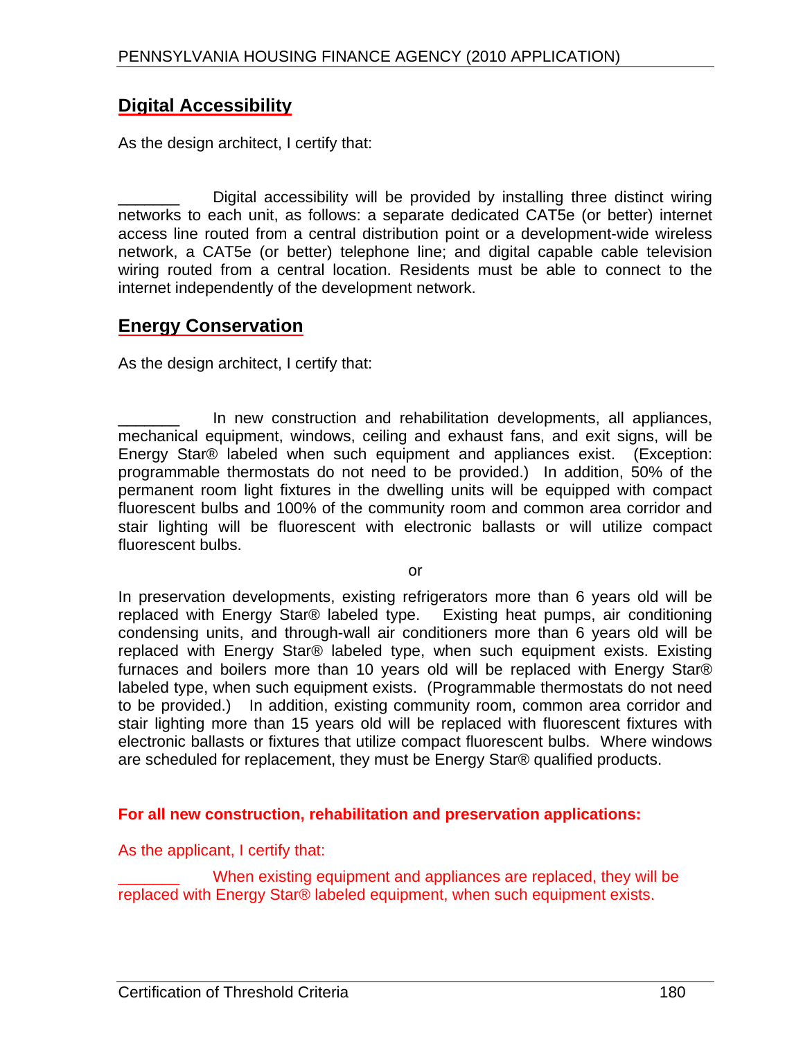## Digital Accessibility

As the design architect, I certify that:

_______ Digital accessibility will be provided by installing three distinct wiring networks to each unit, as follows: a separate dedicated CAT5e (or better) internet access line routed from a central distribution point or a development-wide wireless network, a CAT5e (or better) telephone line; and digital capable cable television wiring routed from a central location. Residents must be able to connect to the internet independently of the development network.

## Energy Conservation

As the design architect, I certify that:

_______ In new construction and rehabilitation developments, all appliances, mechanical equipment, windows, ceiling and exhaust fans, and exit signs, will be Energy Star® labeled when such equipment and appliances exist. (Exception: programmable thermostats do not need to be provided.) In addition, 50% of the permanent room light fixtures in the dwelling units will be equipped with compact fluorescent bulbs and 100% of the community room and common area corridor and stair lighting will be fluorescent with electronic ballasts or will utilize compact fluorescent bulbs.

or

In preservation developments, existing refrigerators more than 6 years old will be replaced with Energy Star® labeled type. Existing heat pumps, air conditioning condensing units, and through-wall air conditioners more than 6 years old will be replaced with Energy Star® labeled type, when such equipment exists. Existing furnaces and boilers more than 10 years old will be replaced with Energy Star® labeled type, when such equipment exists. (Programmable thermostats do not need to be provided.) In addition, existing community room, common area corridor and stair lighting more than 15 years old will be replaced with fluorescent fixtures with electronic ballasts or fixtures that utilize compact fluorescent bulbs. Where windows are scheduled for replacement, they must be Energy Star® qualified products.

**For all new construction, rehabilitation and preservation applications:**

As the applicant, I certify that:

_______ When existing equipment and appliances are replaced, they will be replaced with Energy Star® labeled equipment, when such equipment exists.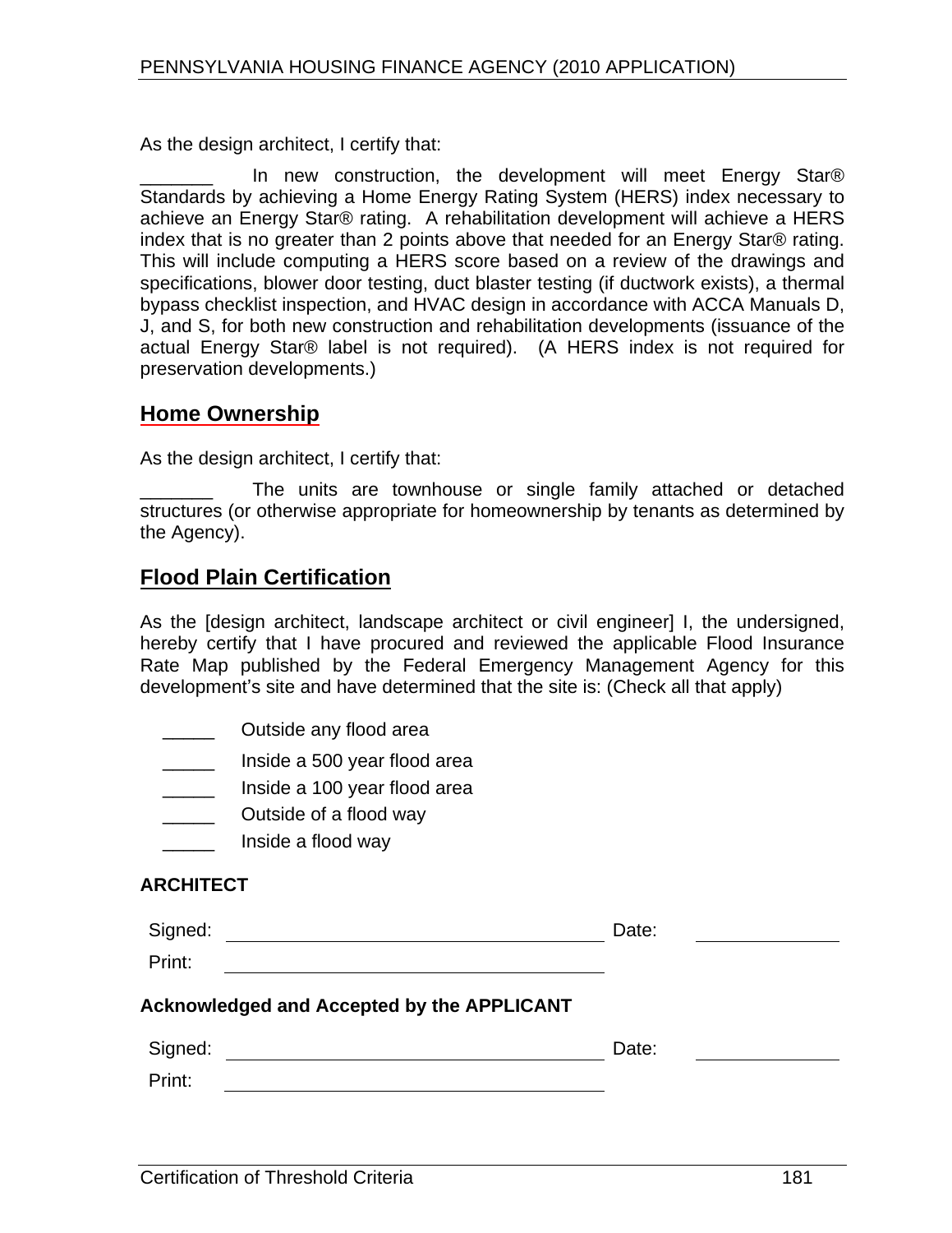As the design architect, I certify that:

_______ In new construction, the development will meet Energy Star® Standards by achieving a Home Energy Rating System (HERS) index necessary to achieve an Energy Star® rating. A rehabilitation development will achieve a HERS index that is no greater than 2 points above that needed for an Energy Star® rating. This will include computing a HERS score based on a review of the drawings and specifications, blower door testing, duct blaster testing (if ductwork exists), a thermal bypass checklist inspection, and HVAC design in accordance with ACCA Manuals D, J, and S, for both new construction and rehabilitation developments (issuance of the actual Energy Star® label is not required). (A HERS index is not required for preservation developments.)

## Home Ownership

As the design architect, I certify that:

_______ The units are townhouse or single family attached or detached structures (or otherwise appropriate for homeownership by tenants as determined by the Agency).

## Flood Plain Certification

As the [design architect, landscape architect or civil engineer] I, the undersigned, hereby certify that I have procured and reviewed the applicable Flood Insurance Rate Map published by the Federal Emergency Management Agency for this development's site and have determined that the site is: (Check all that apply)

_____ Outside any flood area

_____ Inside a 500 year flood area

_____ Inside a 100 year flood area

_____ Outside of a flood way

_____ Inside a flood way

**ARCHITECT**

Signed: ______________________________ Date: ______________

Print: ______________________________

**Acknowledged and Accepted by the APPLICANT**

Signed: ______________________________ Date: ______________

Print: ______________________________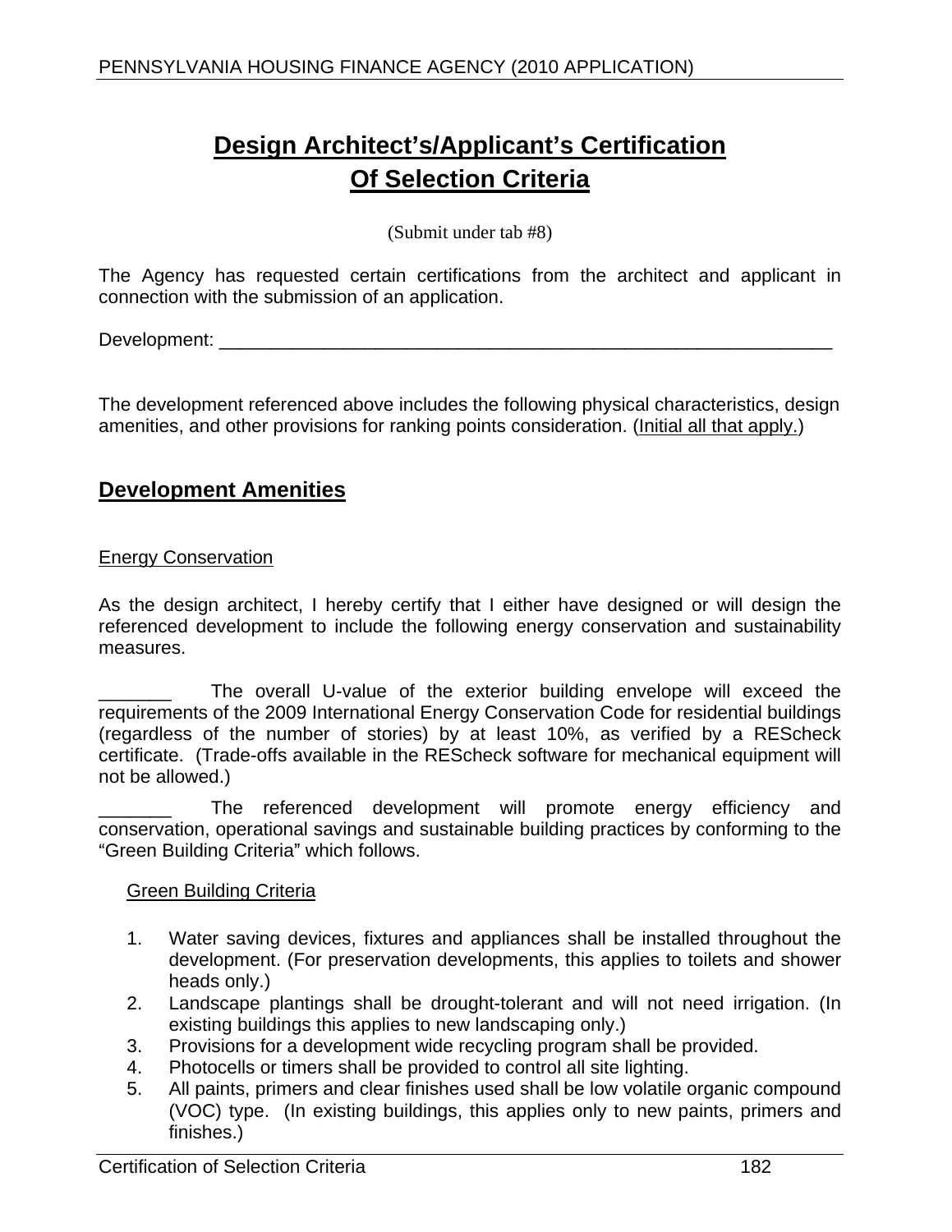# Design Architect's/Applicant's Certification Of Selection Criteria

(Submit under tab #8)

The Agency has requested certain certifications from the architect and applicant in connection with the submission of an application.

Development: ______________________________________________________________

The development referenced above includes the following physical characteristics, design amenities, and other provisions for ranking points consideration. (Initial all that apply.)

## Development Amenities

### Energy Conservation

As the design architect, I hereby certify that I either have designed or will design the referenced development to include the following energy conservation and sustainability measures.

_______ The overall U-value of the exterior building envelope will exceed the requirements of the 2009 International Energy Conservation Code for residential buildings (regardless of the number of stories) by at least 10%, as verified by a REScheck certificate. (Trade-offs available in the REScheck software for mechanical equipment will not be allowed.)

_______ The referenced development will promote energy efficiency and conservation, operational savings and sustainable building practices by conforming to the "Green Building Criteria" which follows.

#### Green Building Criteria

1. Water saving devices, fixtures and appliances shall be installed throughout the development. (For preservation developments, this applies to toilets and shower heads only.)
2. Landscape plantings shall be drought-tolerant and will not need irrigation. (In existing buildings this applies to new landscaping only.)
3. Provisions for a development wide recycling program shall be provided.
4. Photocells or timers shall be provided to control all site lighting.
5. All paints, primers and clear finishes used shall be low volatile organic compound (VOC) type. (In existing buildings, this applies only to new paints, primers and finishes.)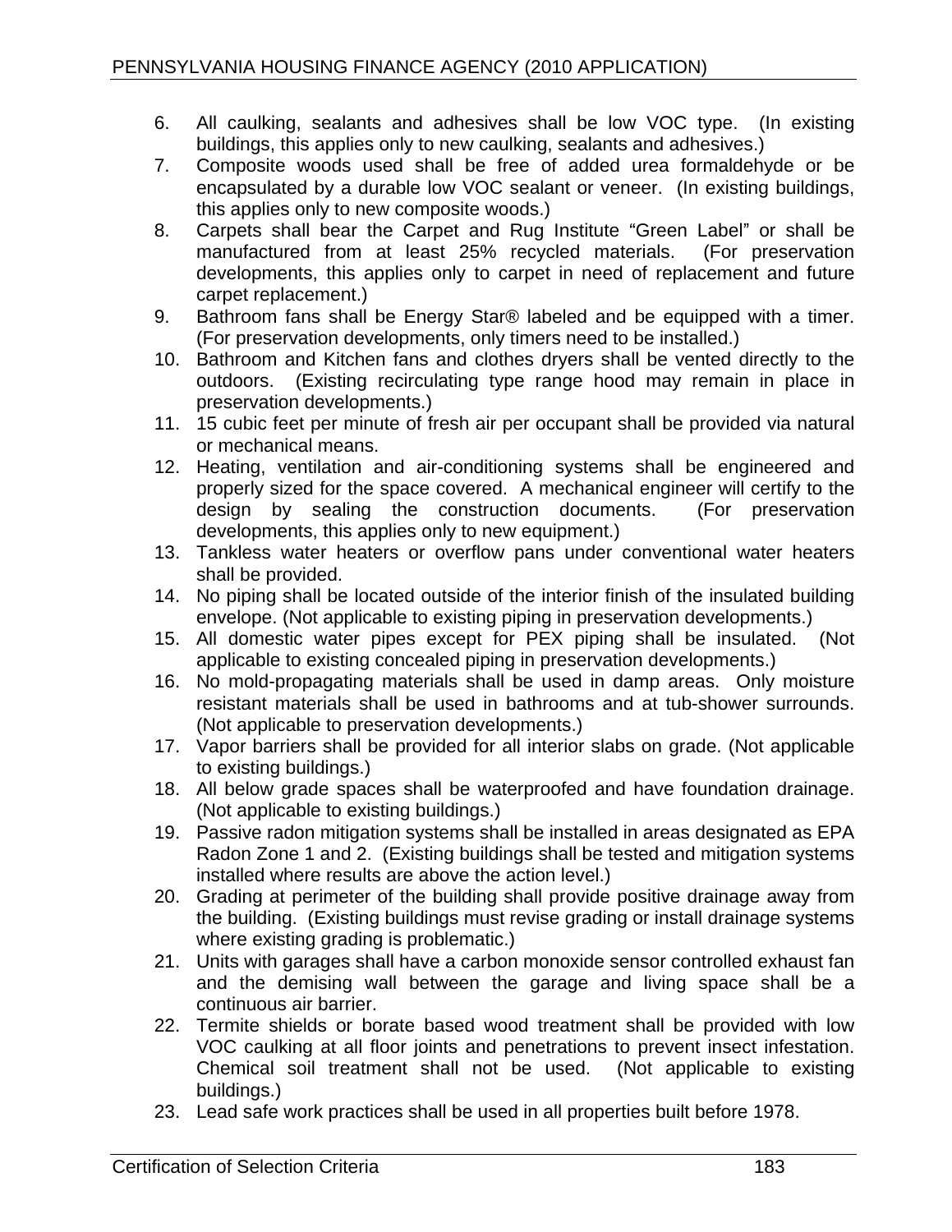6. All caulking, sealants and adhesives shall be low VOC type. (In existing buildings, this applies only to new caulking, sealants and adhesives.)
7. Composite woods used shall be free of added urea formaldehyde or be encapsulated by a durable low VOC sealant or veneer. (In existing buildings, this applies only to new composite woods.)
8. Carpets shall bear the Carpet and Rug Institute "Green Label" or shall be manufactured from at least 25% recycled materials. (For preservation developments, this applies only to carpet in need of replacement and future carpet replacement.)
9. Bathroom fans shall be Energy Star® labeled and be equipped with a timer. (For preservation developments, only timers need to be installed.)
10. Bathroom and Kitchen fans and clothes dryers shall be vented directly to the outdoors. (Existing recirculating type range hood may remain in place in preservation developments.)
11. 15 cubic feet per minute of fresh air per occupant shall be provided via natural or mechanical means.
12. Heating, ventilation and air-conditioning systems shall be engineered and properly sized for the space covered. A mechanical engineer will certify to the design by sealing the construction documents. (For preservation developments, this applies only to new equipment.)
13. Tankless water heaters or overflow pans under conventional water heaters shall be provided.
14. No piping shall be located outside of the interior finish of the insulated building envelope. (Not applicable to existing piping in preservation developments.)
15. All domestic water pipes except for PEX piping shall be insulated. (Not applicable to existing concealed piping in preservation developments.)
16. No mold-propagating materials shall be used in damp areas. Only moisture resistant materials shall be used in bathrooms and at tub-shower surrounds. (Not applicable to preservation developments.)
17. Vapor barriers shall be provided for all interior slabs on grade. (Not applicable to existing buildings.)
18. All below grade spaces shall be waterproofed and have foundation drainage. (Not applicable to existing buildings.)
19. Passive radon mitigation systems shall be installed in areas designated as EPA Radon Zone 1 and 2. (Existing buildings shall be tested and mitigation systems installed where results are above the action level.)
20. Grading at perimeter of the building shall provide positive drainage away from the building. (Existing buildings must revise grading or install drainage systems where existing grading is problematic.)
21. Units with garages shall have a carbon monoxide sensor controlled exhaust fan and the demising wall between the garage and living space shall be a continuous air barrier.
22. Termite shields or borate based wood treatment shall be provided with low VOC caulking at all floor joints and penetrations to prevent insect infestation. Chemical soil treatment shall not be used. (Not applicable to existing buildings.)
23. Lead safe work practices shall be used in all properties built before 1978.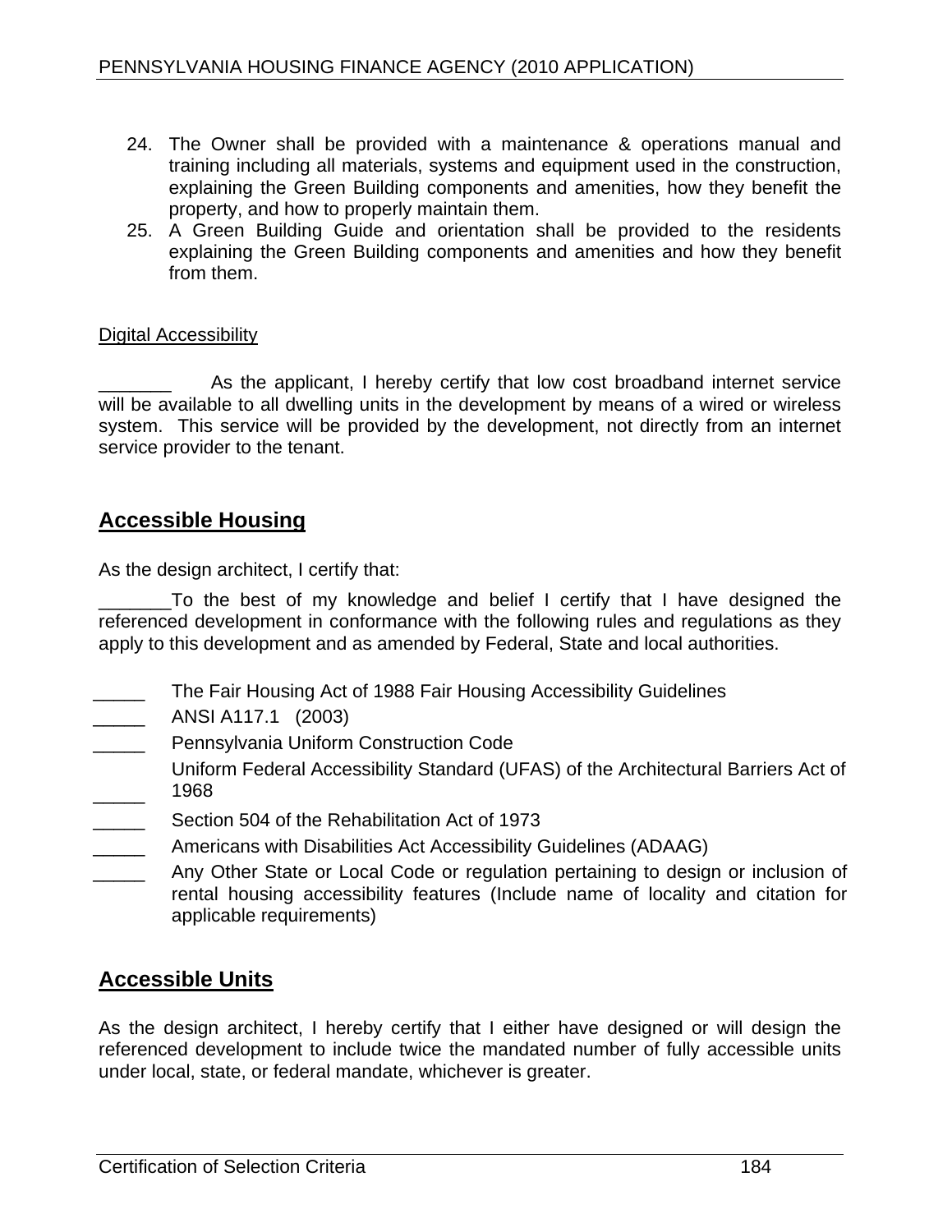24. The Owner shall be provided with a maintenance & operations manual and training including all materials, systems and equipment used in the construction, explaining the Green Building components and amenities, how they benefit the property, and how to properly maintain them.
25. A Green Building Guide and orientation shall be provided to the residents explaining the Green Building components and amenities and how they benefit from them.

Digital Accessibility

_______ As the applicant, I hereby certify that low cost broadband internet service will be available to all dwelling units in the development by means of a wired or wireless system. This service will be provided by the development, not directly from an internet service provider to the tenant.

## Accessible Housing

As the design architect, I certify that:

_______To the best of my knowledge and belief I certify that I have designed the referenced development in conformance with the following rules and regulations as they apply to this development and as amended by Federal, State and local authorities.

_____ The Fair Housing Act of 1988 Fair Housing Accessibility Guidelines

_____ ANSI A117.1 (2003)

_____ Pennsylvania Uniform Construction Code

_____ Uniform Federal Accessibility Standard (UFAS) of the Architectural Barriers Act of 1968

_____ Section 504 of the Rehabilitation Act of 1973

_____ Americans with Disabilities Act Accessibility Guidelines (ADAAG)

_____ Any Other State or Local Code or regulation pertaining to design or inclusion of rental housing accessibility features (Include name of locality and citation for applicable requirements)

## Accessible Units

As the design architect, I hereby certify that I either have designed or will design the referenced development to include twice the mandated number of fully accessible units under local, state, or federal mandate, whichever is greater.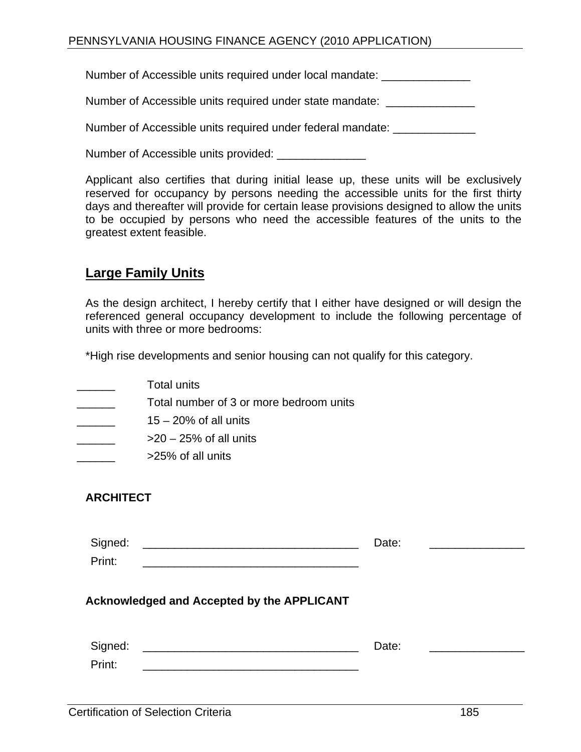Number of Accessible units required under local mandate: ______________

Number of Accessible units required under state mandate: ______________

Number of Accessible units required under federal mandate: _____________

Number of Accessible units provided: ______________

Applicant also certifies that during initial lease up, these units will be exclusively reserved for occupancy by persons needing the accessible units for the first thirty days and thereafter will provide for certain lease provisions designed to allow the units to be occupied by persons who need the accessible features of the units to the greatest extent feasible.

## Large Family Units

As the design architect, I hereby certify that I either have designed or will design the referenced general occupancy development to include the following percentage of units with three or more bedrooms:

*High rise developments and senior housing can not qualify for this category.

______ Total units

______ Total number of 3 or more bedroom units

______ 15 – 20% of all units

______ >20 – 25% of all units

______ >25% of all units

**ARCHITECT**

Signed: __________________________________ Date: _______________

Print: __________________________________

**Acknowledged and Accepted by the APPLICANT**

Signed: __________________________________ Date: _______________

Print: __________________________________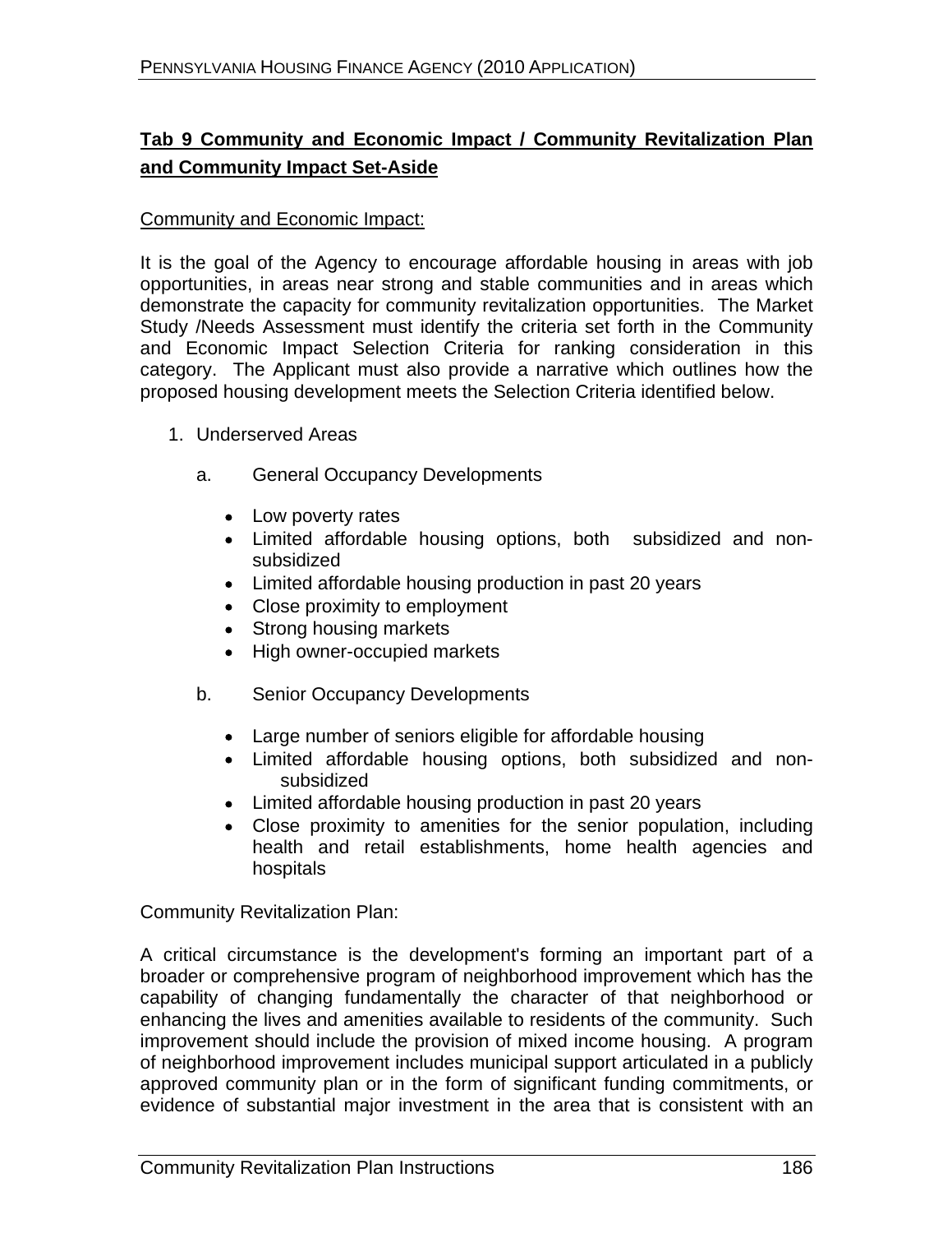## Tab 9 Community and Economic Impact / Community Revitalization Plan and Community Impact Set-Aside

Community and Economic Impact:

It is the goal of the Agency to encourage affordable housing in areas with job opportunities, in areas near strong and stable communities and in areas which demonstrate the capacity for community revitalization opportunities. The Market Study /Needs Assessment must identify the criteria set forth in the Community and Economic Impact Selection Criteria for ranking consideration in this category. The Applicant must also provide a narrative which outlines how the proposed housing development meets the Selection Criteria identified below.

1. Underserved Areas

   a. General Occupancy Developments

      - Low poverty rates
      - Limited affordable housing options, both subsidized and non-subsidized
      - Limited affordable housing production in past 20 years
      - Close proximity to employment
      - Strong housing markets
      - High owner-occupied markets

   b. Senior Occupancy Developments

      - Large number of seniors eligible for affordable housing
      - Limited affordable housing options, both subsidized and non-subsidized
      - Limited affordable housing production in past 20 years
      - Close proximity to amenities for the senior population, including health and retail establishments, home health agencies and hospitals

Community Revitalization Plan:

A critical circumstance is the development's forming an important part of a broader or comprehensive program of neighborhood improvement which has the capability of changing fundamentally the character of that neighborhood or enhancing the lives and amenities available to residents of the community. Such improvement should include the provision of mixed income housing. A program of neighborhood improvement includes municipal support articulated in a publicly approved community plan or in the form of significant funding commitments, or evidence of substantial major investment in the area that is consistent with an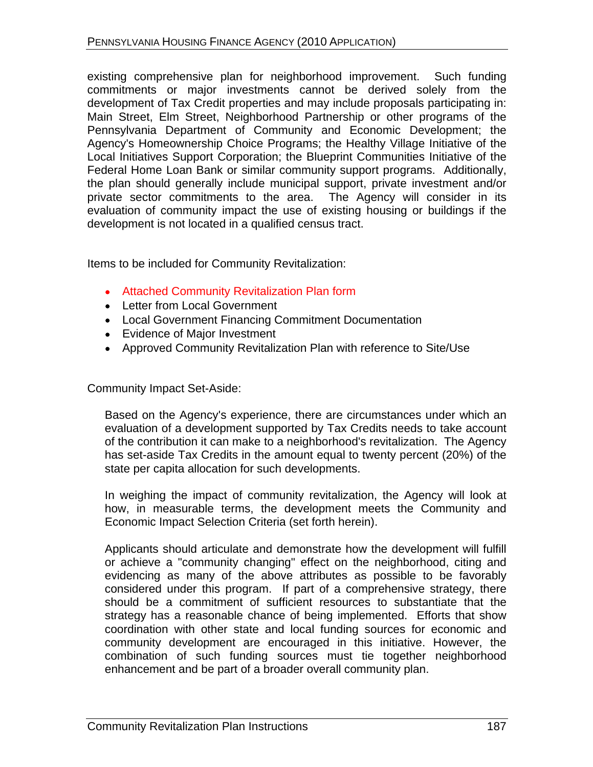existing comprehensive plan for neighborhood improvement. Such funding commitments or major investments cannot be derived solely from the development of Tax Credit properties and may include proposals participating in: Main Street, Elm Street, Neighborhood Partnership or other programs of the Pennsylvania Department of Community and Economic Development; the Agency's Homeownership Choice Programs; the Healthy Village Initiative of the Local Initiatives Support Corporation; the Blueprint Communities Initiative of the Federal Home Loan Bank or similar community support programs. Additionally, the plan should generally include municipal support, private investment and/or private sector commitments to the area. The Agency will consider in its evaluation of community impact the use of existing housing or buildings if the development is not located in a qualified census tract.

Items to be included for Community Revitalization:

- Attached Community Revitalization Plan form
- Letter from Local Government
- Local Government Financing Commitment Documentation
- Evidence of Major Investment
- Approved Community Revitalization Plan with reference to Site/Use

Community Impact Set-Aside:

Based on the Agency's experience, there are circumstances under which an evaluation of a development supported by Tax Credits needs to take account of the contribution it can make to a neighborhood's revitalization. The Agency has set-aside Tax Credits in the amount equal to twenty percent (20%) of the state per capita allocation for such developments.

In weighing the impact of community revitalization, the Agency will look at how, in measurable terms, the development meets the Community and Economic Impact Selection Criteria (set forth herein).

Applicants should articulate and demonstrate how the development will fulfill or achieve a "community changing" effect on the neighborhood, citing and evidencing as many of the above attributes as possible to be favorably considered under this program. If part of a comprehensive strategy, there should be a commitment of sufficient resources to substantiate that the strategy has a reasonable chance of being implemented. Efforts that show coordination with other state and local funding sources for economic and community development are encouraged in this initiative. However, the combination of such funding sources must tie together neighborhood enhancement and be part of a broader overall community plan.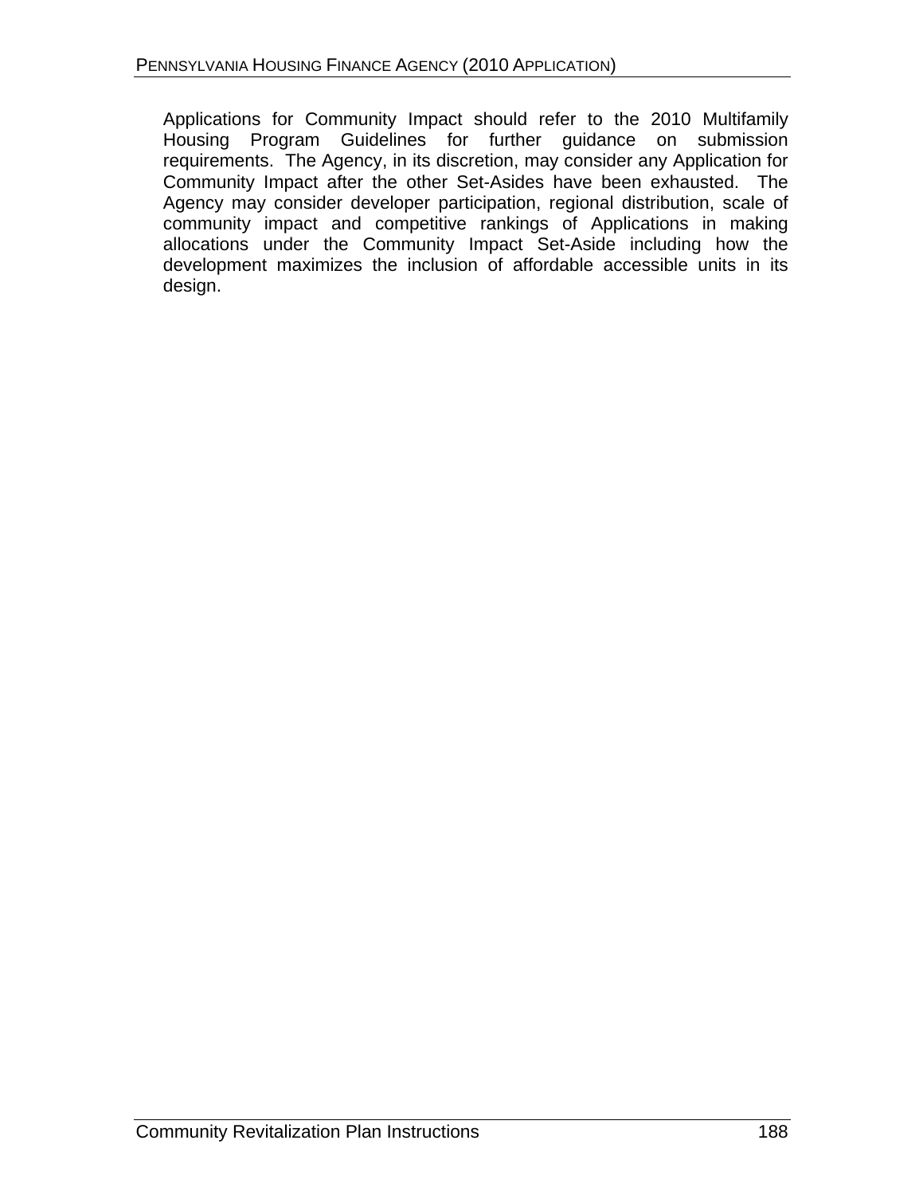Applications for Community Impact should refer to the 2010 Multifamily Housing Program Guidelines for further guidance on submission requirements. The Agency, in its discretion, may consider any Application for Community Impact after the other Set-Asides have been exhausted. The Agency may consider developer participation, regional distribution, scale of community impact and competitive rankings of Applications in making allocations under the Community Impact Set-Aside including how the development maximizes the inclusion of affordable accessible units in its design.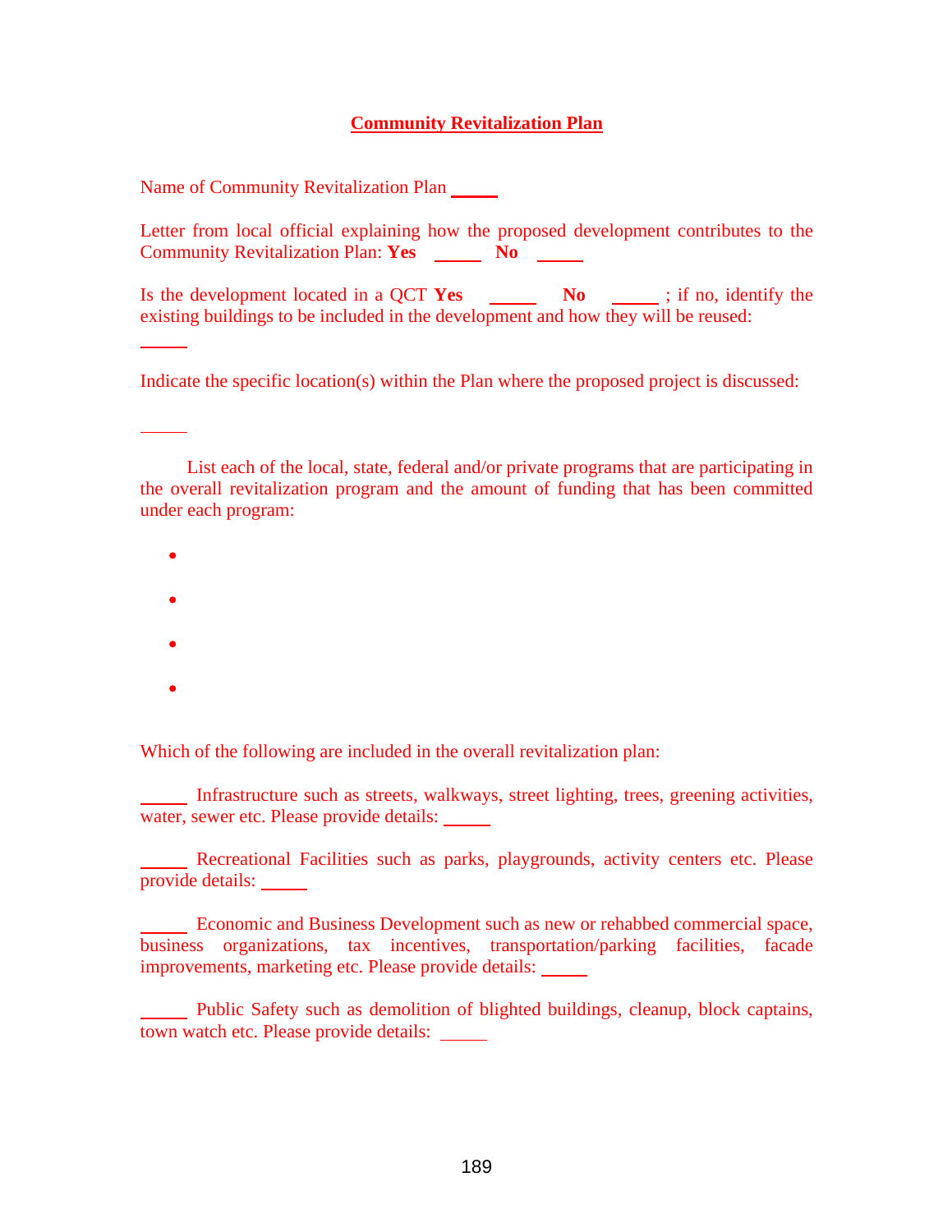## Community Revitalization Plan

Name of Community Revitalization Plan _____

Letter from local official explaining how the proposed development contributes to the Community Revitalization Plan: **Yes** _____ **No** _____

Is the development located in a QCT **Yes** _____ **No** _____ ; if no, identify the existing buildings to be included in the development and how they will be reused:

_____

Indicate the specific location(s) within the Plan where the proposed project is discussed:

_____

List each of the local, state, federal and/or private programs that are participating in the overall revitalization program and the amount of funding that has been committed under each program:

- 
- 
- 
- 

Which of the following are included in the overall revitalization plan:

_____ Infrastructure such as streets, walkways, street lighting, trees, greening activities, water, sewer etc. Please provide details: _____

_____ Recreational Facilities such as parks, playgrounds, activity centers etc. Please provide details: _____

_____ Economic and Business Development such as new or rehabbed commercial space, business organizations, tax incentives, transportation/parking facilities, facade improvements, marketing etc. Please provide details: _____

_____ Public Safety such as demolition of blighted buildings, cleanup, block captains, town watch etc. Please provide details: _____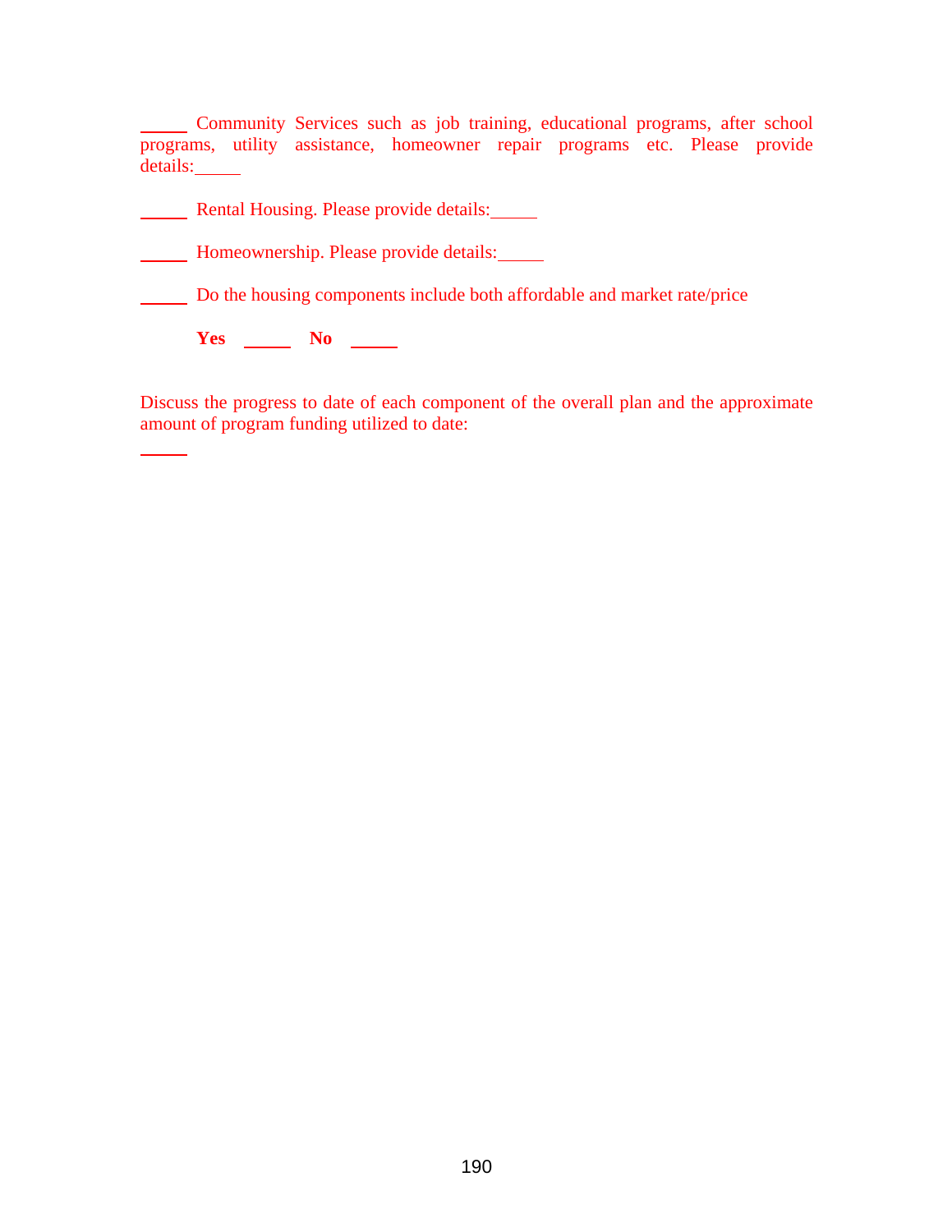_____ Community Services such as job training, educational programs, after school programs, utility assistance, homeowner repair programs etc. Please provide details:_____

_____ Rental Housing. Please provide details:_____

_____ Homeownership. Please provide details:_____

_____ Do the housing components include both affordable and market rate/price

**Yes** _____ **No** _____

Discuss the progress to date of each component of the overall plan and the approximate amount of program funding utilized to date:

_____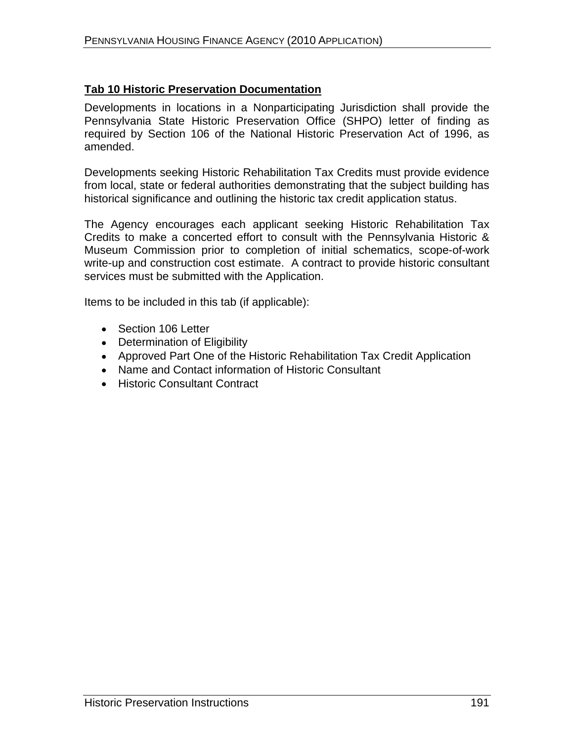## Tab 10 Historic Preservation Documentation

Developments in locations in a Nonparticipating Jurisdiction shall provide the Pennsylvania State Historic Preservation Office (SHPO) letter of finding as required by Section 106 of the National Historic Preservation Act of 1996, as amended.

Developments seeking Historic Rehabilitation Tax Credits must provide evidence from local, state or federal authorities demonstrating that the subject building has historical significance and outlining the historic tax credit application status.

The Agency encourages each applicant seeking Historic Rehabilitation Tax Credits to make a concerted effort to consult with the Pennsylvania Historic & Museum Commission prior to completion of initial schematics, scope-of-work write-up and construction cost estimate. A contract to provide historic consultant services must be submitted with the Application.

Items to be included in this tab (if applicable):

- Section 106 Letter
- Determination of Eligibility
- Approved Part One of the Historic Rehabilitation Tax Credit Application
- Name and Contact information of Historic Consultant
- Historic Consultant Contract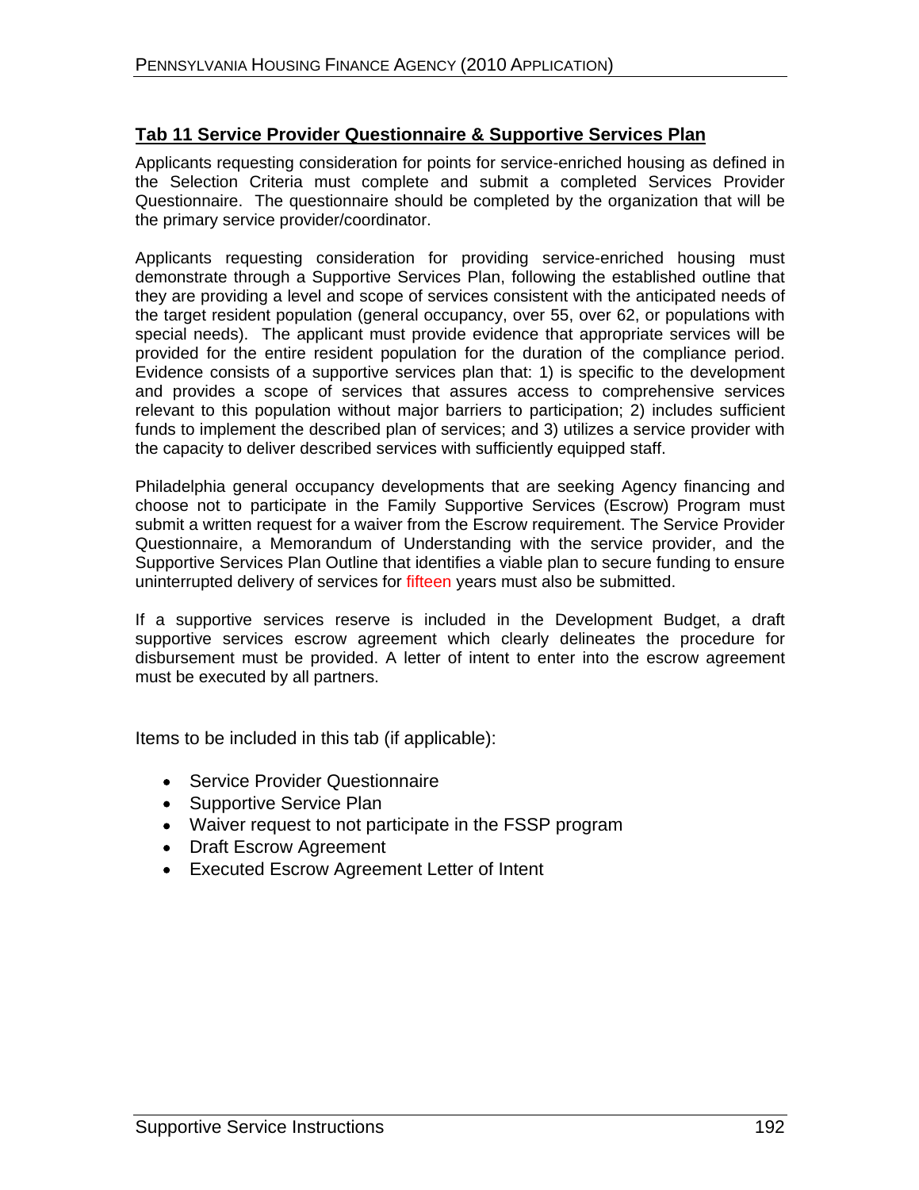## Tab 11 Service Provider Questionnaire & Supportive Services Plan

Applicants requesting consideration for points for service-enriched housing as defined in the Selection Criteria must complete and submit a completed Services Provider Questionnaire. The questionnaire should be completed by the organization that will be the primary service provider/coordinator.

Applicants requesting consideration for providing service-enriched housing must demonstrate through a Supportive Services Plan, following the established outline that they are providing a level and scope of services consistent with the anticipated needs of the target resident population (general occupancy, over 55, over 62, or populations with special needs). The applicant must provide evidence that appropriate services will be provided for the entire resident population for the duration of the compliance period. Evidence consists of a supportive services plan that: 1) is specific to the development and provides a scope of services that assures access to comprehensive services relevant to this population without major barriers to participation; 2) includes sufficient funds to implement the described plan of services; and 3) utilizes a service provider with the capacity to deliver described services with sufficiently equipped staff.

Philadelphia general occupancy developments that are seeking Agency financing and choose not to participate in the Family Supportive Services (Escrow) Program must submit a written request for a waiver from the Escrow requirement. The Service Provider Questionnaire, a Memorandum of Understanding with the service provider, and the Supportive Services Plan Outline that identifies a viable plan to secure funding to ensure uninterrupted delivery of services for fifteen years must also be submitted.

If a supportive services reserve is included in the Development Budget, a draft supportive services escrow agreement which clearly delineates the procedure for disbursement must be provided. A letter of intent to enter into the escrow agreement must be executed by all partners.

Items to be included in this tab (if applicable):

- Service Provider Questionnaire
- Supportive Service Plan
- Waiver request to not participate in the FSSP program
- Draft Escrow Agreement
- Executed Escrow Agreement Letter of Intent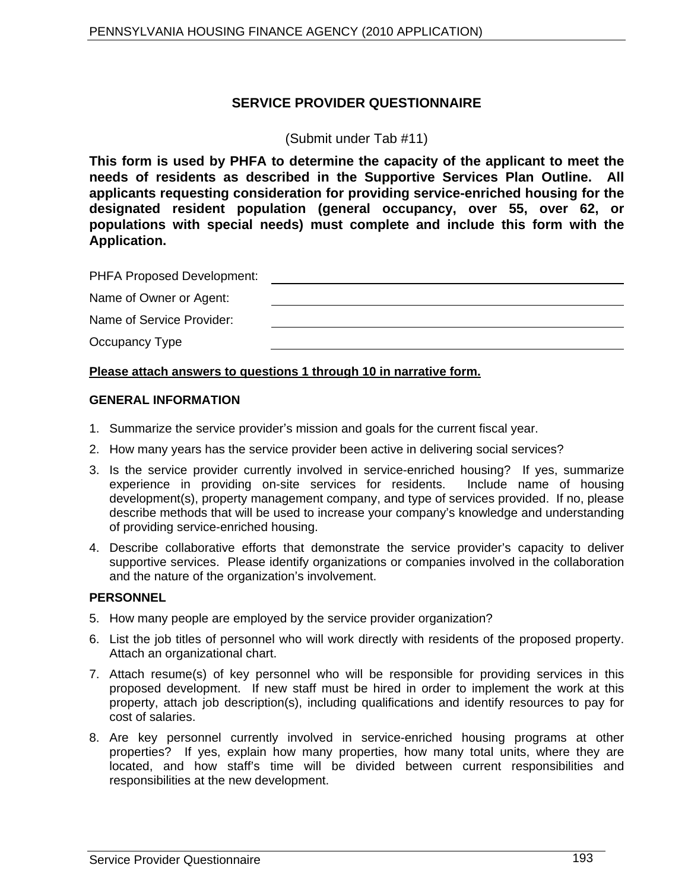# SERVICE PROVIDER QUESTIONNAIRE

(Submit under Tab #11)

**This form is used by PHFA to determine the capacity of the applicant to meet the needs of residents as described in the Supportive Services Plan Outline. All applicants requesting consideration for providing service-enriched housing for the designated resident population (general occupancy, over 55, over 62, or populations with special needs) must complete and include this form with the Application.**

PHFA Proposed Development: ______________________________

Name of Owner or Agent: ______________________________

Name of Service Provider: ______________________________

Occupancy Type ______________________________

**Please attach answers to questions 1 through 10 in narrative form.**

## GENERAL INFORMATION

1. Summarize the service provider's mission and goals for the current fiscal year.
2. How many years has the service provider been active in delivering social services?
3. Is the service provider currently involved in service-enriched housing? If yes, summarize experience in providing on-site services for residents. Include name of housing development(s), property management company, and type of services provided. If no, please describe methods that will be used to increase your company's knowledge and understanding of providing service-enriched housing.
4. Describe collaborative efforts that demonstrate the service provider's capacity to deliver supportive services. Please identify organizations or companies involved in the collaboration and the nature of the organization's involvement.

## PERSONNEL

5. How many people are employed by the service provider organization?
6. List the job titles of personnel who will work directly with residents of the proposed property. Attach an organizational chart.
7. Attach resume(s) of key personnel who will be responsible for providing services in this proposed development. If new staff must be hired in order to implement the work at this property, attach job description(s), including qualifications and identify resources to pay for cost of salaries.
8. Are key personnel currently involved in service-enriched housing programs at other properties? If yes, explain how many properties, how many total units, where they are located, and how staff's time will be divided between current responsibilities and responsibilities at the new development.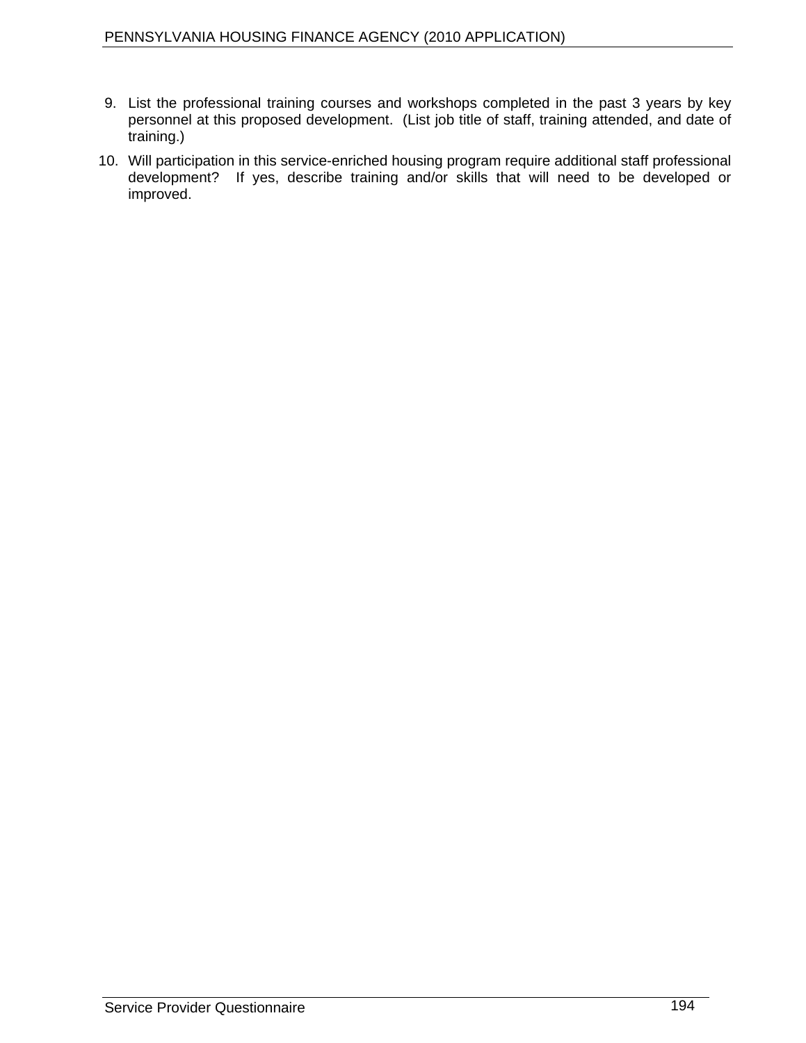9. List the professional training courses and workshops completed in the past 3 years by key personnel at this proposed development. (List job title of staff, training attended, and date of training.)
10. Will participation in this service-enriched housing program require additional staff professional development? If yes, describe training and/or skills that will need to be developed or improved.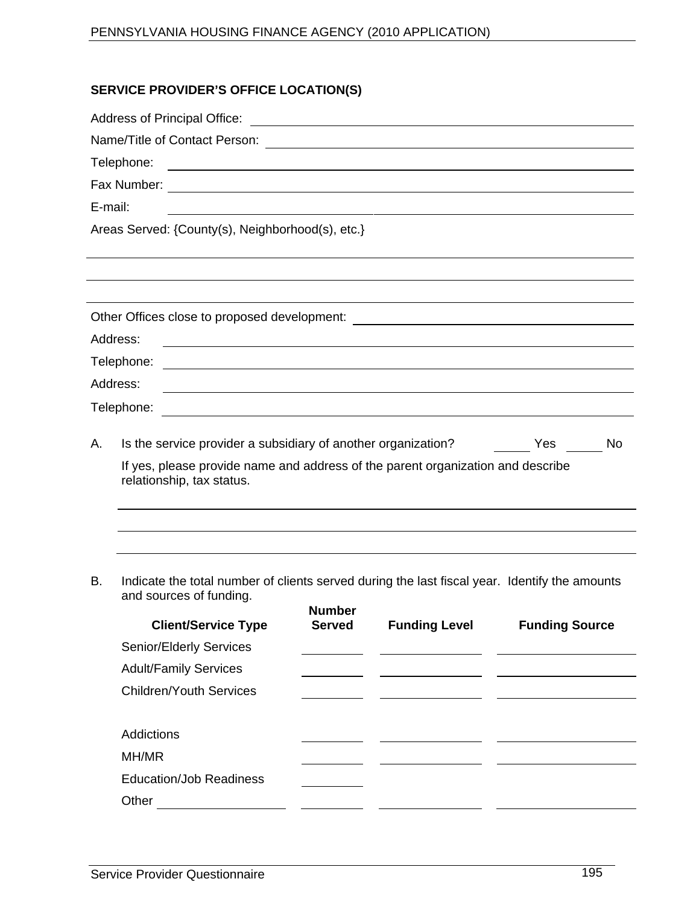## SERVICE PROVIDER'S OFFICE LOCATION(S)

Address of Principal Office: ______________________________

Name/Title of Contact Person: ______________________________

Telephone: ______________________________

Fax Number: ______________________________

E-mail: ______________________________

Areas Served: {County(s), Neighborhood(s), etc.}

______________________________

______________________________

______________________________

Other Offices close to proposed development: ______________________________

Address: ______________________________

Telephone: ______________________________

Address: ______________________________

Telephone: ______________________________

A. Is the service provider a subsidiary of another organization? _____ Yes _____ No

If yes, please provide name and address of the parent organization and describe relationship, tax status.

______________________________

______________________________

______________________________

B. Indicate the total number of clients served during the last fiscal year. Identify the amounts and sources of funding.

| Client/Service Type | Number Served | Funding Level | Funding Source |
|---|---|---|---|
| Senior/Elderly Services | | | |
| Adult/Family Services | | | |
| Children/Youth Services | | | |
| Addictions | | | |
| MH/MR | | | |
| Education/Job Readiness | | | |
| Other __________ | | | |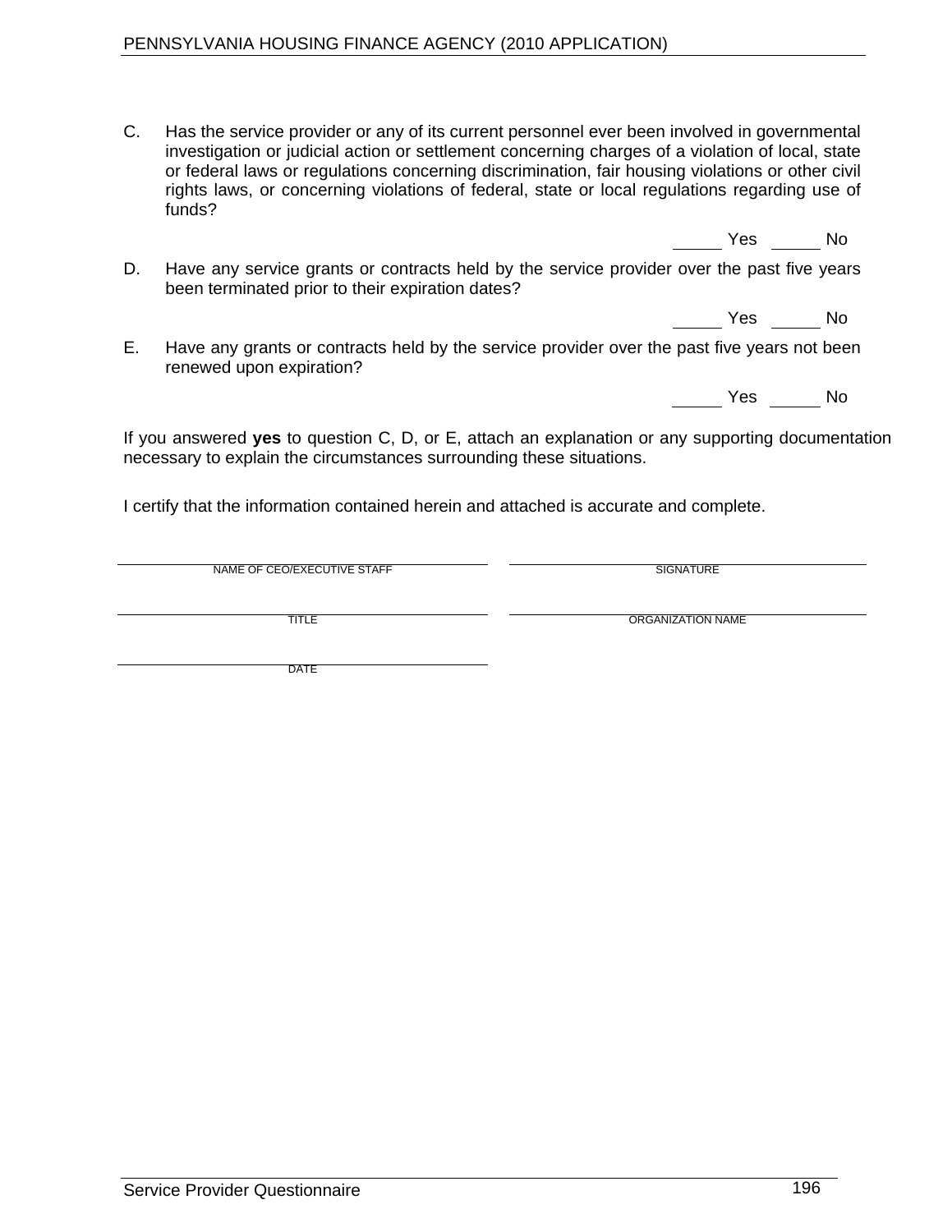C. Has the service provider or any of its current personnel ever been involved in governmental investigation or judicial action or settlement concerning charges of a violation of local, state or federal laws or regulations concerning discrimination, fair housing violations or other civil rights laws, or concerning violations of federal, state or local regulations regarding use of funds?

_____ Yes _____ No

D. Have any service grants or contracts held by the service provider over the past five years been terminated prior to their expiration dates?

_____ Yes _____ No

E. Have any grants or contracts held by the service provider over the past five years not been renewed upon expiration?

_____ Yes _____ No

If you answered **yes** to question C, D, or E, attach an explanation or any supporting documentation necessary to explain the circumstances surrounding these situations.

I certify that the information contained herein and attached is accurate and complete.

| | |
|---|---|
| NAME OF CEO/EXECUTIVE STAFF | SIGNATURE |
| TITLE | ORGANIZATION NAME |
| DATE | |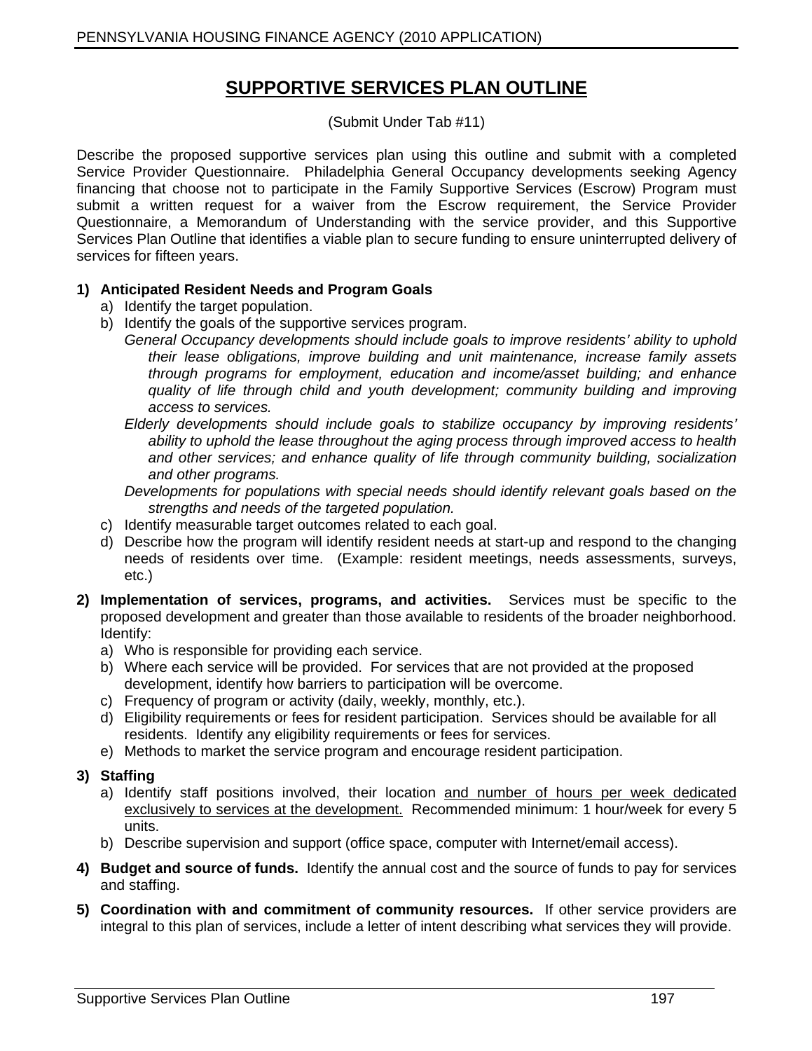# SUPPORTIVE SERVICES PLAN OUTLINE

(Submit Under Tab #11)

Describe the proposed supportive services plan using this outline and submit with a completed Service Provider Questionnaire. Philadelphia General Occupancy developments seeking Agency financing that choose not to participate in the Family Supportive Services (Escrow) Program must submit a written request for a waiver from the Escrow requirement, the Service Provider Questionnaire, a Memorandum of Understanding with the service provider, and this Supportive Services Plan Outline that identifies a viable plan to secure funding to ensure uninterrupted delivery of services for fifteen years.

**1) Anticipated Resident Needs and Program Goals**

a) Identify the target population.

b) Identify the goals of the supportive services program.

*General Occupancy developments should include goals to improve residents' ability to uphold their lease obligations, improve building and unit maintenance, increase family assets through programs for employment, education and income/asset building; and enhance quality of life through child and youth development; community building and improving access to services.*

*Elderly developments should include goals to stabilize occupancy by improving residents' ability to uphold the lease throughout the aging process through improved access to health and other services; and enhance quality of life through community building, socialization and other programs.*

*Developments for populations with special needs should identify relevant goals based on the strengths and needs of the targeted population.*

c) Identify measurable target outcomes related to each goal.

d) Describe how the program will identify resident needs at start-up and respond to the changing needs of residents over time. (Example: resident meetings, needs assessments, surveys, etc.)

**2) Implementation of services, programs, and activities.** Services must be specific to the proposed development and greater than those available to residents of the broader neighborhood. Identify:

a) Who is responsible for providing each service.

b) Where each service will be provided. For services that are not provided at the proposed development, identify how barriers to participation will be overcome.

c) Frequency of program or activity (daily, weekly, monthly, etc.).

d) Eligibility requirements or fees for resident participation. Services should be available for all residents. Identify any eligibility requirements or fees for services.

e) Methods to market the service program and encourage resident participation.

**3) Staffing**

a) Identify staff positions involved, their location <u>and number of hours per week dedicated exclusively to services at the development.</u> Recommended minimum: 1 hour/week for every 5 units.

b) Describe supervision and support (office space, computer with Internet/email access).

**4) Budget and source of funds.** Identify the annual cost and the source of funds to pay for services and staffing.

**5) Coordination with and commitment of community resources.** If other service providers are integral to this plan of services, include a letter of intent describing what services they will provide.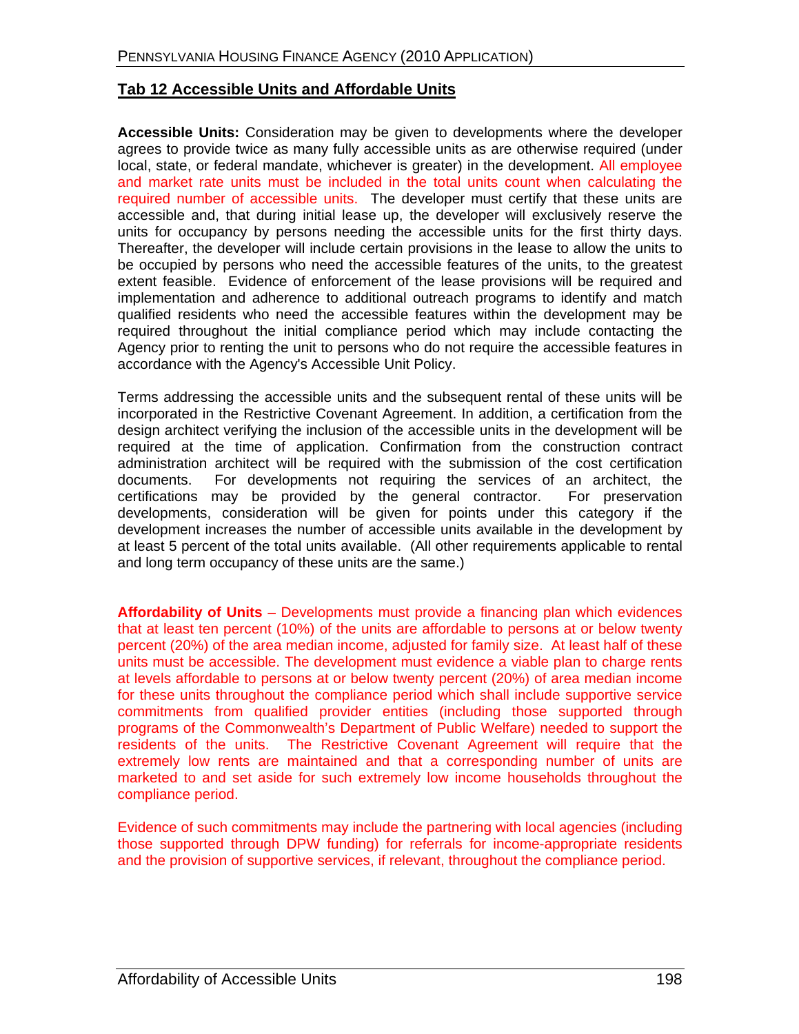## Tab 12 Accessible Units and Affordable Units

**Accessible Units:** Consideration may be given to developments where the developer agrees to provide twice as many fully accessible units as are otherwise required (under local, state, or federal mandate, whichever is greater) in the development. All employee and market rate units must be included in the total units count when calculating the required number of accessible units. The developer must certify that these units are accessible and, that during initial lease up, the developer will exclusively reserve the units for occupancy by persons needing the accessible units for the first thirty days. Thereafter, the developer will include certain provisions in the lease to allow the units to be occupied by persons who need the accessible features of the units, to the greatest extent feasible. Evidence of enforcement of the lease provisions will be required and implementation and adherence to additional outreach programs to identify and match qualified residents who need the accessible features within the development may be required throughout the initial compliance period which may include contacting the Agency prior to renting the unit to persons who do not require the accessible features in accordance with the Agency's Accessible Unit Policy.

Terms addressing the accessible units and the subsequent rental of these units will be incorporated in the Restrictive Covenant Agreement. In addition, a certification from the design architect verifying the inclusion of the accessible units in the development will be required at the time of application. Confirmation from the construction contract administration architect will be required with the submission of the cost certification documents. For developments not requiring the services of an architect, the certifications may be provided by the general contractor. For preservation developments, consideration will be given for points under this category if the development increases the number of accessible units available in the development by at least 5 percent of the total units available. (All other requirements applicable to rental and long term occupancy of these units are the same.)

**Affordability of Units** – Developments must provide a financing plan which evidences that at least ten percent (10%) of the units are affordable to persons at or below twenty percent (20%) of the area median income, adjusted for family size. At least half of these units must be accessible. The development must evidence a viable plan to charge rents at levels affordable to persons at or below twenty percent (20%) of area median income for these units throughout the compliance period which shall include supportive service commitments from qualified provider entities (including those supported through programs of the Commonwealth's Department of Public Welfare) needed to support the residents of the units. The Restrictive Covenant Agreement will require that the extremely low rents are maintained and that a corresponding number of units are marketed to and set aside for such extremely low income households throughout the compliance period.

Evidence of such commitments may include the partnering with local agencies (including those supported through DPW funding) for referrals for income-appropriate residents and the provision of supportive services, if relevant, throughout the compliance period.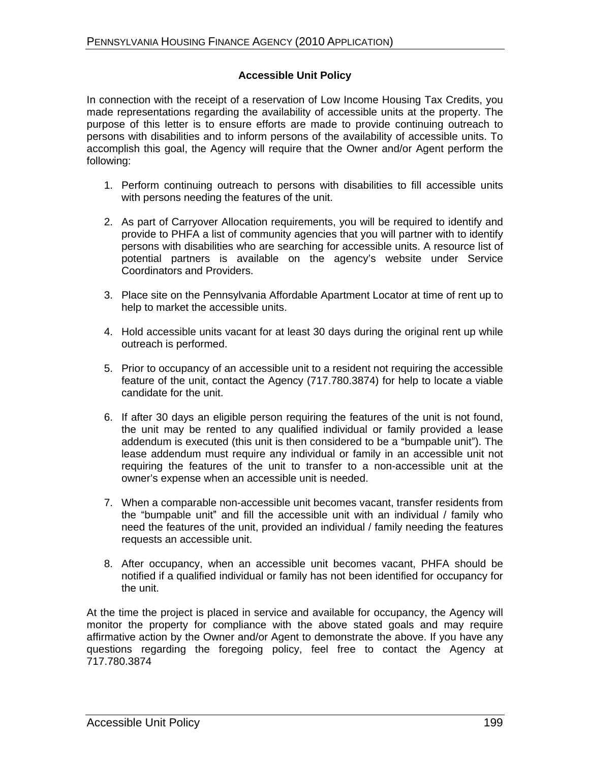## Accessible Unit Policy

In connection with the receipt of a reservation of Low Income Housing Tax Credits, you made representations regarding the availability of accessible units at the property. The purpose of this letter is to ensure efforts are made to provide continuing outreach to persons with disabilities and to inform persons of the availability of accessible units. To accomplish this goal, the Agency will require that the Owner and/or Agent perform the following:

1. Perform continuing outreach to persons with disabilities to fill accessible units with persons needing the features of the unit.

2. As part of Carryover Allocation requirements, you will be required to identify and provide to PHFA a list of community agencies that you will partner with to identify persons with disabilities who are searching for accessible units. A resource list of potential partners is available on the agency's website under Service Coordinators and Providers.

3. Place site on the Pennsylvania Affordable Apartment Locator at time of rent up to help to market the accessible units.

4. Hold accessible units vacant for at least 30 days during the original rent up while outreach is performed.

5. Prior to occupancy of an accessible unit to a resident not requiring the accessible feature of the unit, contact the Agency (717.780.3874) for help to locate a viable candidate for the unit.

6. If after 30 days an eligible person requiring the features of the unit is not found, the unit may be rented to any qualified individual or family provided a lease addendum is executed (this unit is then considered to be a "bumpable unit"). The lease addendum must require any individual or family in an accessible unit not requiring the features of the unit to transfer to a non-accessible unit at the owner's expense when an accessible unit is needed.

7. When a comparable non-accessible unit becomes vacant, transfer residents from the "bumpable unit" and fill the accessible unit with an individual / family who need the features of the unit, provided an individual / family needing the features requests an accessible unit.

8. After occupancy, when an accessible unit becomes vacant, PHFA should be notified if a qualified individual or family has not been identified for occupancy for the unit.

At the time the project is placed in service and available for occupancy, the Agency will monitor the property for compliance with the above stated goals and may require affirmative action by the Owner and/or Agent to demonstrate the above. If you have any questions regarding the foregoing policy, feel free to contact the Agency at 717.780.3874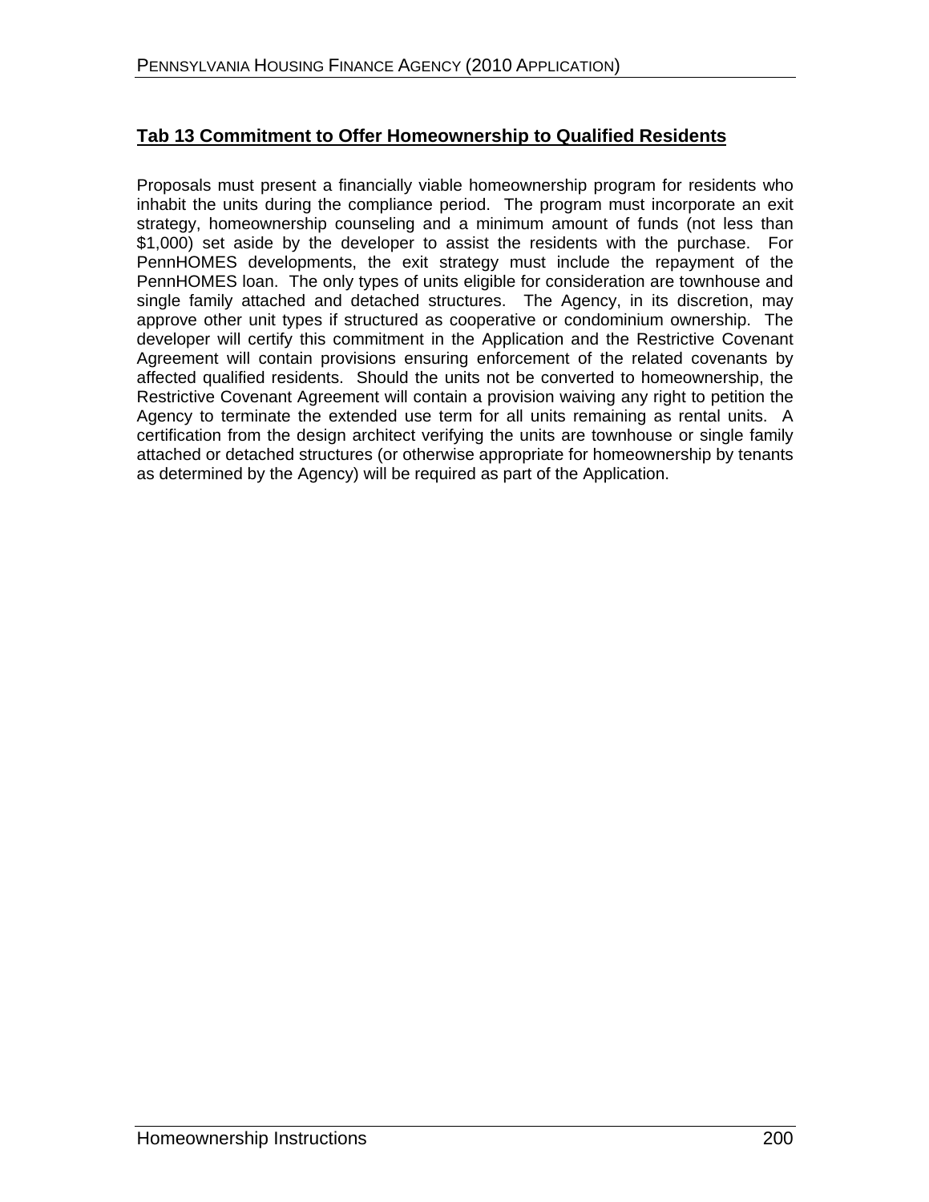## Tab 13 Commitment to Offer Homeownership to Qualified Residents

Proposals must present a financially viable homeownership program for residents who inhabit the units during the compliance period. The program must incorporate an exit strategy, homeownership counseling and a minimum amount of funds (not less than $1,000) set aside by the developer to assist the residents with the purchase. For PennHOMES developments, the exit strategy must include the repayment of the PennHOMES loan. The only types of units eligible for consideration are townhouse and single family attached and detached structures. The Agency, in its discretion, may approve other unit types if structured as cooperative or condominium ownership. The developer will certify this commitment in the Application and the Restrictive Covenant Agreement will contain provisions ensuring enforcement of the related covenants by affected qualified residents. Should the units not be converted to homeownership, the Restrictive Covenant Agreement will contain a provision waiving any right to petition the Agency to terminate the extended use term for all units remaining as rental units. A certification from the design architect verifying the units are townhouse or single family attached or detached structures (or otherwise appropriate for homeownership by tenants as determined by the Agency) will be required as part of the Application.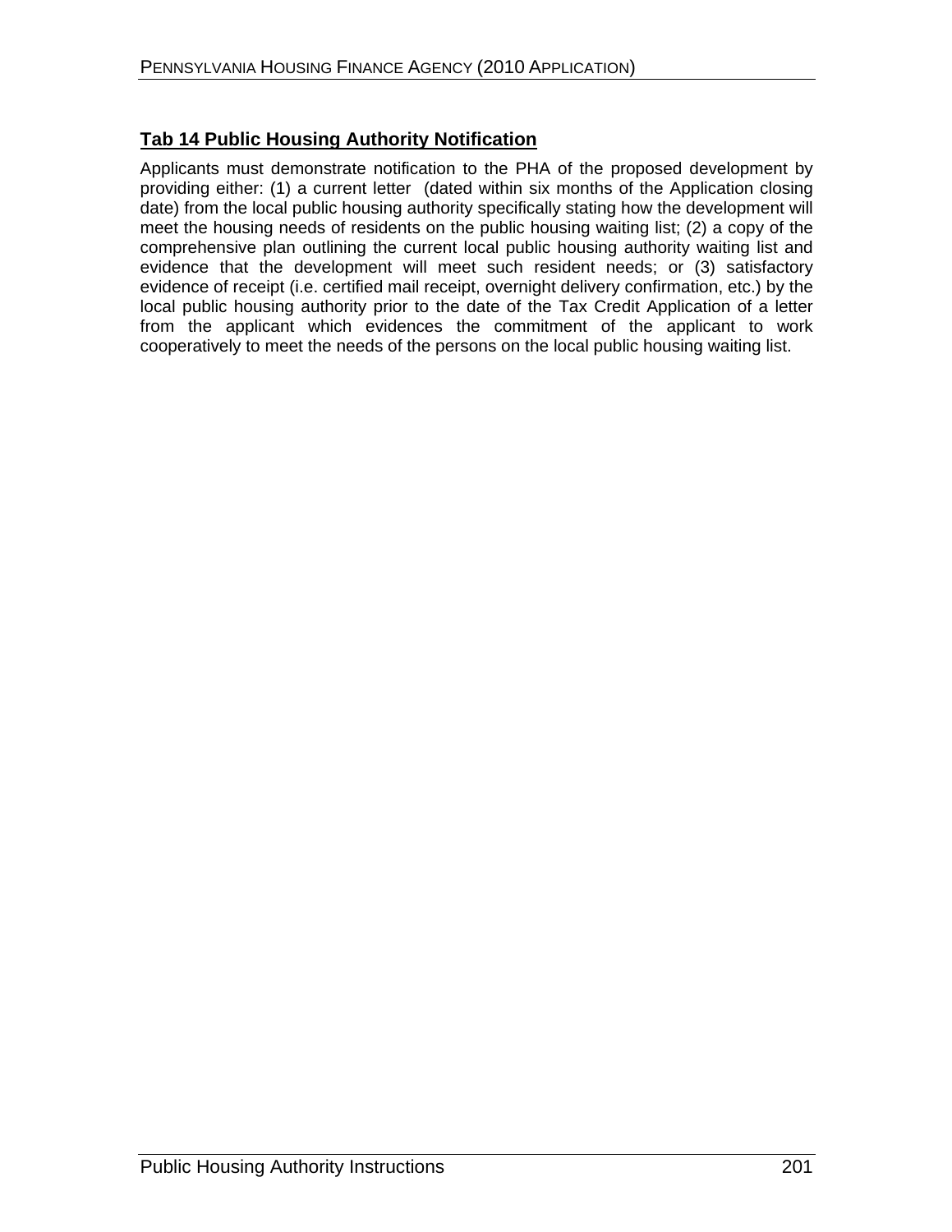## Tab 14 Public Housing Authority Notification

Applicants must demonstrate notification to the PHA of the proposed development by providing either: (1) a current letter (dated within six months of the Application closing date) from the local public housing authority specifically stating how the development will meet the housing needs of residents on the public housing waiting list; (2) a copy of the comprehensive plan outlining the current local public housing authority waiting list and evidence that the development will meet such resident needs; or (3) satisfactory evidence of receipt (i.e. certified mail receipt, overnight delivery confirmation, etc.) by the local public housing authority prior to the date of the Tax Credit Application of a letter from the applicant which evidences the commitment of the applicant to work cooperatively to meet the needs of the persons on the local public housing waiting list.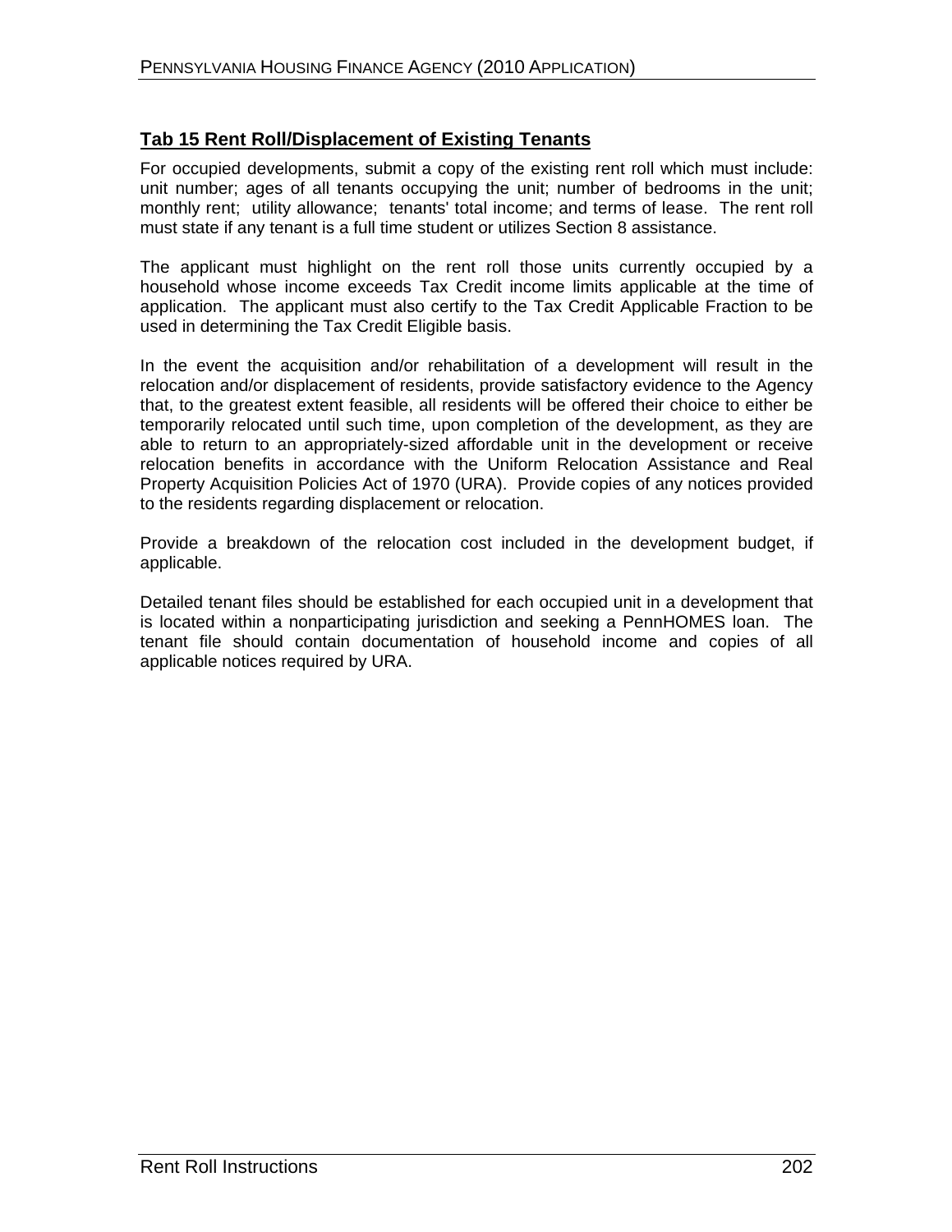## Tab 15 Rent Roll/Displacement of Existing Tenants

For occupied developments, submit a copy of the existing rent roll which must include: unit number; ages of all tenants occupying the unit; number of bedrooms in the unit; monthly rent; utility allowance; tenants' total income; and terms of lease. The rent roll must state if any tenant is a full time student or utilizes Section 8 assistance.

The applicant must highlight on the rent roll those units currently occupied by a household whose income exceeds Tax Credit income limits applicable at the time of application. The applicant must also certify to the Tax Credit Applicable Fraction to be used in determining the Tax Credit Eligible basis.

In the event the acquisition and/or rehabilitation of a development will result in the relocation and/or displacement of residents, provide satisfactory evidence to the Agency that, to the greatest extent feasible, all residents will be offered their choice to either be temporarily relocated until such time, upon completion of the development, as they are able to return to an appropriately-sized affordable unit in the development or receive relocation benefits in accordance with the Uniform Relocation Assistance and Real Property Acquisition Policies Act of 1970 (URA). Provide copies of any notices provided to the residents regarding displacement or relocation.

Provide a breakdown of the relocation cost included in the development budget, if applicable.

Detailed tenant files should be established for each occupied unit in a development that is located within a nonparticipating jurisdiction and seeking a PennHOMES loan. The tenant file should contain documentation of household income and copies of all applicable notices required by URA.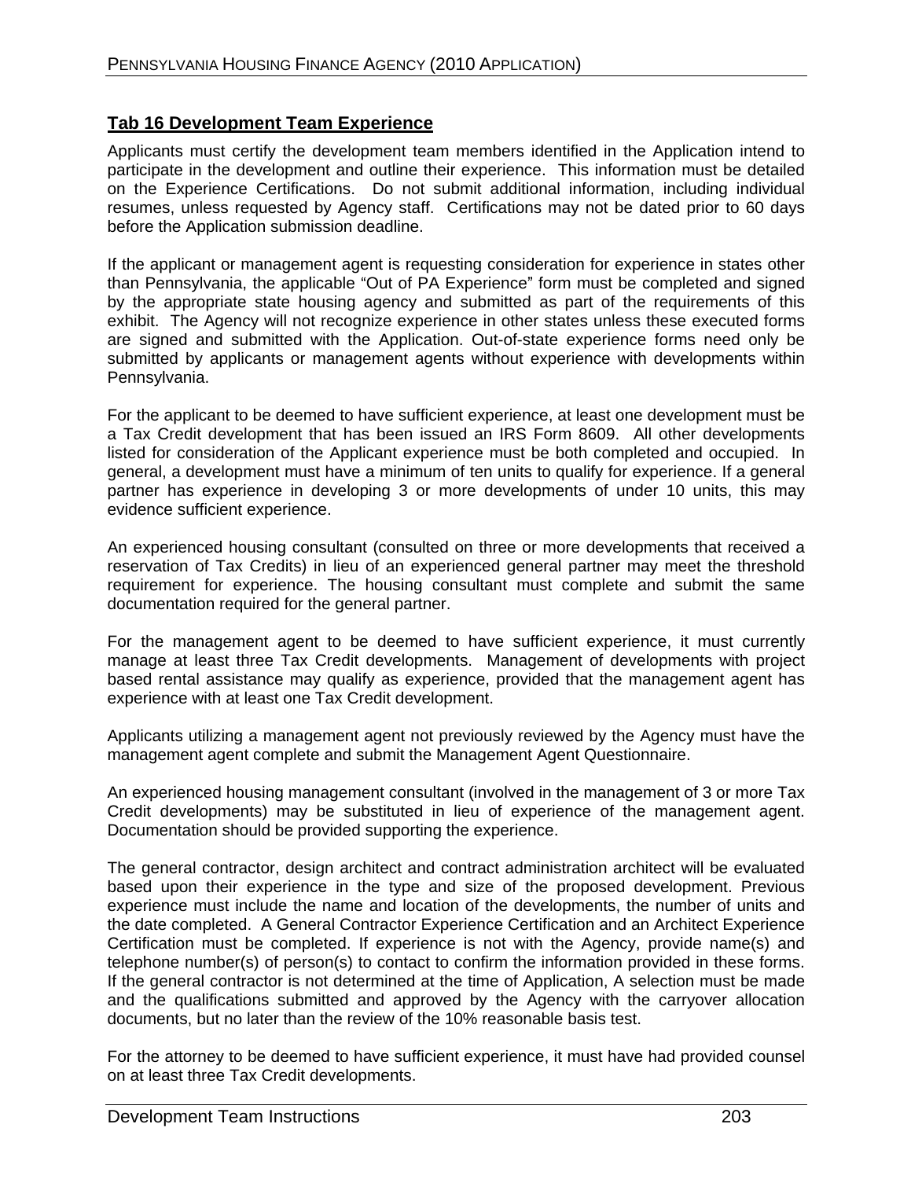## Tab 16 Development Team Experience

Applicants must certify the development team members identified in the Application intend to participate in the development and outline their experience. This information must be detailed on the Experience Certifications. Do not submit additional information, including individual resumes, unless requested by Agency staff. Certifications may not be dated prior to 60 days before the Application submission deadline.

If the applicant or management agent is requesting consideration for experience in states other than Pennsylvania, the applicable "Out of PA Experience" form must be completed and signed by the appropriate state housing agency and submitted as part of the requirements of this exhibit. The Agency will not recognize experience in other states unless these executed forms are signed and submitted with the Application. Out-of-state experience forms need only be submitted by applicants or management agents without experience with developments within Pennsylvania.

For the applicant to be deemed to have sufficient experience, at least one development must be a Tax Credit development that has been issued an IRS Form 8609. All other developments listed for consideration of the Applicant experience must be both completed and occupied. In general, a development must have a minimum of ten units to qualify for experience. If a general partner has experience in developing 3 or more developments of under 10 units, this may evidence sufficient experience.

An experienced housing consultant (consulted on three or more developments that received a reservation of Tax Credits) in lieu of an experienced general partner may meet the threshold requirement for experience. The housing consultant must complete and submit the same documentation required for the general partner.

For the management agent to be deemed to have sufficient experience, it must currently manage at least three Tax Credit developments. Management of developments with project based rental assistance may qualify as experience, provided that the management agent has experience with at least one Tax Credit development.

Applicants utilizing a management agent not previously reviewed by the Agency must have the management agent complete and submit the Management Agent Questionnaire.

An experienced housing management consultant (involved in the management of 3 or more Tax Credit developments) may be substituted in lieu of experience of the management agent. Documentation should be provided supporting the experience.

The general contractor, design architect and contract administration architect will be evaluated based upon their experience in the type and size of the proposed development. Previous experience must include the name and location of the developments, the number of units and the date completed. A General Contractor Experience Certification and an Architect Experience Certification must be completed. If experience is not with the Agency, provide name(s) and telephone number(s) of person(s) to contact to confirm the information provided in these forms. If the general contractor is not determined at the time of Application, A selection must be made and the qualifications submitted and approved by the Agency with the carryover allocation documents, but no later than the review of the 10% reasonable basis test.

For the attorney to be deemed to have sufficient experience, it must have had provided counsel on at least three Tax Credit developments.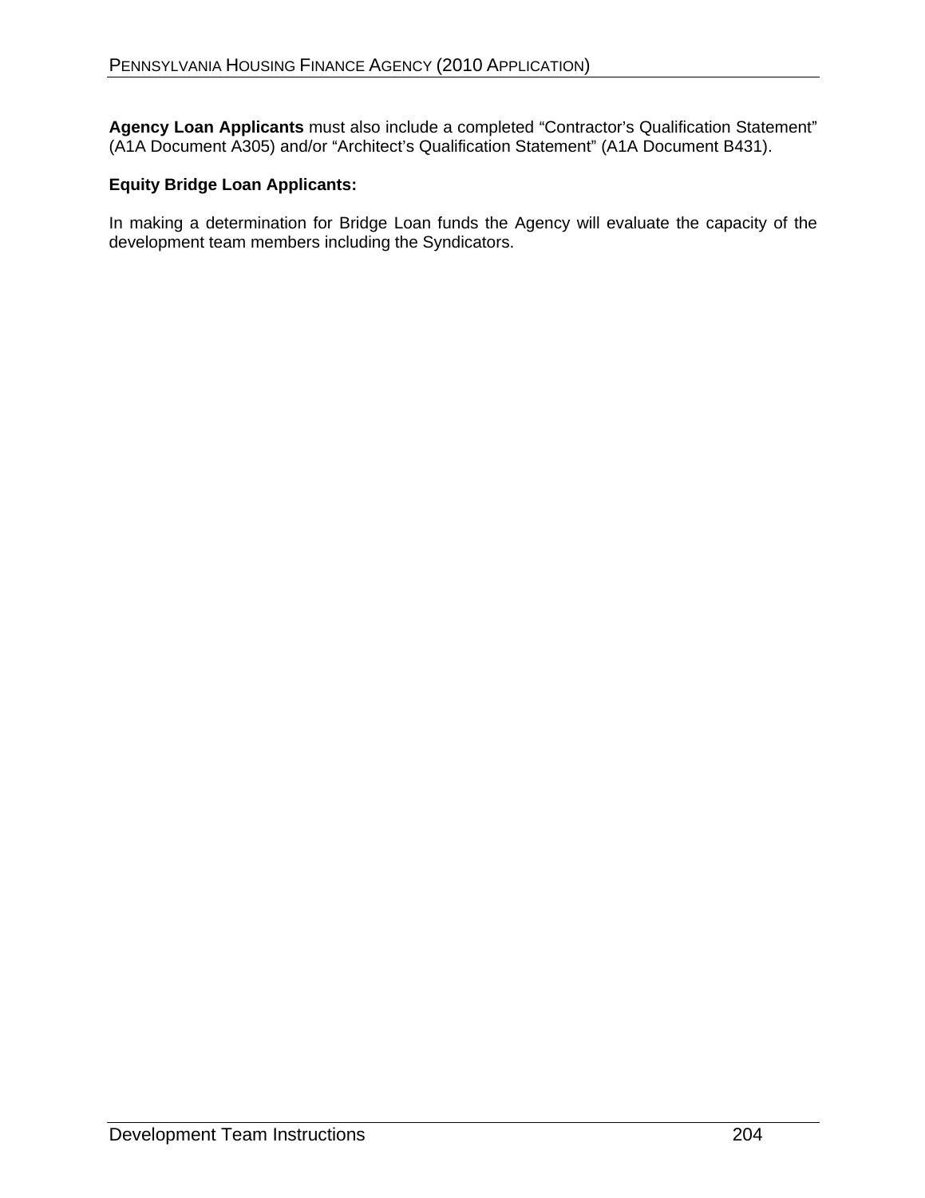**Agency Loan Applicants** must also include a completed "Contractor's Qualification Statement" (A1A Document A305) and/or "Architect's Qualification Statement" (A1A Document B431).

**Equity Bridge Loan Applicants:**

In making a determination for Bridge Loan funds the Agency will evaluate the capacity of the development team members including the Syndicators.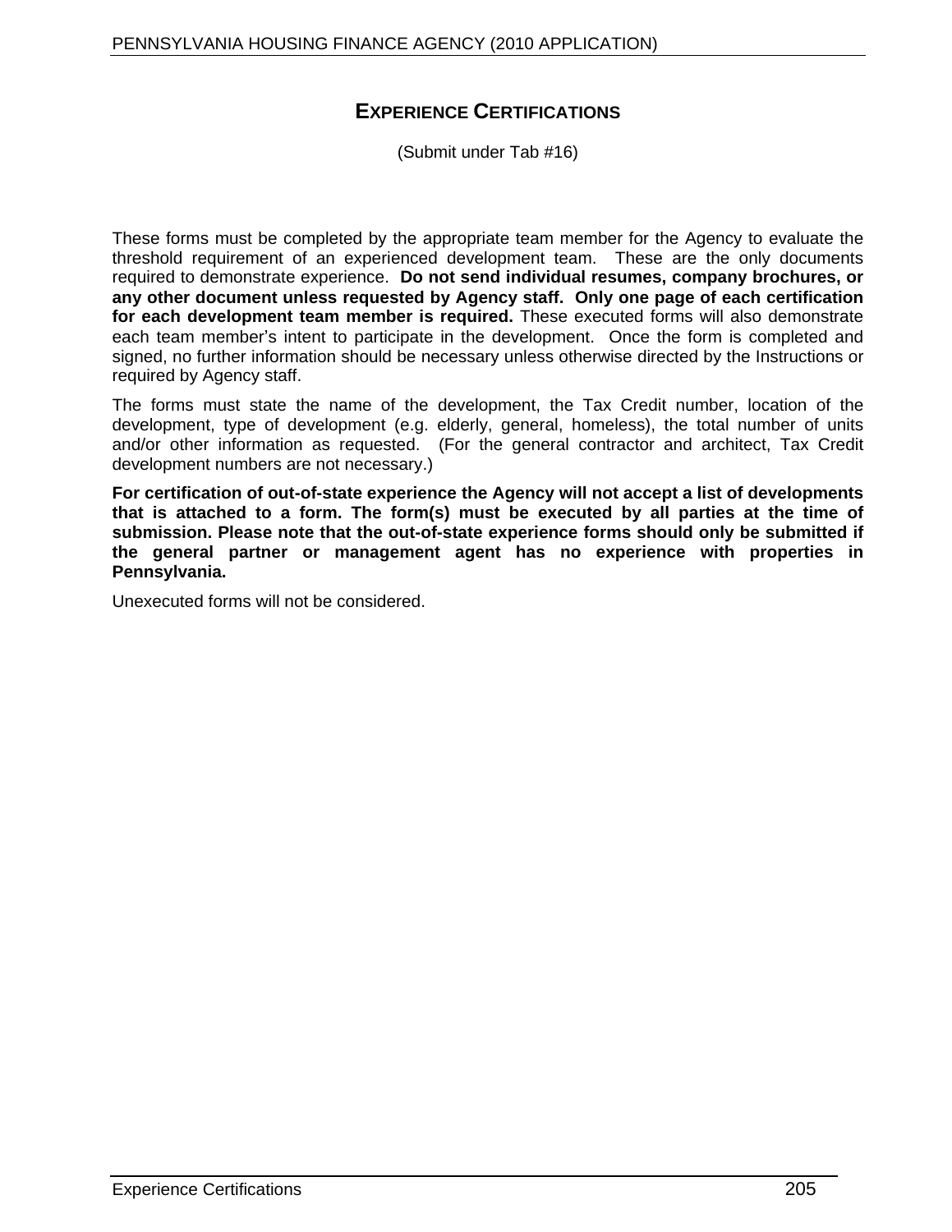## Experience Certifications

(Submit under Tab #16)

These forms must be completed by the appropriate team member for the Agency to evaluate the threshold requirement of an experienced development team. These are the only documents required to demonstrate experience. **Do not send individual resumes, company brochures, or any other document unless requested by Agency staff. Only one page of each certification for each development team member is required.** These executed forms will also demonstrate each team member's intent to participate in the development. Once the form is completed and signed, no further information should be necessary unless otherwise directed by the Instructions or required by Agency staff.

The forms must state the name of the development, the Tax Credit number, location of the development, type of development (e.g. elderly, general, homeless), the total number of units and/or other information as requested. (For the general contractor and architect, Tax Credit development numbers are not necessary.)

**For certification of out-of-state experience the Agency will not accept a list of developments that is attached to a form. The form(s) must be executed by all parties at the time of submission. Please note that the out-of-state experience forms should only be submitted if the general partner or management agent has no experience with properties in Pennsylvania.**

Unexecuted forms will not be considered.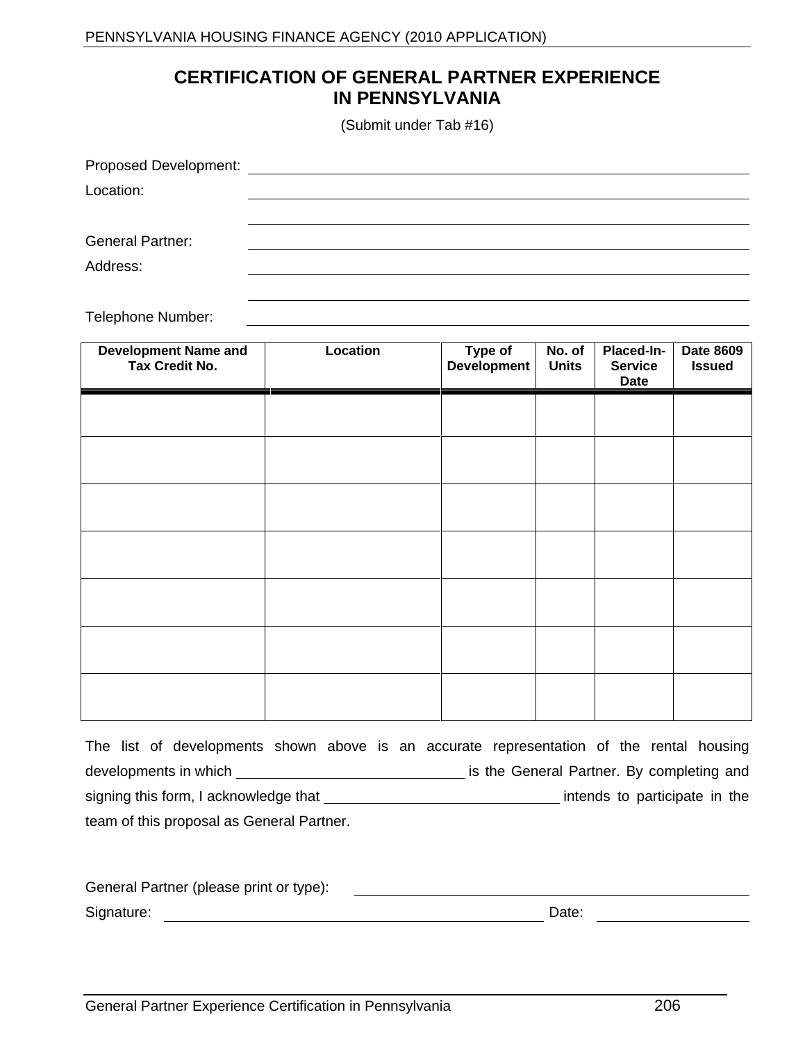# CERTIFICATION OF GENERAL PARTNER EXPERIENCE IN PENNSYLVANIA

(Submit under Tab #16)

Proposed Development: \_\_\_\_\_\_\_\_\_\_\_\_\_\_\_\_\_\_\_\_\_\_\_\_\_\_\_\_\_\_\_\_\_\_\_\_\_\_\_\_

Location: \_\_\_\_\_\_\_\_\_\_\_\_\_\_\_\_\_\_\_\_\_\_\_\_\_\_\_\_\_\_\_\_\_\_\_\_\_\_\_\_

\_\_\_\_\_\_\_\_\_\_\_\_\_\_\_\_\_\_\_\_\_\_\_\_\_\_\_\_\_\_\_\_\_\_\_\_\_\_\_\_

General Partner: \_\_\_\_\_\_\_\_\_\_\_\_\_\_\_\_\_\_\_\_\_\_\_\_\_\_\_\_\_\_\_\_\_\_\_\_\_\_\_\_

Address: \_\_\_\_\_\_\_\_\_\_\_\_\_\_\_\_\_\_\_\_\_\_\_\_\_\_\_\_\_\_\_\_\_\_\_\_\_\_\_\_

\_\_\_\_\_\_\_\_\_\_\_\_\_\_\_\_\_\_\_\_\_\_\_\_\_\_\_\_\_\_\_\_\_\_\_\_\_\_\_\_

Telephone Number: \_\_\_\_\_\_\_\_\_\_\_\_\_\_\_\_\_\_\_\_\_\_\_\_\_\_\_\_\_\_\_\_\_\_\_\_\_\_\_\_

| Development Name and Tax Credit No. | Location | Type of Development | No. of Units | Placed-In-Service Date | Date 8609 Issued |
|---|---|---|---|---|---|
| | | | | | |
| | | | | | |
| | | | | | |
| | | | | | |
| | | | | | |
| | | | | | |
| | | | | | |

The list of developments shown above is an accurate representation of the rental housing developments in which \_\_\_\_\_\_\_\_\_\_\_\_\_\_\_\_\_\_\_\_\_\_\_\_ is the General Partner. By completing and signing this form, I acknowledge that \_\_\_\_\_\_\_\_\_\_\_\_\_\_\_\_\_\_\_\_\_\_\_\_ intends to participate in the team of this proposal as General Partner.

General Partner (please print or type): \_\_\_\_\_\_\_\_\_\_\_\_\_\_\_\_\_\_\_\_\_\_\_\_\_\_\_\_\_\_\_\_\_\_\_\_

Signature: \_\_\_\_\_\_\_\_\_\_\_\_\_\_\_\_\_\_\_\_\_\_\_\_\_\_\_\_\_\_\_\_\_\_\_\_\_\_\_\_ Date: \_\_\_\_\_\_\_\_\_\_\_\_\_\_\_\_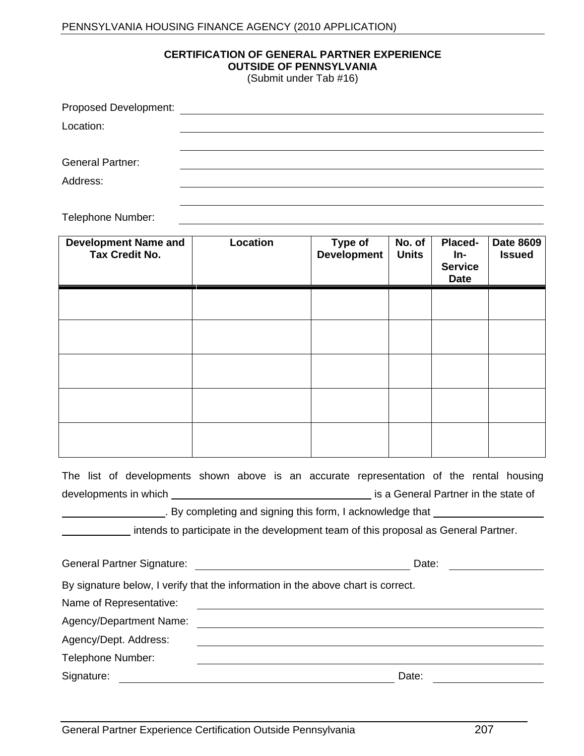## CERTIFICATION OF GENERAL PARTNER EXPERIENCE OUTSIDE OF PENNSYLVANIA

(Submit under Tab #16)

Proposed Development: ______________________________

Location: ______________________________

______________________________

General Partner: ______________________________

Address: ______________________________

______________________________

Telephone Number: ______________________________

| Development Name and Tax Credit No. | Location | Type of Development | No. of Units | Placed-In-Service Date | Date 8609 Issued |
|---|---|---|---|---|---|
| | | | | | |
| | | | | | |
| | | | | | |
| | | | | | |
| | | | | | |

The list of developments shown above is an accurate representation of the rental housing developments in which ______________________________ is a General Partner in the state of ________________. By completing and signing this form, I acknowledge that ________________ ____________ intends to participate in the development team of this proposal as General Partner.

General Partner Signature: ______________________________ Date: ____________

By signature below, I verify that the information in the above chart is correct.

Name of Representative: ______________________________

Agency/Department Name: ______________________________

Agency/Dept. Address: ______________________________

Telephone Number: ______________________________

Signature: ______________________________ Date: ____________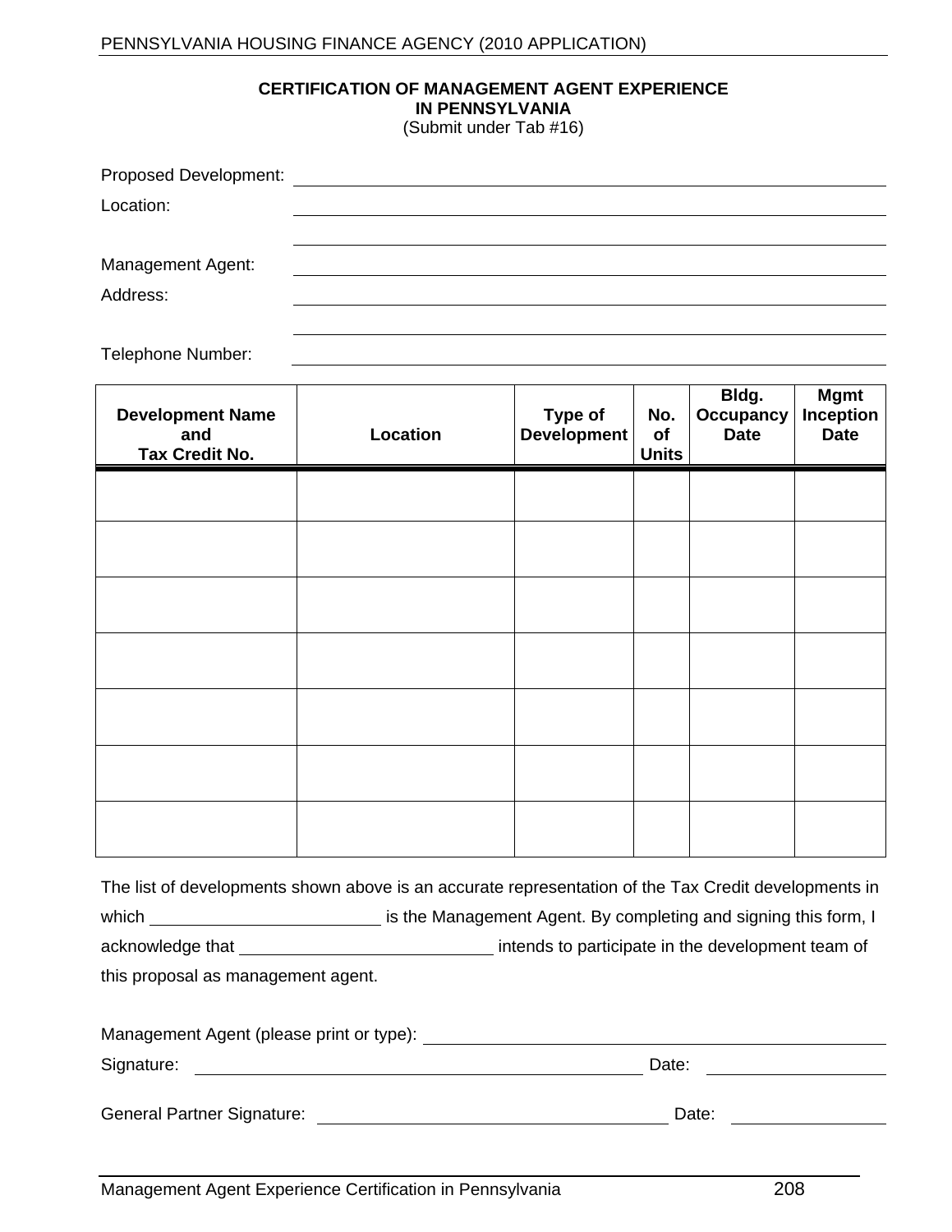## CERTIFICATION OF MANAGEMENT AGENT EXPERIENCE IN PENNSYLVANIA

(Submit under Tab #16)

Proposed Development: ______________________________

Location: ______________________________

______________________________

Management Agent: ______________________________

Address: ______________________________

______________________________

Telephone Number: ______________________________

| Development Name and Tax Credit No. | Location | Type of Development | No. of Units | Bldg. Occupancy Date | Mgmt Inception Date |
|---|---|---|---|---|---|
| | | | | | |
| | | | | | |
| | | | | | |
| | | | | | |
| | | | | | |
| | | | | | |
| | | | | | |

The list of developments shown above is an accurate representation of the Tax Credit developments in which ______________________ is the Management Agent. By completing and signing this form, I acknowledge that ______________________ intends to participate in the development team of this proposal as management agent.

Management Agent (please print or type): ______________________________

Signature: ______________________________ Date: ______________

General Partner Signature: ______________________________ Date: ______________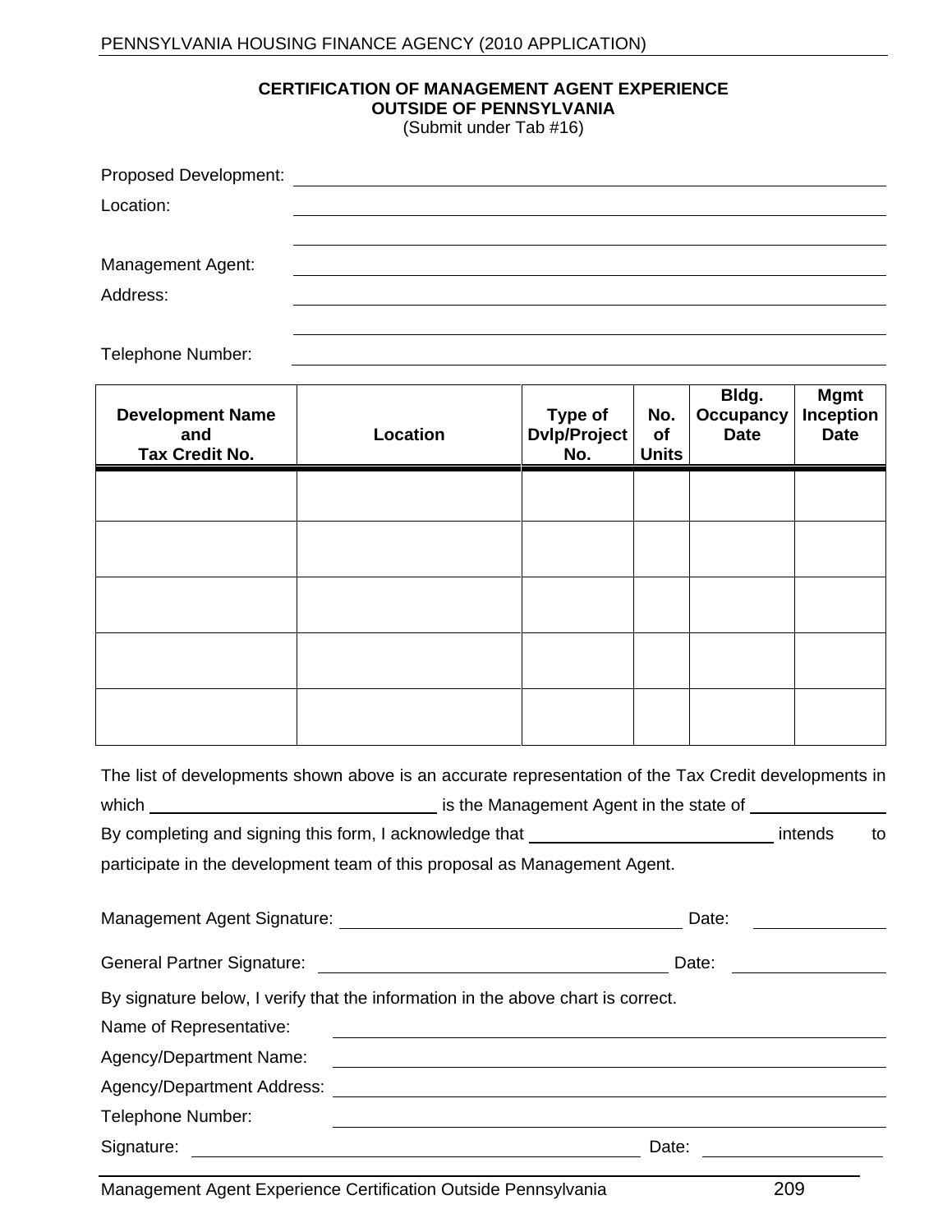## CERTIFICATION OF MANAGEMENT AGENT EXPERIENCE OUTSIDE OF PENNSYLVANIA

(Submit under Tab #16)

Proposed Development: ______________________________

Location: ______________________________

______________________________

Management Agent: ______________________________

Address: ______________________________

______________________________

Telephone Number: ______________________________

| Development Name and Tax Credit No. | Location | Type of Dvlp/Project No. | No. of Units | Bldg. Occupancy Date | Mgmt Inception Date |
|---|---|---|---|---|---|
| | | | | | |
| | | | | | |
| | | | | | |
| | | | | | |
| | | | | | |

The list of developments shown above is an accurate representation of the Tax Credit developments in which ______________________________ is the Management Agent in the state of ______________ By completing and signing this form, I acknowledge that ______________________________ intends to participate in the development team of this proposal as Management Agent.

Management Agent Signature: ______________________________ Date: ______________

General Partner Signature: ______________________________ Date: ______________

By signature below, I verify that the information in the above chart is correct.

Name of Representative: ______________________________

Agency/Department Name: ______________________________

Agency/Department Address: ______________________________

Telephone Number: ______________________________

Signature: ______________________________ Date: ______________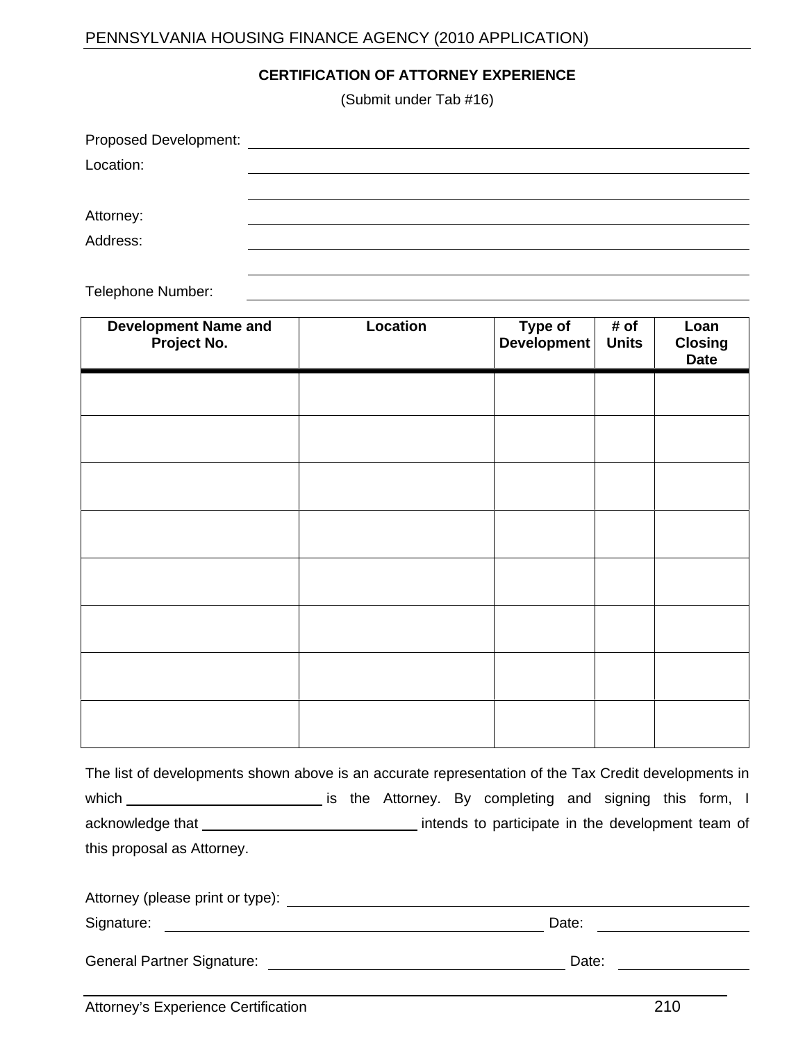## CERTIFICATION OF ATTORNEY EXPERIENCE

(Submit under Tab #16)

Proposed Development: ______________________________

Location: ______________________________

______________________________

Attorney: ______________________________

Address: ______________________________

______________________________

Telephone Number: ______________________________

| Development Name and Project No. | Location | Type of Development | # of Units | Loan Closing Date |
|---|---|---|---|---|
| | | | | |
| | | | | |
| | | | | |
| | | | | |
| | | | | |
| | | | | |
| | | | | |
| | | | | |

The list of developments shown above is an accurate representation of the Tax Credit developments in which ______________________ is the Attorney. By completing and signing this form, I acknowledge that ______________________ intends to participate in the development team of this proposal as Attorney.

Attorney (please print or type): ______________________________

Signature: ______________________________ Date: ______________

General Partner Signature: ______________________________ Date: ______________

Attorney's Experience Certification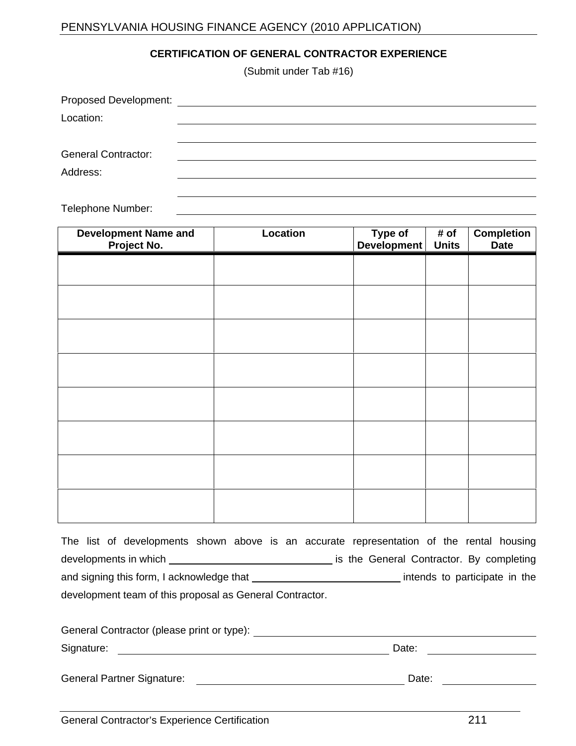## CERTIFICATION OF GENERAL CONTRACTOR EXPERIENCE

(Submit under Tab #16)

Proposed Development: ______________________________________________

Location: ______________________________________________

______________________________________________

General Contractor: ______________________________________________

Address: ______________________________________________

______________________________________________

Telephone Number: ______________________________________________

| Development Name and Project No. | Location | Type of Development | # of Units | Completion Date |
|---|---|---|---|---|
| | | | | |
| | | | | |
| | | | | |
| | | | | |
| | | | | |
| | | | | |
| | | | | |
| | | | | |

The list of developments shown above is an accurate representation of the rental housing developments in which ______________________ is the General Contractor. By completing and signing this form, I acknowledge that ______________________ intends to participate in the development team of this proposal as General Contractor.

General Contractor (please print or type): ______________________________________________

Signature: ______________________________________ Date: ______________

General Partner Signature: ______________________________ Date: ______________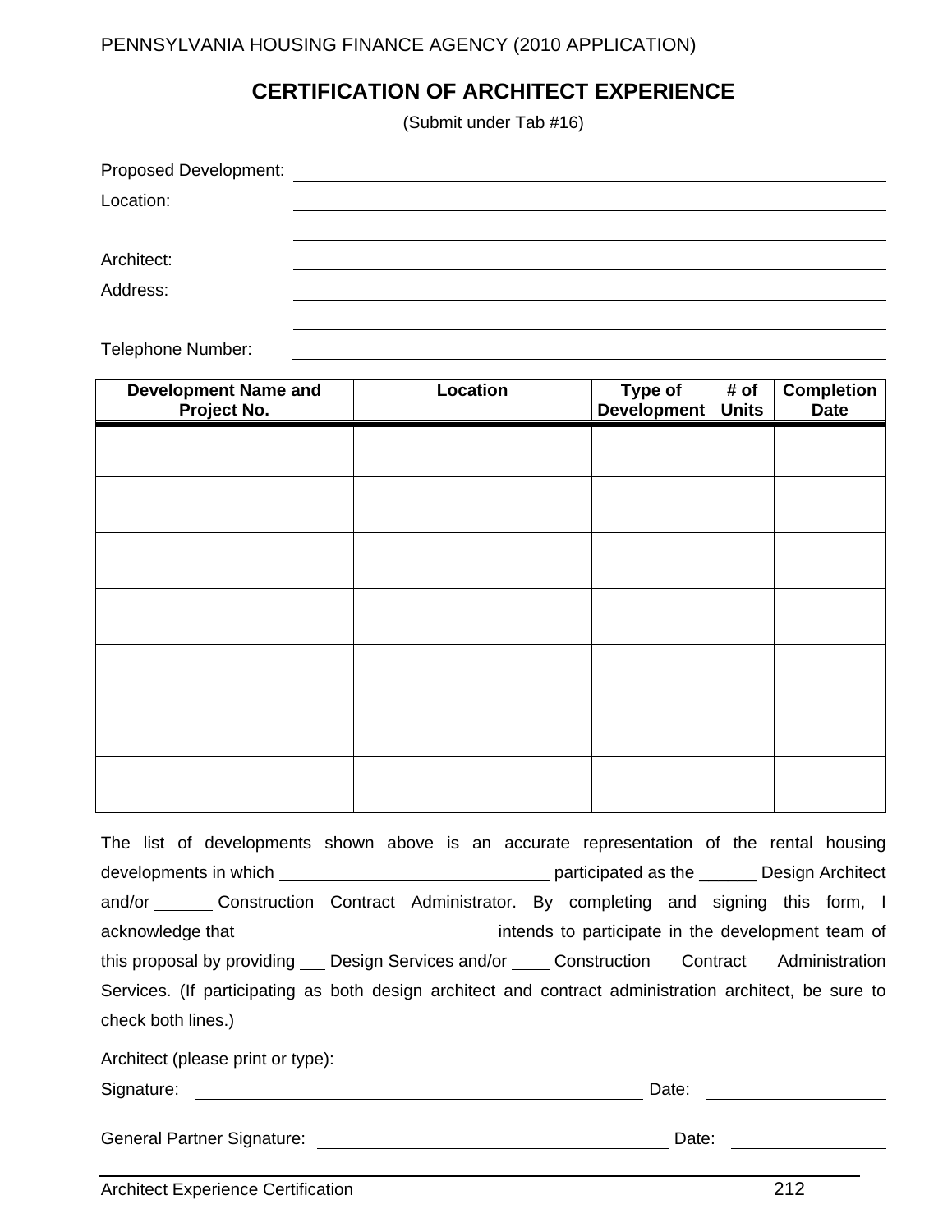# CERTIFICATION OF ARCHITECT EXPERIENCE

(Submit under Tab #16)

Proposed Development: ______________________________

Location: ______________________________

______________________________

Architect: ______________________________

Address: ______________________________

______________________________

Telephone Number: ______________________________

| Development Name and Project No. | Location | Type of Development | # of Units | Completion Date |
|---|---|---|---|---|
| | | | | |
| | | | | |
| | | | | |
| | | | | |
| | | | | |
| | | | | |
| | | | | |

The list of developments shown above is an accurate representation of the rental housing developments in which ____________________ participated as the ______ Design Architect and/or ______ Construction Contract Administrator. By completing and signing this form, I acknowledge that ____________________ intends to participate in the development team of this proposal by providing ___ Design Services and/or ____ Construction Contract Administration Services. (If participating as both design architect and contract administration architect, be sure to check both lines.)

Architect (please print or type): ______________________________

Signature: ______________________________ Date: ______________

General Partner Signature: ______________________________ Date: ______________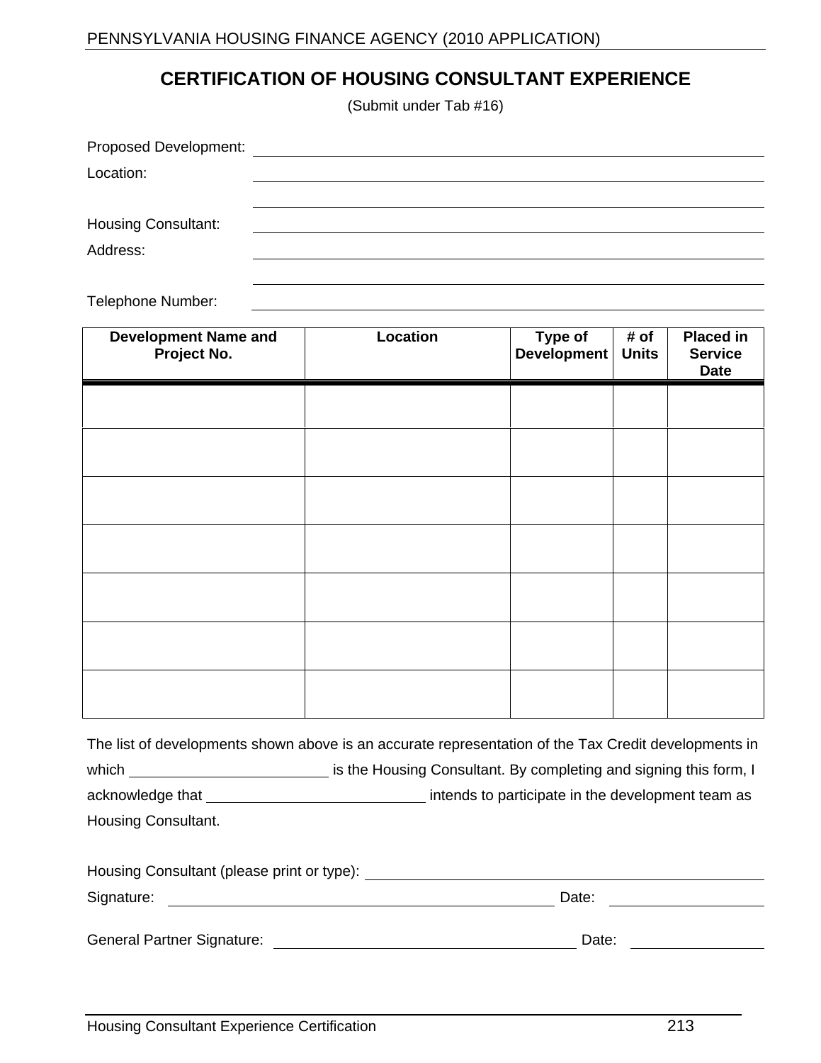# CERTIFICATION OF HOUSING CONSULTANT EXPERIENCE

(Submit under Tab #16)

Proposed Development: ______________________________

Location: ______________________________

______________________________

Housing Consultant: ______________________________

Address: ______________________________

______________________________

Telephone Number: ______________________________

| Development Name and Project No. | Location | Type of Development | # of Units | Placed in Service Date |
|---|---|---|---|---|
| | | | | |
| | | | | |
| | | | | |
| | | | | |
| | | | | |
| | | | | |
| | | | | |

The list of developments shown above is an accurate representation of the Tax Credit developments in which ____________________ is the Housing Consultant. By completing and signing this form, I acknowledge that ____________________ intends to participate in the development team as Housing Consultant.

Housing Consultant (please print or type): ______________________________

Signature: ______________________________ Date: ______________

General Partner Signature: ______________________________ Date: ______________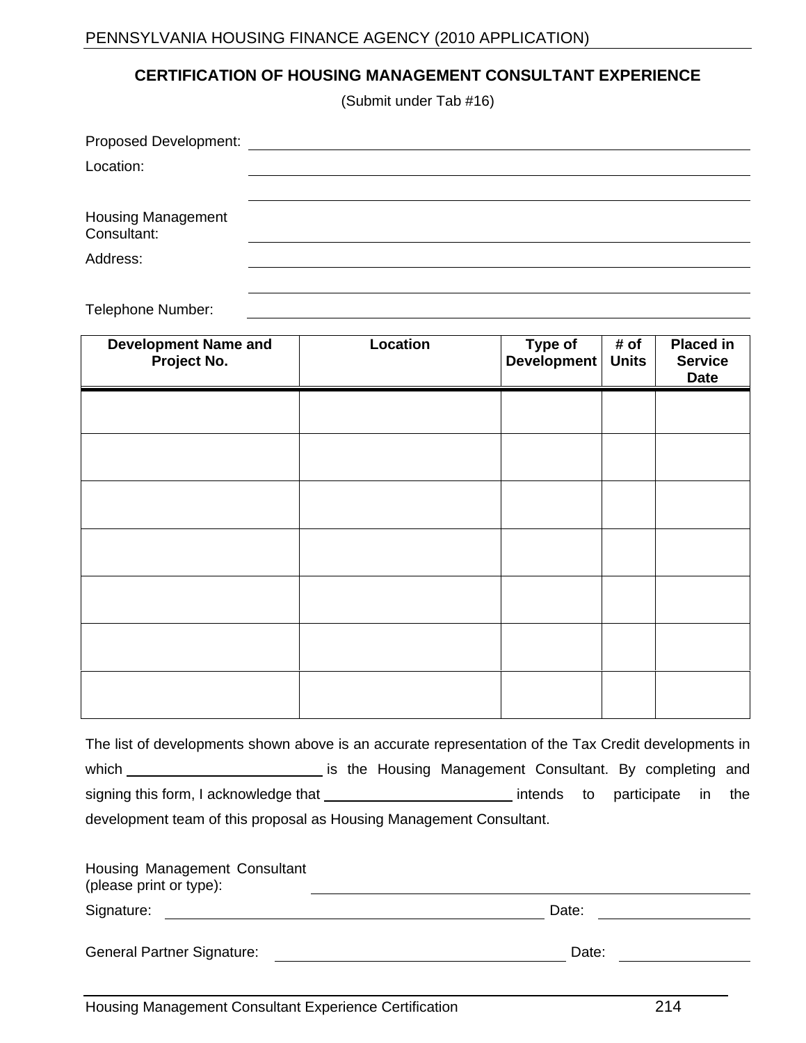# CERTIFICATION OF HOUSING MANAGEMENT CONSULTANT EXPERIENCE

(Submit under Tab #16)

Proposed Development: ______________________________

Location: ______________________________

______________________________

Housing Management Consultant: ______________________________

Address: ______________________________

______________________________

Telephone Number: ______________________________

| Development Name and Project No. | Location | Type of Development | # of Units | Placed in Service Date |
|---|---|---|---|---|
| | | | | |
| | | | | |
| | | | | |
| | | | | |
| | | | | |
| | | | | |
| | | | | |

The list of developments shown above is an accurate representation of the Tax Credit developments in which ________________________ is the Housing Management Consultant. By completing and signing this form, I acknowledge that ________________________ intends to participate in the development team of this proposal as Housing Management Consultant.

Housing Management Consultant (please print or type): ______________________________

Signature: ______________________________ Date: ______________

General Partner Signature: ______________________________ Date: ______________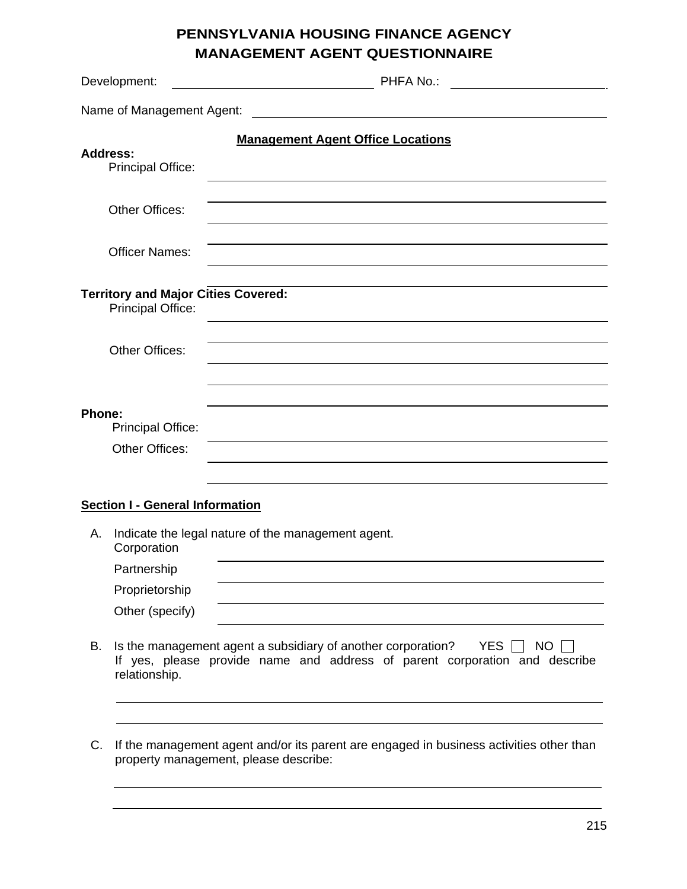# PENNSYLVANIA HOUSING FINANCE AGENCY
# MANAGEMENT AGENT QUESTIONNAIRE

Development: ______________________ PHFA No.: ______________________

Name of Management Agent: ______________________________________________

**Management Agent Office Locations**

**Address:**

Principal Office: ______________________________________________

______________________________________________

Other Offices: ______________________________________________

______________________________________________

Officer Names: ______________________________________________

______________________________________________

**Territory and Major Cities Covered:**

Principal Office: ______________________________________________

______________________________________________

Other Offices: ______________________________________________

______________________________________________

______________________________________________

**Phone:**

Principal Office: ______________________________________________

Other Offices: ______________________________________________

______________________________________________

**Section I - General Information**

A. Indicate the legal nature of the management agent.

Corporation ______________________________________________

Partnership ______________________________________________

Proprietorship ______________________________________________

Other (specify) ______________________________________________

B. Is the management agent a subsidiary of another corporation? YES ☐ NO ☐

If yes, please provide name and address of parent corporation and describe relationship.

______________________________________________

______________________________________________

C. If the management agent and/or its parent are engaged in business activities other than property management, please describe:

______________________________________________

______________________________________________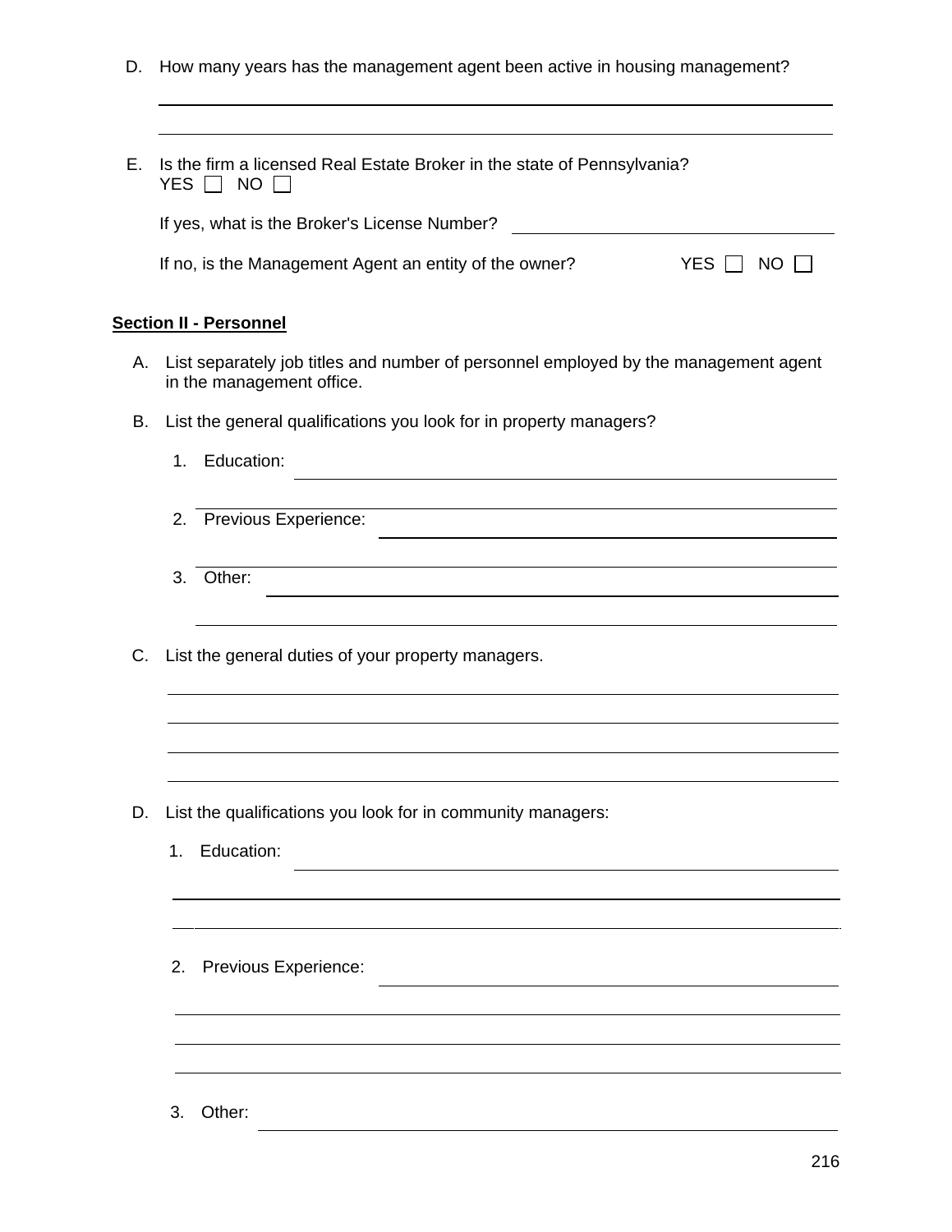D. How many years has the management agent been active in housing management?

______________________________________________________________________

______________________________________________________________________

E. Is the firm a licensed Real Estate Broker in the state of Pennsylvania?
YES ☐ NO ☐

If yes, what is the Broker's License Number? ______________________________

If no, is the Management Agent an entity of the owner? YES ☐ NO ☐

**Section II - Personnel**

A. List separately job titles and number of personnel employed by the management agent in the management office.

B. List the general qualifications you look for in property managers?

1. Education: ______________________________________________________

______________________________________________________________________

2. Previous Experience: ______________________________________________

______________________________________________________________________

3. Other: __________________________________________________________

______________________________________________________________________

C. List the general duties of your property managers.

______________________________________________________________________

______________________________________________________________________

______________________________________________________________________

______________________________________________________________________

D. List the qualifications you look for in community managers:

1. Education: ______________________________________________________

______________________________________________________________________

______________________________________________________________________

2. Previous Experience: ______________________________________________

______________________________________________________________________

______________________________________________________________________

______________________________________________________________________

3. Other: __________________________________________________________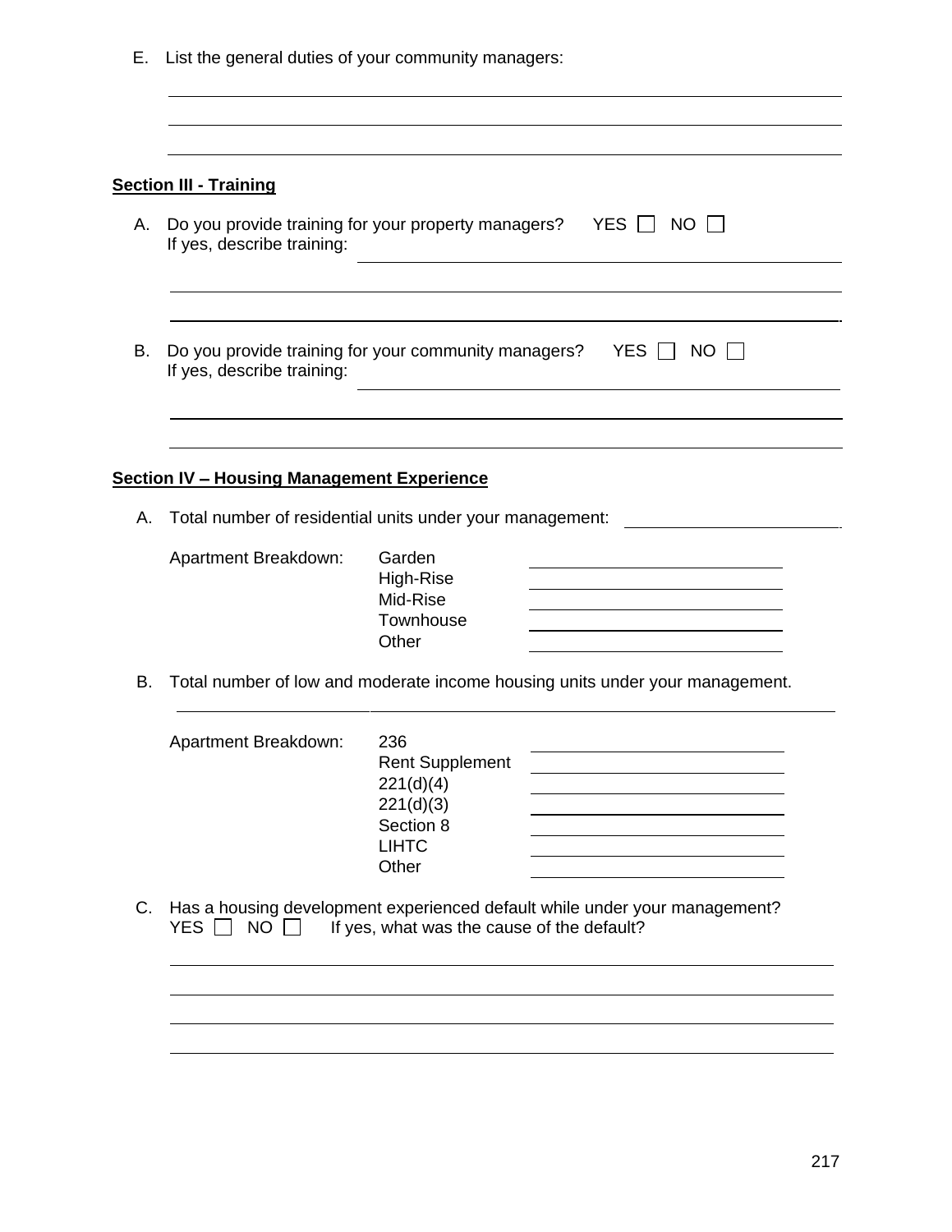E. List the general duties of your community managers:

______________________________________________________________________

______________________________________________________________________

______________________________________________________________________

**Section III - Training**

A. Do you provide training for your property managers? YES ☐ NO ☐
If yes, describe training: ______________________________________________

______________________________________________________________________

______________________________________________________________________

B. Do you provide training for your community managers? YES ☐ NO ☐
If yes, describe training: ______________________________________________

______________________________________________________________________

______________________________________________________________________

**Section IV – Housing Management Experience**

A. Total number of residential units under your management: ____________________

Apartment Breakdown:

| | |
|---|---|
| Garden | ____________________ |
| High-Rise | ____________________ |
| Mid-Rise | ____________________ |
| Townhouse | ____________________ |
| Other | ____________________ |

B. Total number of low and moderate income housing units under your management.

______________________________________________________________________

Apartment Breakdown:

| | |
|---|---|
| 236 | ____________________ |
| Rent Supplement | ____________________ |
| 221(d)(4) | ____________________ |
| 221(d)(3) | ____________________ |
| Section 8 | ____________________ |
| LIHTC | ____________________ |
| Other | ____________________ |

C. Has a housing development experienced default while under your management?
YES ☐ NO ☐ If yes, what was the cause of the default?

______________________________________________________________________

______________________________________________________________________

______________________________________________________________________

______________________________________________________________________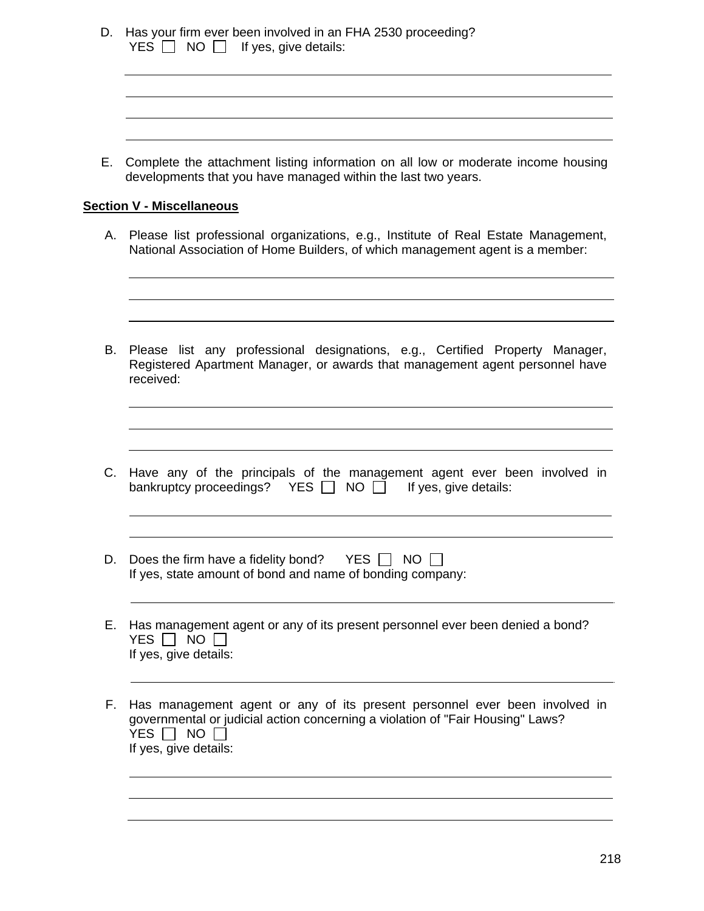D. Has your firm ever been involved in an FHA 2530 proceeding?
YES ☐ NO ☐ If yes, give details:

______________________________________________________________________

______________________________________________________________________

______________________________________________________________________

______________________________________________________________________

E. Complete the attachment listing information on all low or moderate income housing developments that you have managed within the last two years.

**Section V - Miscellaneous**

A. Please list professional organizations, e.g., Institute of Real Estate Management, National Association of Home Builders, of which management agent is a member:

______________________________________________________________________

______________________________________________________________________

______________________________________________________________________

B. Please list any professional designations, e.g., Certified Property Manager, Registered Apartment Manager, or awards that management agent personnel have received:

______________________________________________________________________

______________________________________________________________________

______________________________________________________________________

C. Have any of the principals of the management agent ever been involved in bankruptcy proceedings? YES ☐ NO ☐ If yes, give details:

______________________________________________________________________

______________________________________________________________________

D. Does the firm have a fidelity bond? YES ☐ NO ☐
If yes, state amount of bond and name of bonding company:

______________________________________________________________________

E. Has management agent or any of its present personnel ever been denied a bond?
YES ☐ NO ☐
If yes, give details:

______________________________________________________________________

F. Has management agent or any of its present personnel ever been involved in governmental or judicial action concerning a violation of "Fair Housing" Laws?
YES ☐ NO ☐
If yes, give details:

______________________________________________________________________

______________________________________________________________________

______________________________________________________________________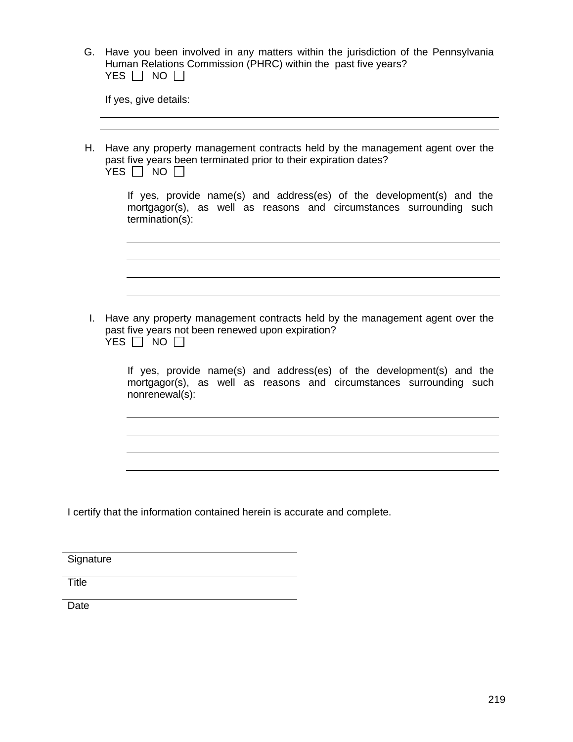G. Have you been involved in any matters within the jurisdiction of the Pennsylvania Human Relations Commission (PHRC) within the past five years?
YES ☐ NO ☐

If yes, give details:

\_\_\_\_\_\_\_\_\_\_\_\_\_\_\_\_\_\_\_\_\_\_\_\_\_\_\_\_\_\_\_\_\_\_\_\_\_\_\_\_\_\_\_\_\_\_\_\_\_\_\_\_\_\_\_\_\_\_\_\_

\_\_\_\_\_\_\_\_\_\_\_\_\_\_\_\_\_\_\_\_\_\_\_\_\_\_\_\_\_\_\_\_\_\_\_\_\_\_\_\_\_\_\_\_\_\_\_\_\_\_\_\_\_\_\_\_\_\_\_\_

H. Have any property management contracts held by the management agent over the past five years been terminated prior to their expiration dates?
YES ☐ NO ☐

If yes, provide name(s) and address(es) of the development(s) and the mortgagor(s), as well as reasons and circumstances surrounding such termination(s):

\_\_\_\_\_\_\_\_\_\_\_\_\_\_\_\_\_\_\_\_\_\_\_\_\_\_\_\_\_\_\_\_\_\_\_\_\_\_\_\_\_\_\_\_\_\_\_\_\_\_\_\_\_\_\_\_\_\_\_\_

\_\_\_\_\_\_\_\_\_\_\_\_\_\_\_\_\_\_\_\_\_\_\_\_\_\_\_\_\_\_\_\_\_\_\_\_\_\_\_\_\_\_\_\_\_\_\_\_\_\_\_\_\_\_\_\_\_\_\_\_

\_\_\_\_\_\_\_\_\_\_\_\_\_\_\_\_\_\_\_\_\_\_\_\_\_\_\_\_\_\_\_\_\_\_\_\_\_\_\_\_\_\_\_\_\_\_\_\_\_\_\_\_\_\_\_\_\_\_\_\_

\_\_\_\_\_\_\_\_\_\_\_\_\_\_\_\_\_\_\_\_\_\_\_\_\_\_\_\_\_\_\_\_\_\_\_\_\_\_\_\_\_\_\_\_\_\_\_\_\_\_\_\_\_\_\_\_\_\_\_\_

I. Have any property management contracts held by the management agent over the past five years not been renewed upon expiration?
YES ☐ NO ☐

If yes, provide name(s) and address(es) of the development(s) and the mortgagor(s), as well as reasons and circumstances surrounding such nonrenewal(s):

\_\_\_\_\_\_\_\_\_\_\_\_\_\_\_\_\_\_\_\_\_\_\_\_\_\_\_\_\_\_\_\_\_\_\_\_\_\_\_\_\_\_\_\_\_\_\_\_\_\_\_\_\_\_\_\_\_\_\_\_

\_\_\_\_\_\_\_\_\_\_\_\_\_\_\_\_\_\_\_\_\_\_\_\_\_\_\_\_\_\_\_\_\_\_\_\_\_\_\_\_\_\_\_\_\_\_\_\_\_\_\_\_\_\_\_\_\_\_\_\_

\_\_\_\_\_\_\_\_\_\_\_\_\_\_\_\_\_\_\_\_\_\_\_\_\_\_\_\_\_\_\_\_\_\_\_\_\_\_\_\_\_\_\_\_\_\_\_\_\_\_\_\_\_\_\_\_\_\_\_\_

\_\_\_\_\_\_\_\_\_\_\_\_\_\_\_\_\_\_\_\_\_\_\_\_\_\_\_\_\_\_\_\_\_\_\_\_\_\_\_\_\_\_\_\_\_\_\_\_\_\_\_\_\_\_\_\_\_\_\_\_

I certify that the information contained herein is accurate and complete.

\_\_\_\_\_\_\_\_\_\_\_\_\_\_\_\_\_\_\_\_\_\_\_\_\_\_\_\_\_\_\_\_\_\_\_\_
Signature

\_\_\_\_\_\_\_\_\_\_\_\_\_\_\_\_\_\_\_\_\_\_\_\_\_\_\_\_\_\_\_\_\_\_\_\_
Title

\_\_\_\_\_\_\_\_\_\_\_\_\_\_\_\_\_\_\_\_\_\_\_\_\_\_\_\_\_\_\_\_\_\_\_\_
Date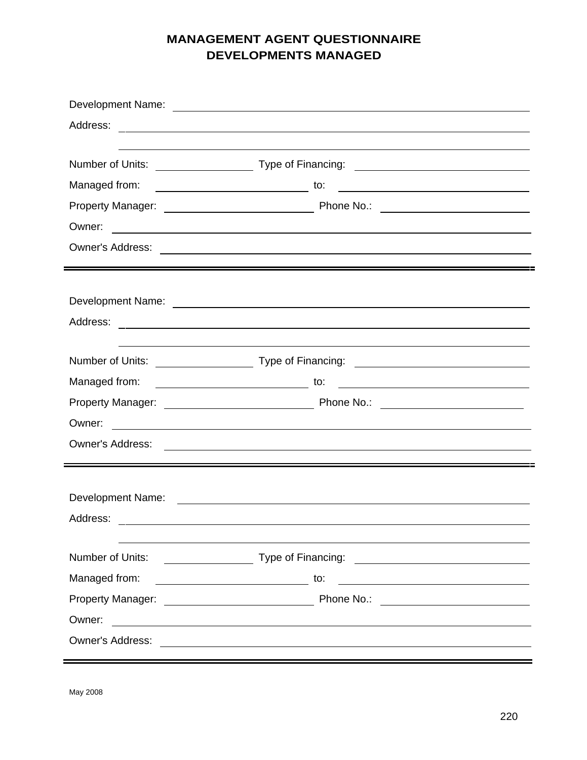# MANAGEMENT AGENT QUESTIONNAIRE
## DEVELOPMENTS MANAGED

Development Name: ______________________________________________

Address: ______________________________________________

______________________________________________

Number of Units: ____________ Type of Financing: ____________________

Managed from: ____________________ to: ____________________

Property Manager: ____________________ Phone No.: ____________________

Owner: ______________________________________________

Owner's Address: ______________________________________________

---

Development Name: ______________________________________________

Address: ______________________________________________

______________________________________________

Number of Units: ____________ Type of Financing: ____________________

Managed from: ____________________ to: ____________________

Property Manager: ____________________ Phone No.: ____________________

Owner: ______________________________________________

Owner's Address: ______________________________________________

---

Development Name: ______________________________________________

Address: ______________________________________________

______________________________________________

Number of Units: ____________ Type of Financing: ____________________

Managed from: ____________________ to: ____________________

Property Manager: ____________________ Phone No.: ____________________

Owner: ______________________________________________

Owner's Address: ______________________________________________

---

May 2008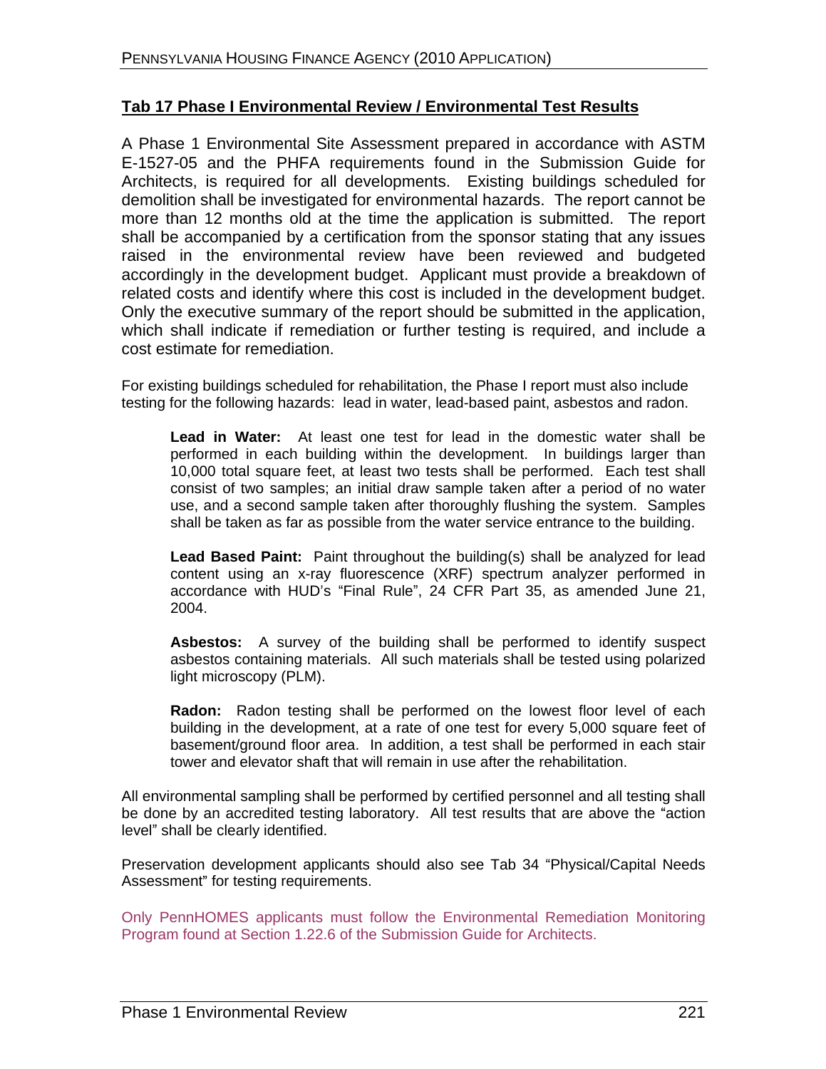## Tab 17 Phase I Environmental Review / Environmental Test Results

A Phase 1 Environmental Site Assessment prepared in accordance with ASTM E-1527-05 and the PHFA requirements found in the Submission Guide for Architects, is required for all developments. Existing buildings scheduled for demolition shall be investigated for environmental hazards. The report cannot be more than 12 months old at the time the application is submitted. The report shall be accompanied by a certification from the sponsor stating that any issues raised in the environmental review have been reviewed and budgeted accordingly in the development budget. Applicant must provide a breakdown of related costs and identify where this cost is included in the development budget. Only the executive summary of the report should be submitted in the application, which shall indicate if remediation or further testing is required, and include a cost estimate for remediation.

For existing buildings scheduled for rehabilitation, the Phase I report must also include testing for the following hazards: lead in water, lead-based paint, asbestos and radon.

> **Lead in Water:** At least one test for lead in the domestic water shall be performed in each building within the development. In buildings larger than 10,000 total square feet, at least two tests shall be performed. Each test shall consist of two samples; an initial draw sample taken after a period of no water use, and a second sample taken after thoroughly flushing the system. Samples shall be taken as far as possible from the water service entrance to the building.
>
> **Lead Based Paint:** Paint throughout the building(s) shall be analyzed for lead content using an x-ray fluorescence (XRF) spectrum analyzer performed in accordance with HUD's "Final Rule", 24 CFR Part 35, as amended June 21, 2004.
>
> **Asbestos:** A survey of the building shall be performed to identify suspect asbestos containing materials. All such materials shall be tested using polarized light microscopy (PLM).
>
> **Radon:** Radon testing shall be performed on the lowest floor level of each building in the development, at a rate of one test for every 5,000 square feet of basement/ground floor area. In addition, a test shall be performed in each stair tower and elevator shaft that will remain in use after the rehabilitation.

All environmental sampling shall be performed by certified personnel and all testing shall be done by an accredited testing laboratory. All test results that are above the "action level" shall be clearly identified.

Preservation development applicants should also see Tab 34 "Physical/Capital Needs Assessment" for testing requirements.

Only PennHOMES applicants must follow the Environmental Remediation Monitoring Program found at Section 1.22.6 of the Submission Guide for Architects.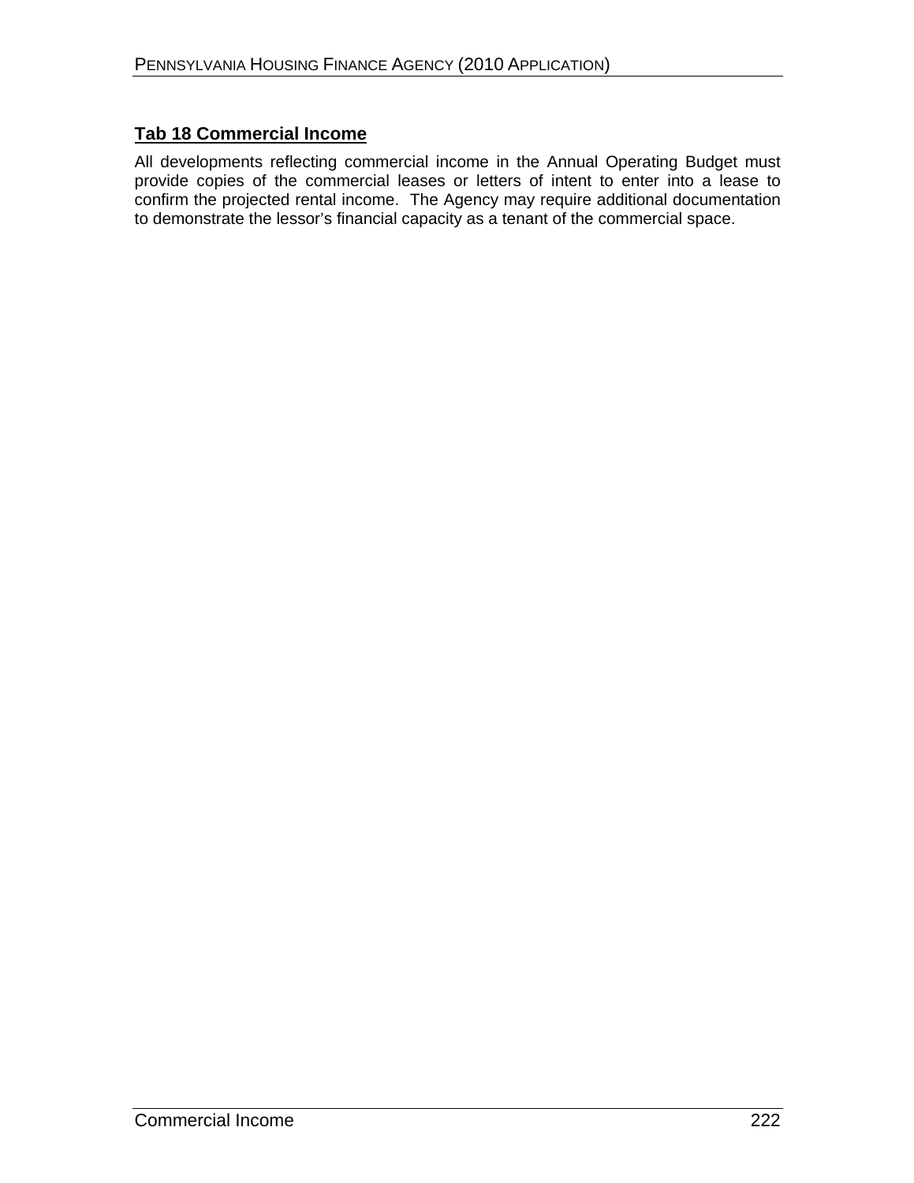## Tab 18 Commercial Income

All developments reflecting commercial income in the Annual Operating Budget must provide copies of the commercial leases or letters of intent to enter into a lease to confirm the projected rental income. The Agency may require additional documentation to demonstrate the lessor's financial capacity as a tenant of the commercial space.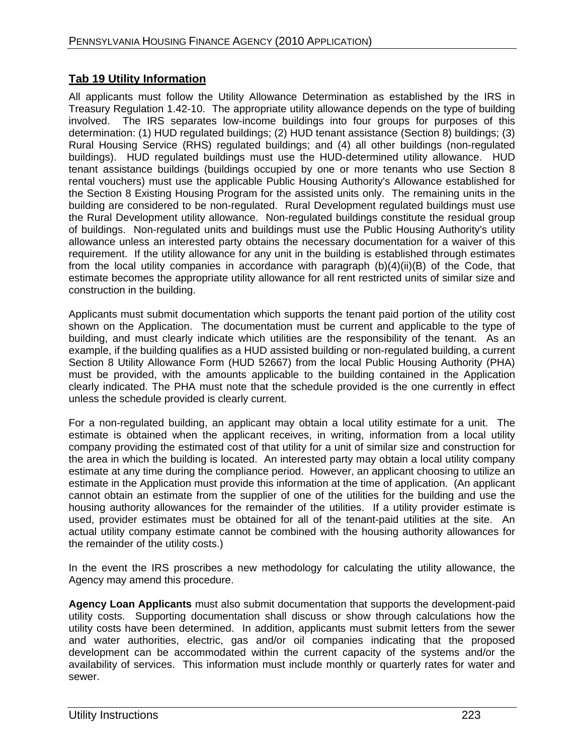## Tab 19 Utility Information

All applicants must follow the Utility Allowance Determination as established by the IRS in Treasury Regulation 1.42-10. The appropriate utility allowance depends on the type of building involved. The IRS separates low-income buildings into four groups for purposes of this determination: (1) HUD regulated buildings; (2) HUD tenant assistance (Section 8) buildings; (3) Rural Housing Service (RHS) regulated buildings; and (4) all other buildings (non-regulated buildings). HUD regulated buildings must use the HUD-determined utility allowance. HUD tenant assistance buildings (buildings occupied by one or more tenants who use Section 8 rental vouchers) must use the applicable Public Housing Authority's Allowance established for the Section 8 Existing Housing Program for the assisted units only. The remaining units in the building are considered to be non-regulated. Rural Development regulated buildings must use the Rural Development utility allowance. Non-regulated buildings constitute the residual group of buildings. Non-regulated units and buildings must use the Public Housing Authority's utility allowance unless an interested party obtains the necessary documentation for a waiver of this requirement. If the utility allowance for any unit in the building is established through estimates from the local utility companies in accordance with paragraph (b)(4)(ii)(B) of the Code, that estimate becomes the appropriate utility allowance for all rent restricted units of similar size and construction in the building.

Applicants must submit documentation which supports the tenant paid portion of the utility cost shown on the Application. The documentation must be current and applicable to the type of building, and must clearly indicate which utilities are the responsibility of the tenant. As an example, if the building qualifies as a HUD assisted building or non-regulated building, a current Section 8 Utility Allowance Form (HUD 52667) from the local Public Housing Authority (PHA) must be provided, with the amounts applicable to the building contained in the Application clearly indicated. The PHA must note that the schedule provided is the one currently in effect unless the schedule provided is clearly current.

For a non-regulated building, an applicant may obtain a local utility estimate for a unit. The estimate is obtained when the applicant receives, in writing, information from a local utility company providing the estimated cost of that utility for a unit of similar size and construction for the area in which the building is located. An interested party may obtain a local utility company estimate at any time during the compliance period. However, an applicant choosing to utilize an estimate in the Application must provide this information at the time of application. (An applicant cannot obtain an estimate from the supplier of one of the utilities for the building and use the housing authority allowances for the remainder of the utilities. If a utility provider estimate is used, provider estimates must be obtained for all of the tenant-paid utilities at the site. An actual utility company estimate cannot be combined with the housing authority allowances for the remainder of the utility costs.)

In the event the IRS proscribes a new methodology for calculating the utility allowance, the Agency may amend this procedure.

**Agency Loan Applicants** must also submit documentation that supports the development-paid utility costs. Supporting documentation shall discuss or show through calculations how the utility costs have been determined. In addition, applicants must submit letters from the sewer and water authorities, electric, gas and/or oil companies indicating that the proposed development can be accommodated within the current capacity of the systems and/or the availability of services. This information must include monthly or quarterly rates for water and sewer.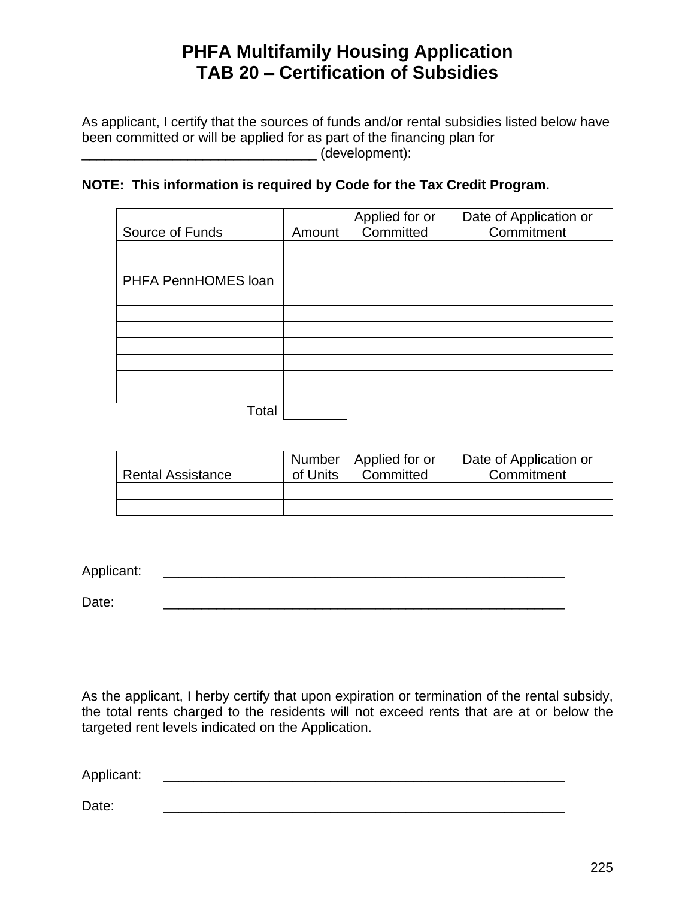# PHFA Multifamily Housing Application
# TAB 20 – Certification of Subsidies

As applicant, I certify that the sources of funds and/or rental subsidies listed below have been committed or will be applied for as part of the financing plan for _______________________________ (development):

**NOTE: This information is required by Code for the Tax Credit Program.**

| Source of Funds | Amount | Applied for or Committed | Date of Application or Commitment |
|---|---|---|---|
| | | | |
| | | | |
| PHFA PennHOMES loan | | | |
| | | | |
| | | | |
| | | | |
| | | | |
| | | | |
| | | | |
| | | | |
| Total | | | |

| Rental Assistance | Number of Units | Applied for or Committed | Date of Application or Commitment |
|---|---|---|---|
| | | | |
| | | | |

Applicant: _______________________________________________________

Date: _______________________________________________________

As the applicant, I herby certify that upon expiration or termination of the rental subsidy, the total rents charged to the residents will not exceed rents that are at or below the targeted rent levels indicated on the Application.

Applicant: _______________________________________________________

Date: _______________________________________________________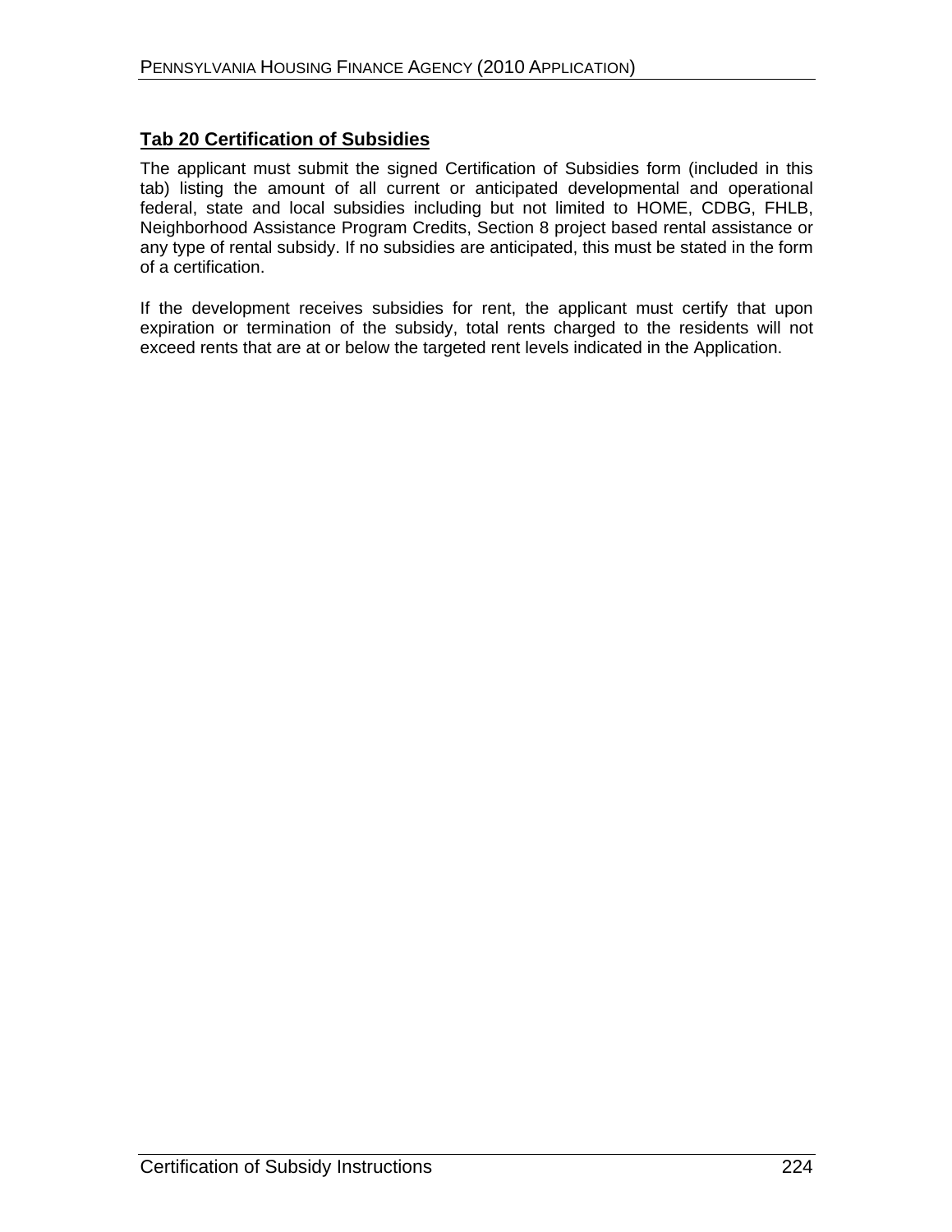## Tab 20 Certification of Subsidies

The applicant must submit the signed Certification of Subsidies form (included in this tab) listing the amount of all current or anticipated developmental and operational federal, state and local subsidies including but not limited to HOME, CDBG, FHLB, Neighborhood Assistance Program Credits, Section 8 project based rental assistance or any type of rental subsidy. If no subsidies are anticipated, this must be stated in the form of a certification.

If the development receives subsidies for rent, the applicant must certify that upon expiration or termination of the subsidy, total rents charged to the residents will not exceed rents that are at or below the targeted rent levels indicated in the Application.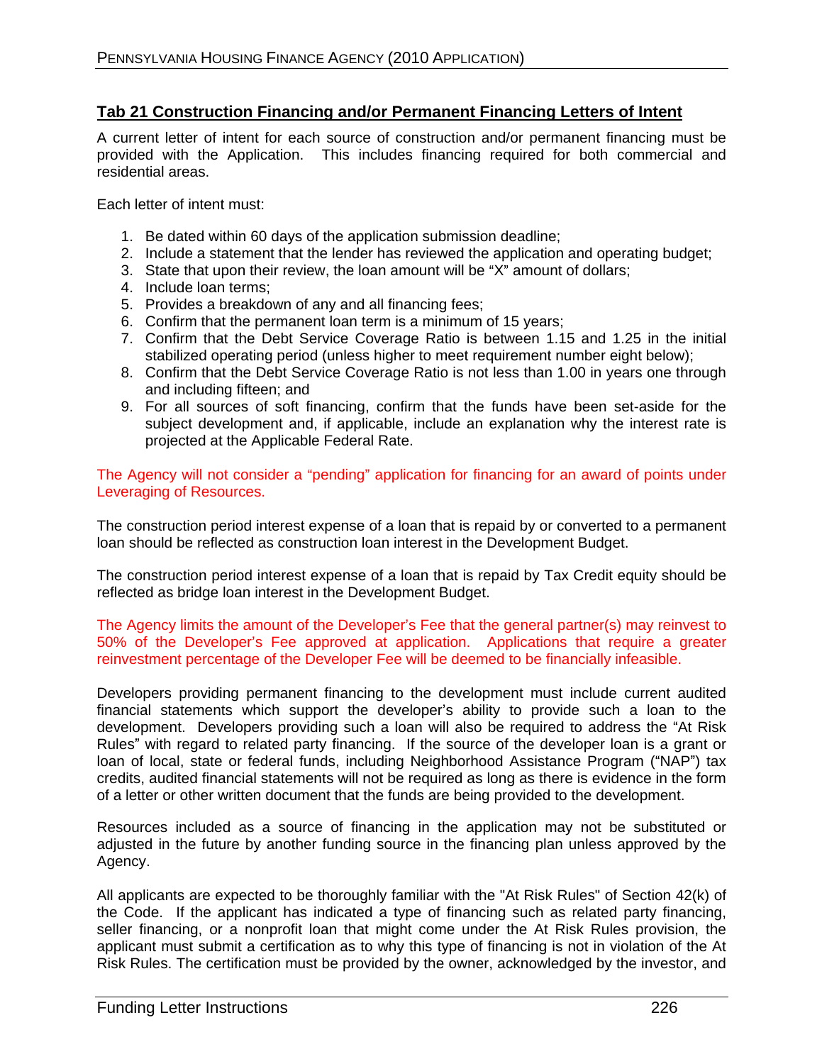## Tab 21 Construction Financing and/or Permanent Financing Letters of Intent

A current letter of intent for each source of construction and/or permanent financing must be provided with the Application. This includes financing required for both commercial and residential areas.

Each letter of intent must:

1. Be dated within 60 days of the application submission deadline;
2. Include a statement that the lender has reviewed the application and operating budget;
3. State that upon their review, the loan amount will be "X" amount of dollars;
4. Include loan terms;
5. Provides a breakdown of any and all financing fees;
6. Confirm that the permanent loan term is a minimum of 15 years;
7. Confirm that the Debt Service Coverage Ratio is between 1.15 and 1.25 in the initial stabilized operating period (unless higher to meet requirement number eight below);
8. Confirm that the Debt Service Coverage Ratio is not less than 1.00 in years one through and including fifteen; and
9. For all sources of soft financing, confirm that the funds have been set-aside for the subject development and, if applicable, include an explanation why the interest rate is projected at the Applicable Federal Rate.

The Agency will not consider a "pending" application for financing for an award of points under Leveraging of Resources.

The construction period interest expense of a loan that is repaid by or converted to a permanent loan should be reflected as construction loan interest in the Development Budget.

The construction period interest expense of a loan that is repaid by Tax Credit equity should be reflected as bridge loan interest in the Development Budget.

The Agency limits the amount of the Developer's Fee that the general partner(s) may reinvest to 50% of the Developer's Fee approved at application. Applications that require a greater reinvestment percentage of the Developer Fee will be deemed to be financially infeasible.

Developers providing permanent financing to the development must include current audited financial statements which support the developer's ability to provide such a loan to the development. Developers providing such a loan will also be required to address the "At Risk Rules" with regard to related party financing. If the source of the developer loan is a grant or loan of local, state or federal funds, including Neighborhood Assistance Program ("NAP") tax credits, audited financial statements will not be required as long as there is evidence in the form of a letter or other written document that the funds are being provided to the development.

Resources included as a source of financing in the application may not be substituted or adjusted in the future by another funding source in the financing plan unless approved by the Agency.

All applicants are expected to be thoroughly familiar with the "At Risk Rules" of Section 42(k) of the Code. If the applicant has indicated a type of financing such as related party financing, seller financing, or a nonprofit loan that might come under the At Risk Rules provision, the applicant must submit a certification as to why this type of financing is not in violation of the At Risk Rules. The certification must be provided by the owner, acknowledged by the investor, and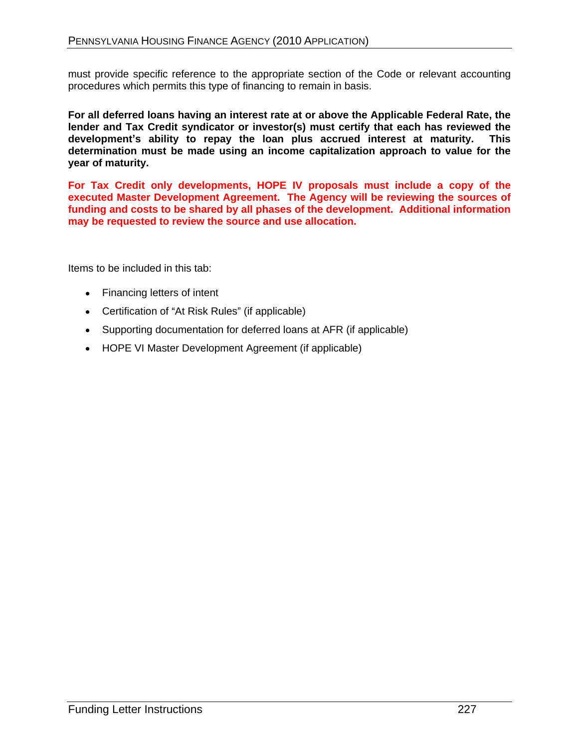must provide specific reference to the appropriate section of the Code or relevant accounting procedures which permits this type of financing to remain in basis.

**For all deferred loans having an interest rate at or above the Applicable Federal Rate, the lender and Tax Credit syndicator or investor(s) must certify that each has reviewed the development's ability to repay the loan plus accrued interest at maturity. This determination must be made using an income capitalization approach to value for the year of maturity.**

**For Tax Credit only developments, HOPE IV proposals must include a copy of the executed Master Development Agreement. The Agency will be reviewing the sources of funding and costs to be shared by all phases of the development. Additional information may be requested to review the source and use allocation.**

Items to be included in this tab:

- Financing letters of intent
- Certification of "At Risk Rules" (if applicable)
- Supporting documentation for deferred loans at AFR (if applicable)
- HOPE VI Master Development Agreement (if applicable)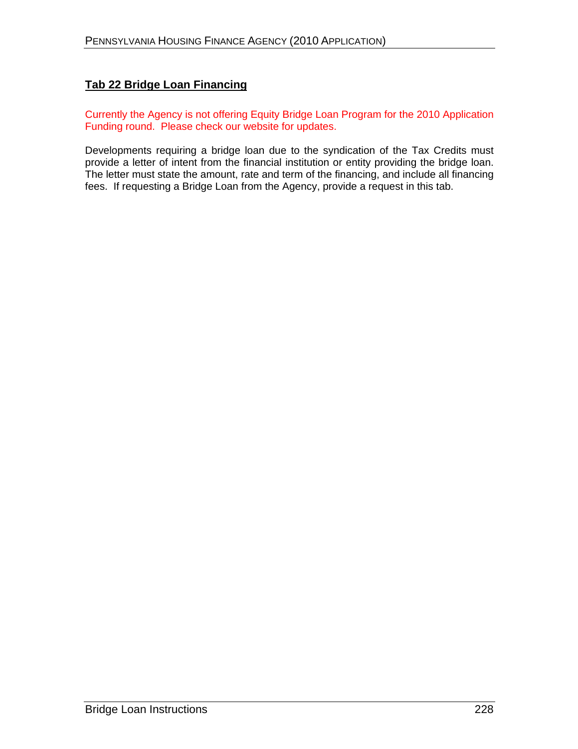## Tab 22 Bridge Loan Financing

Currently the Agency is not offering Equity Bridge Loan Program for the 2010 Application Funding round. Please check our website for updates.

Developments requiring a bridge loan due to the syndication of the Tax Credits must provide a letter of intent from the financial institution or entity providing the bridge loan. The letter must state the amount, rate and term of the financing, and include all financing fees. If requesting a Bridge Loan from the Agency, provide a request in this tab.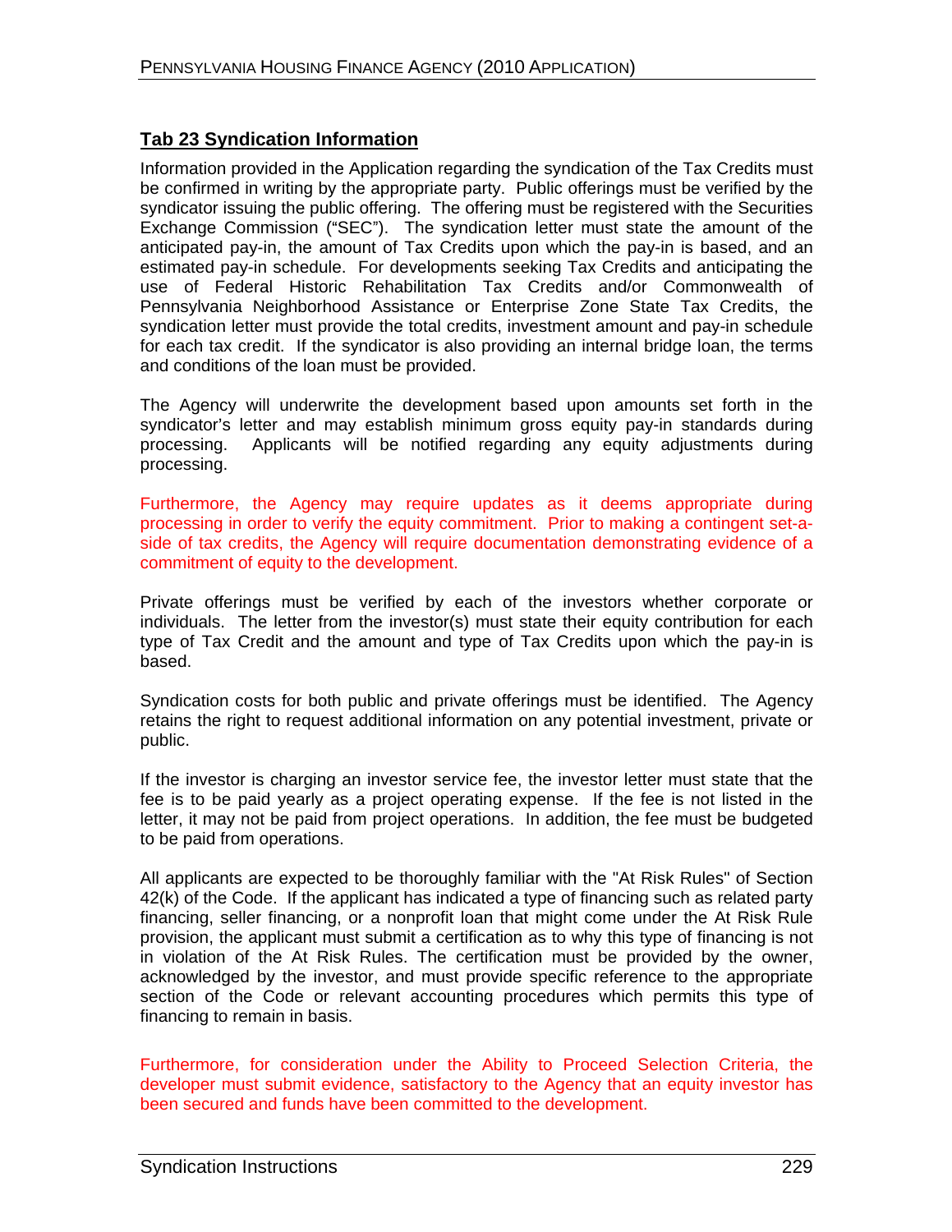## Tab 23 Syndication Information

Information provided in the Application regarding the syndication of the Tax Credits must be confirmed in writing by the appropriate party. Public offerings must be verified by the syndicator issuing the public offering. The offering must be registered with the Securities Exchange Commission ("SEC"). The syndication letter must state the amount of the anticipated pay-in, the amount of Tax Credits upon which the pay-in is based, and an estimated pay-in schedule. For developments seeking Tax Credits and anticipating the use of Federal Historic Rehabilitation Tax Credits and/or Commonwealth of Pennsylvania Neighborhood Assistance or Enterprise Zone State Tax Credits, the syndication letter must provide the total credits, investment amount and pay-in schedule for each tax credit. If the syndicator is also providing an internal bridge loan, the terms and conditions of the loan must be provided.

The Agency will underwrite the development based upon amounts set forth in the syndicator's letter and may establish minimum gross equity pay-in standards during processing. Applicants will be notified regarding any equity adjustments during processing.

Furthermore, the Agency may require updates as it deems appropriate during processing in order to verify the equity commitment. Prior to making a contingent set-a-side of tax credits, the Agency will require documentation demonstrating evidence of a commitment of equity to the development.

Private offerings must be verified by each of the investors whether corporate or individuals. The letter from the investor(s) must state their equity contribution for each type of Tax Credit and the amount and type of Tax Credits upon which the pay-in is based.

Syndication costs for both public and private offerings must be identified. The Agency retains the right to request additional information on any potential investment, private or public.

If the investor is charging an investor service fee, the investor letter must state that the fee is to be paid yearly as a project operating expense. If the fee is not listed in the letter, it may not be paid from project operations. In addition, the fee must be budgeted to be paid from operations.

All applicants are expected to be thoroughly familiar with the "At Risk Rules" of Section 42(k) of the Code. If the applicant has indicated a type of financing such as related party financing, seller financing, or a nonprofit loan that might come under the At Risk Rule provision, the applicant must submit a certification as to why this type of financing is not in violation of the At Risk Rules. The certification must be provided by the owner, acknowledged by the investor, and must provide specific reference to the appropriate section of the Code or relevant accounting procedures which permits this type of financing to remain in basis.

Furthermore, for consideration under the Ability to Proceed Selection Criteria, the developer must submit evidence, satisfactory to the Agency that an equity investor has been secured and funds have been committed to the development.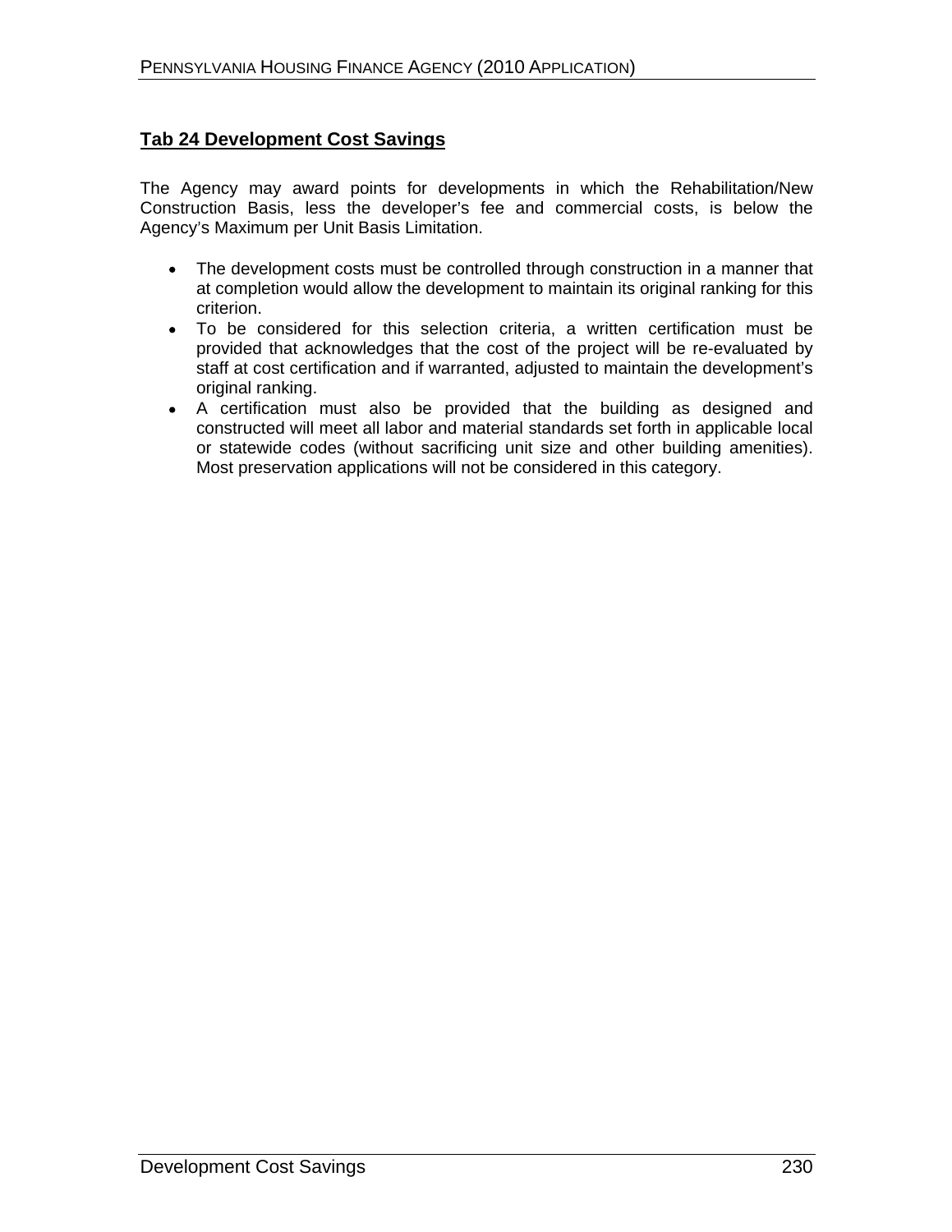## Tab 24 Development Cost Savings

The Agency may award points for developments in which the Rehabilitation/New Construction Basis, less the developer's fee and commercial costs, is below the Agency's Maximum per Unit Basis Limitation.

- The development costs must be controlled through construction in a manner that at completion would allow the development to maintain its original ranking for this criterion.
- To be considered for this selection criteria, a written certification must be provided that acknowledges that the cost of the project will be re-evaluated by staff at cost certification and if warranted, adjusted to maintain the development's original ranking.
- A certification must also be provided that the building as designed and constructed will meet all labor and material standards set forth in applicable local or statewide codes (without sacrificing unit size and other building amenities). Most preservation applications will not be considered in this category.